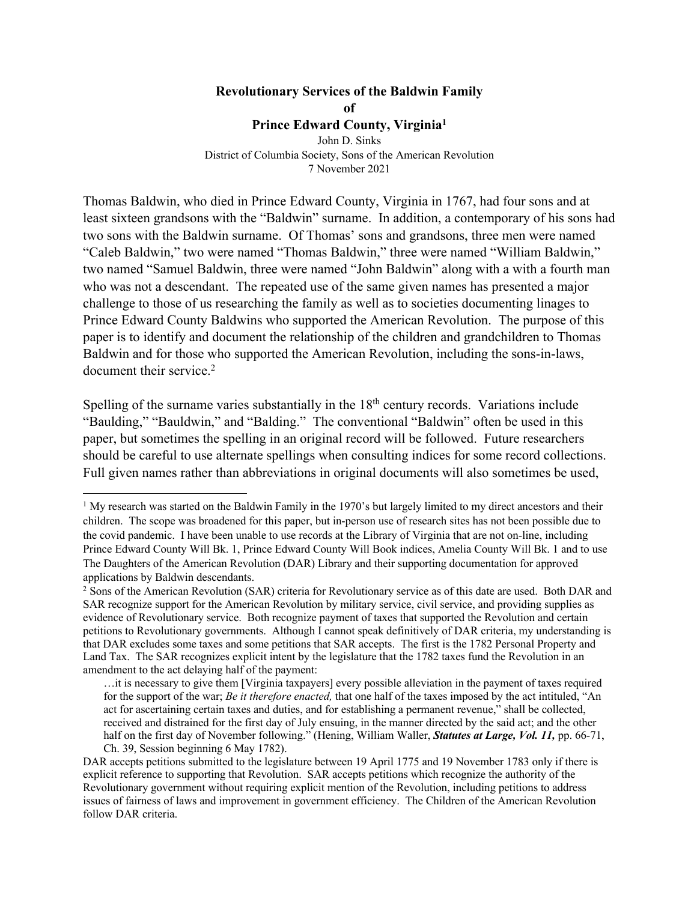**Revolutionary Services of the Baldwin Family**
**of**
**Prince Edward County, Virginia[1]**

John D. Sinks
District of Columbia Society, Sons of the American Revolution
7 November 2021

Thomas Baldwin, who died in Prince Edward County, Virginia in 1767, had four sons and at least sixteen grandsons with the "Baldwin" surname. In addition, a contemporary of his sons had two sons with the Baldwin surname. Of Thomas' sons and grandsons, three men were named "Caleb Baldwin," two were named "Thomas Baldwin," three were named "William Baldwin," two named "Samuel Baldwin, three were named "John Baldwin" along with a with a fourth man who was not a descendant. The repeated use of the same given names has presented a major challenge to those of us researching the family as well as to societies documenting linages to Prince Edward County Baldwins who supported the American Revolution. The purpose of this paper is to identify and document the relationship of the children and grandchildren to Thomas Baldwin and for those who supported the American Revolution, including the sons-in-laws, document their service.[2]

Spelling of the surname varies substantially in the 18th century records. Variations include "Baulding," "Bauldwin," and "Balding." The conventional "Baldwin" often be used in this paper, but sometimes the spelling in an original record will be followed. Future researchers should be careful to use alternate spellings when consulting indices for some record collections. Full given names rather than abbreviations in original documents will also sometimes be used,

---

[1] My research was started on the Baldwin Family in the 1970's but largely limited to my direct ancestors and their children. The scope was broadened for this paper, but in-person use of research sites has not been possible due to the covid pandemic. I have been unable to use records at the Library of Virginia that are not on-line, including Prince Edward County Will Bk. 1, Prince Edward County Will Book indices, Amelia County Will Bk. 1 and to use The Daughters of the American Revolution (DAR) Library and their supporting documentation for approved applications by Baldwin descendants.

[2] Sons of the American Revolution (SAR) criteria for Revolutionary service as of this date are used. Both DAR and SAR recognize support for the American Revolution by military service, civil service, and providing supplies as evidence of Revolutionary service. Both recognize payment of taxes that supported the Revolution and certain petitions to Revolutionary governments. Although I cannot speak definitively of DAR criteria, my understanding is that DAR excludes some taxes and some petitions that SAR accepts. The first is the 1782 Personal Property and Land Tax. The SAR recognizes explicit intent by the legislature that the 1782 taxes fund the Revolution in an amendment to the act delaying half of the payment:

> …it is necessary to give them [Virginia taxpayers] every possible alleviation in the payment of taxes required for the support of the war; *Be it therefore enacted,* that one half of the taxes imposed by the act intituled, "An act for ascertaining certain taxes and duties, and for establishing a permanent revenue," shall be collected, received and distrained for the first day of July ensuing, in the manner directed by the said act; and the other half on the first day of November following." (Hening, William Waller, ***Statutes at Large, Vol. 11,*** pp. 66-71, Ch. 39, Session beginning 6 May 1782).

DAR accepts petitions submitted to the legislature between 19 April 1775 and 19 November 1783 only if there is explicit reference to supporting that Revolution. SAR accepts petitions which recognize the authority of the Revolutionary government without requiring explicit mention of the Revolution, including petitions to address issues of fairness of laws and improvement in government efficiency. The Children of the American Revolution follow DAR criteria.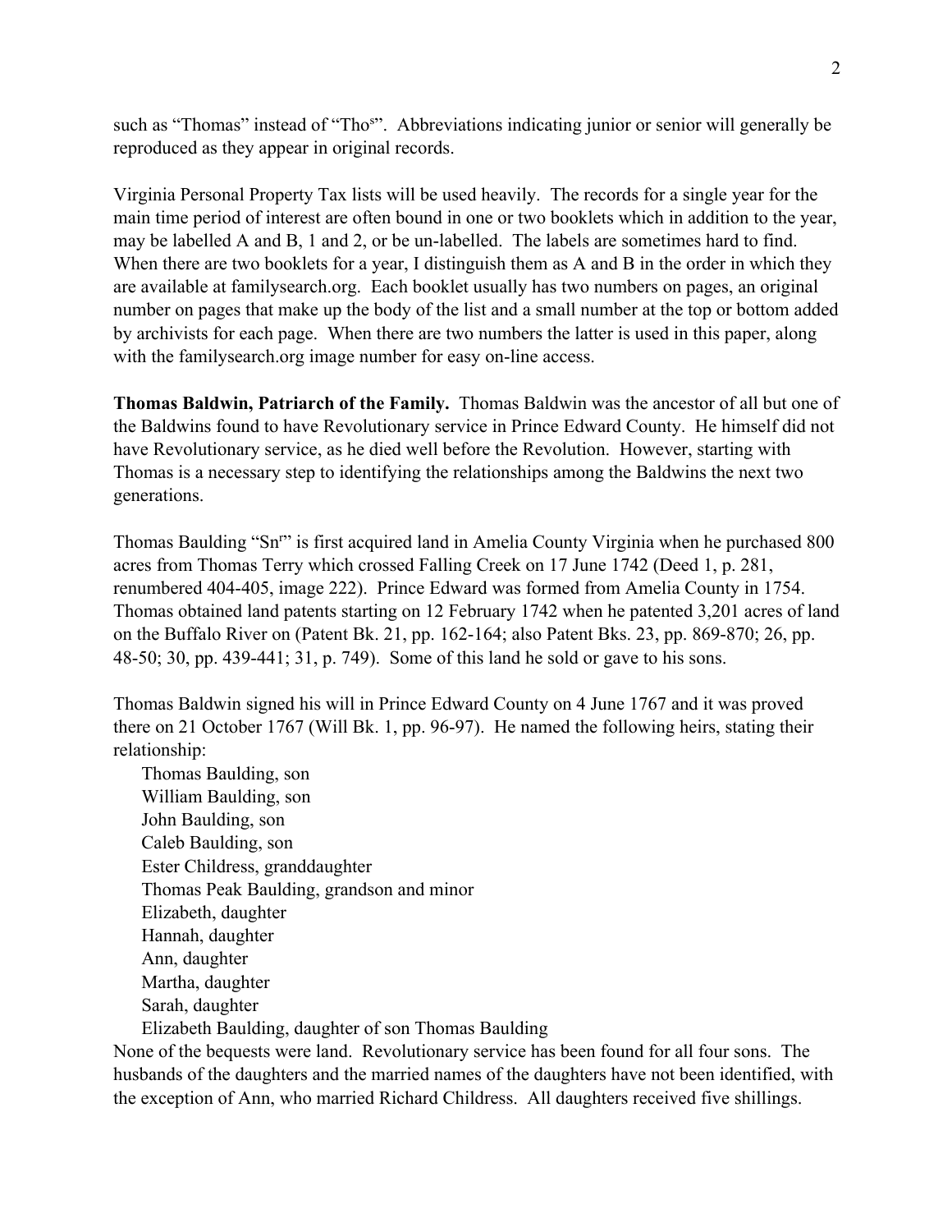such as "Thomas" instead of "Tho[s]". Abbreviations indicating junior or senior will generally be reproduced as they appear in original records.

Virginia Personal Property Tax lists will be used heavily. The records for a single year for the main time period of interest are often bound in one or two booklets which in addition to the year, may be labelled A and B, 1 and 2, or be un-labelled. The labels are sometimes hard to find. When there are two booklets for a year, I distinguish them as A and B in the order in which they are available at familysearch.org. Each booklet usually has two numbers on pages, an original number on pages that make up the body of the list and a small number at the top or bottom added by archivists for each page. When there are two numbers the latter is used in this paper, along with the familysearch.org image number for easy on-line access.

**Thomas Baldwin, Patriarch of the Family.** Thomas Baldwin was the ancestor of all but one of the Baldwins found to have Revolutionary service in Prince Edward County. He himself did not have Revolutionary service, as he died well before the Revolution. However, starting with Thomas is a necessary step to identifying the relationships among the Baldwins the next two generations.

Thomas Baulding "Sn[r]" is first acquired land in Amelia County Virginia when he purchased 800 acres from Thomas Terry which crossed Falling Creek on 17 June 1742 (Deed 1, p. 281, renumbered 404-405, image 222). Prince Edward was formed from Amelia County in 1754. Thomas obtained land patents starting on 12 February 1742 when he patented 3,201 acres of land on the Buffalo River on (Patent Bk. 21, pp. 162-164; also Patent Bks. 23, pp. 869-870; 26, pp. 48-50; 30, pp. 439-441; 31, p. 749). Some of this land he sold or gave to his sons.

Thomas Baldwin signed his will in Prince Edward County on 4 June 1767 and it was proved there on 21 October 1767 (Will Bk. 1, pp. 96-97). He named the following heirs, stating their relationship:

Thomas Baulding, son
William Baulding, son
John Baulding, son
Caleb Baulding, son
Ester Childress, granddaughter
Thomas Peak Baulding, grandson and minor
Elizabeth, daughter
Hannah, daughter
Ann, daughter
Martha, daughter
Sarah, daughter
Elizabeth Baulding, daughter of son Thomas Baulding

None of the bequests were land. Revolutionary service has been found for all four sons. The husbands of the daughters and the married names of the daughters have not been identified, with the exception of Ann, who married Richard Childress. All daughters received five shillings.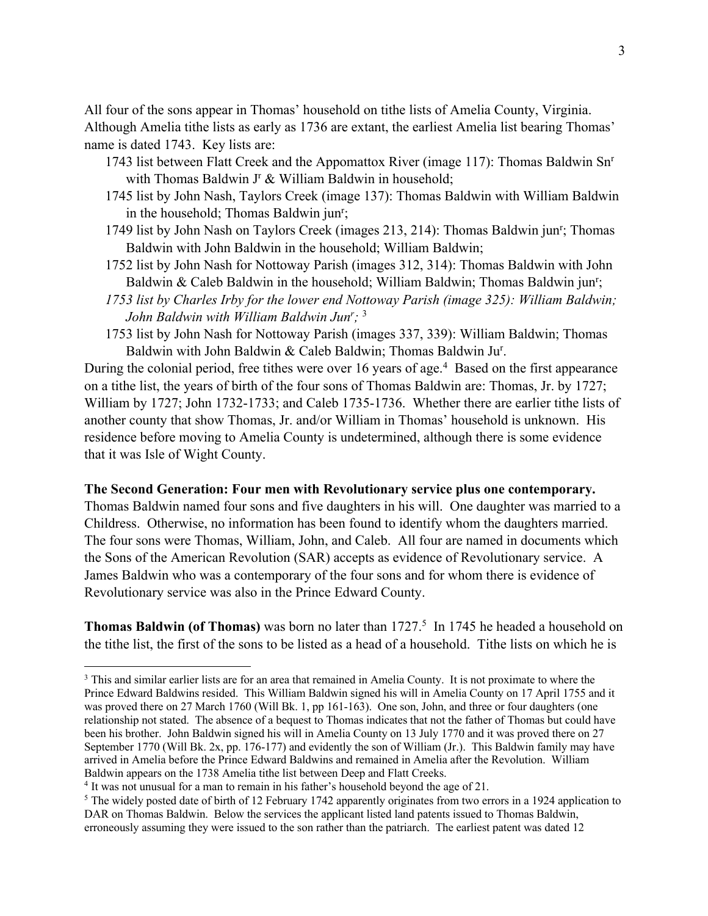All four of the sons appear in Thomas' household on tithe lists of Amelia County, Virginia. Although Amelia tithe lists as early as 1736 are extant, the earliest Amelia list bearing Thomas' name is dated 1743. Key lists are:

- 1743 list between Flatt Creek and the Appomattox River (image 117): Thomas Baldwin Sn^r^ with Thomas Baldwin J^r^ & William Baldwin in household;
- 1745 list by John Nash, Taylors Creek (image 137): Thomas Baldwin with William Baldwin in the household; Thomas Baldwin jun^r^;
- 1749 list by John Nash on Taylors Creek (images 213, 214): Thomas Baldwin jun^r^; Thomas Baldwin with John Baldwin in the household; William Baldwin;
- 1752 list by John Nash for Nottoway Parish (images 312, 314): Thomas Baldwin with John Baldwin & Caleb Baldwin in the household; William Baldwin; Thomas Baldwin jun^r^;
- *1753 list by Charles Irby for the lower end Nottoway Parish (image 325): William Baldwin; John Baldwin with William Baldwin Jun^r^;* [3]
- 1753 list by John Nash for Nottoway Parish (images 337, 339): William Baldwin; Thomas Baldwin with John Baldwin & Caleb Baldwin; Thomas Baldwin Ju^r^.

During the colonial period, free tithes were over 16 years of age.[4] Based on the first appearance on a tithe list, the years of birth of the four sons of Thomas Baldwin are: Thomas, Jr. by 1727; William by 1727; John 1732-1733; and Caleb 1735-1736. Whether there are earlier tithe lists of another county that show Thomas, Jr. and/or William in Thomas' household is unknown. His residence before moving to Amelia County is undetermined, although there is some evidence that it was Isle of Wight County.

**The Second Generation: Four men with Revolutionary service plus one contemporary.**
Thomas Baldwin named four sons and five daughters in his will. One daughter was married to a Childress. Otherwise, no information has been found to identify whom the daughters married. The four sons were Thomas, William, John, and Caleb. All four are named in documents which the Sons of the American Revolution (SAR) accepts as evidence of Revolutionary service. A James Baldwin who was a contemporary of the four sons and for whom there is evidence of Revolutionary service was also in the Prince Edward County.

**Thomas Baldwin (of Thomas)** was born no later than 1727.[5] In 1745 he headed a household on the tithe list, the first of the sons to be listed as a head of a household. Tithe lists on which he is

---

[3] This and similar earlier lists are for an area that remained in Amelia County. It is not proximate to where the Prince Edward Baldwins resided. This William Baldwin signed his will in Amelia County on 17 April 1755 and it was proved there on 27 March 1760 (Will Bk. 1, pp 161-163). One son, John, and three or four daughters (one relationship not stated. The absence of a bequest to Thomas indicates that not the father of Thomas but could have been his brother. John Baldwin signed his will in Amelia County on 13 July 1770 and it was proved there on 27 September 1770 (Will Bk. 2x, pp. 176-177) and evidently the son of William (Jr.). This Baldwin family may have arrived in Amelia before the Prince Edward Baldwins and remained in Amelia after the Revolution. William Baldwin appears on the 1738 Amelia tithe list between Deep and Flatt Creeks.

[4] It was not unusual for a man to remain in his father's household beyond the age of 21.

[5] The widely posted date of birth of 12 February 1742 apparently originates from two errors in a 1924 application to DAR on Thomas Baldwin. Below the services the applicant listed land patents issued to Thomas Baldwin, erroneously assuming they were issued to the son rather than the patriarch. The earliest patent was dated 12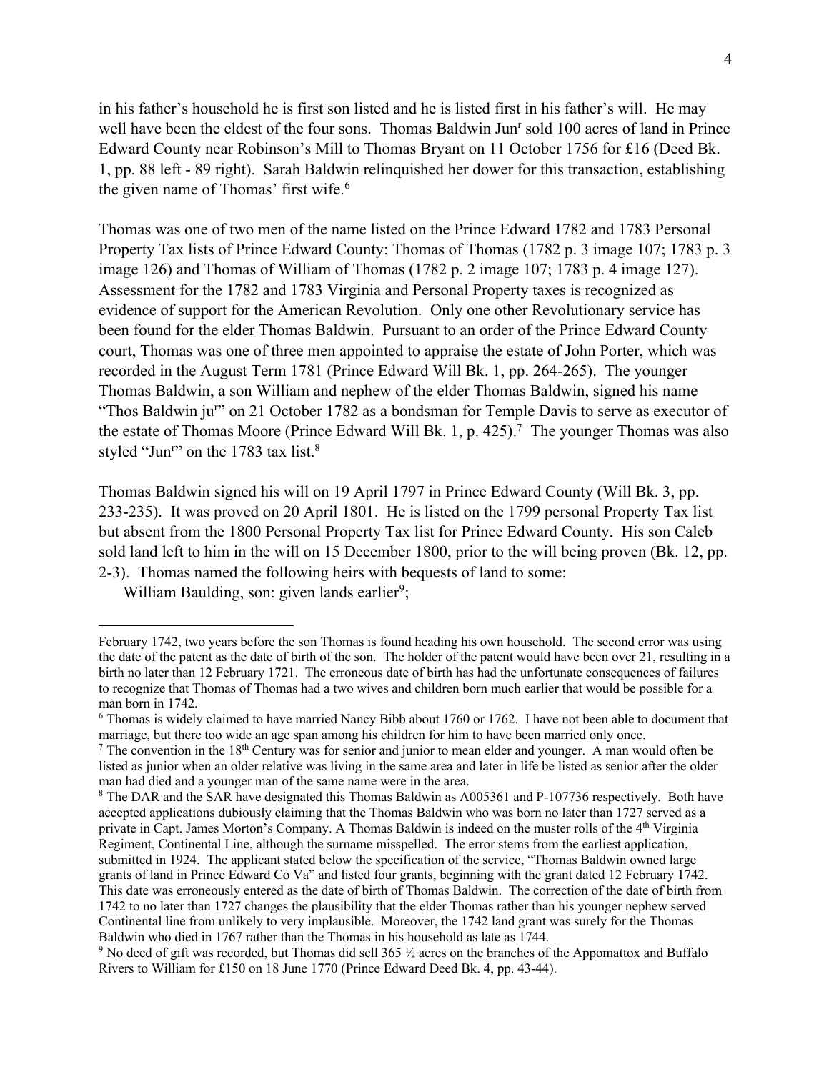in his father's household he is first son listed and he is listed first in his father's will. He may well have been the eldest of the four sons. Thomas Baldwin Jun[r] sold 100 acres of land in Prince Edward County near Robinson's Mill to Thomas Bryant on 11 October 1756 for £16 (Deed Bk. 1, pp. 88 left - 89 right). Sarah Baldwin relinquished her dower for this transaction, establishing the given name of Thomas' first wife.[6]

Thomas was one of two men of the name listed on the Prince Edward 1782 and 1783 Personal Property Tax lists of Prince Edward County: Thomas of Thomas (1782 p. 3 image 107; 1783 p. 3 image 126) and Thomas of William of Thomas (1782 p. 2 image 107; 1783 p. 4 image 127). Assessment for the 1782 and 1783 Virginia and Personal Property taxes is recognized as evidence of support for the American Revolution. Only one other Revolutionary service has been found for the elder Thomas Baldwin. Pursuant to an order of the Prince Edward County court, Thomas was one of three men appointed to appraise the estate of John Porter, which was recorded in the August Term 1781 (Prince Edward Will Bk. 1, pp. 264-265). The younger Thomas Baldwin, a son William and nephew of the elder Thomas Baldwin, signed his name "Thos Baldwin ju[r]" on 21 October 1782 as a bondsman for Temple Davis to serve as executor of the estate of Thomas Moore (Prince Edward Will Bk. 1, p. 425).[7] The younger Thomas was also styled "Jun[r]" on the 1783 tax list.[8]

Thomas Baldwin signed his will on 19 April 1797 in Prince Edward County (Will Bk. 3, pp. 233-235). It was proved on 20 April 1801. He is listed on the 1799 personal Property Tax list but absent from the 1800 Personal Property Tax list for Prince Edward County. His son Caleb sold land left to him in the will on 15 December 1800, prior to the will being proven (Bk. 12, pp. 2-3). Thomas named the following heirs with bequests of land to some:

William Baulding, son: given lands earlier[9];

---

February 1742, two years before the son Thomas is found heading his own household. The second error was using the date of the patent as the date of birth of the son. The holder of the patent would have been over 21, resulting in a birth no later than 12 February 1721. The erroneous date of birth has had the unfortunate consequences of failures to recognize that Thomas of Thomas had a two wives and children born much earlier that would be possible for a man born in 1742.

[6] Thomas is widely claimed to have married Nancy Bibb about 1760 or 1762. I have not been able to document that marriage, but there too wide an age span among his children for him to have been married only once.

[7] The convention in the 18[th] Century was for senior and junior to mean elder and younger. A man would often be listed as junior when an older relative was living in the same area and later in life be listed as senior after the older man had died and a younger man of the same name were in the area.

[8] The DAR and the SAR have designated this Thomas Baldwin as A005361 and P-107736 respectively. Both have accepted applications dubiously claiming that the Thomas Baldwin who was born no later than 1727 served as a private in Capt. James Morton's Company. A Thomas Baldwin is indeed on the muster rolls of the 4[th] Virginia Regiment, Continental Line, although the surname misspelled. The error stems from the earliest application, submitted in 1924. The applicant stated below the specification of the service, "Thomas Baldwin owned large grants of land in Prince Edward Co Va" and listed four grants, beginning with the grant dated 12 February 1742. This date was erroneously entered as the date of birth of Thomas Baldwin. The correction of the date of birth from 1742 to no later than 1727 changes the plausibility that the elder Thomas rather than his younger nephew served Continental line from unlikely to very implausible. Moreover, the 1742 land grant was surely for the Thomas Baldwin who died in 1767 rather than the Thomas in his household as late as 1744.

[9] No deed of gift was recorded, but Thomas did sell 365 ½ acres on the branches of the Appomattox and Buffalo Rivers to William for £150 on 18 June 1770 (Prince Edward Deed Bk. 4, pp. 43-44).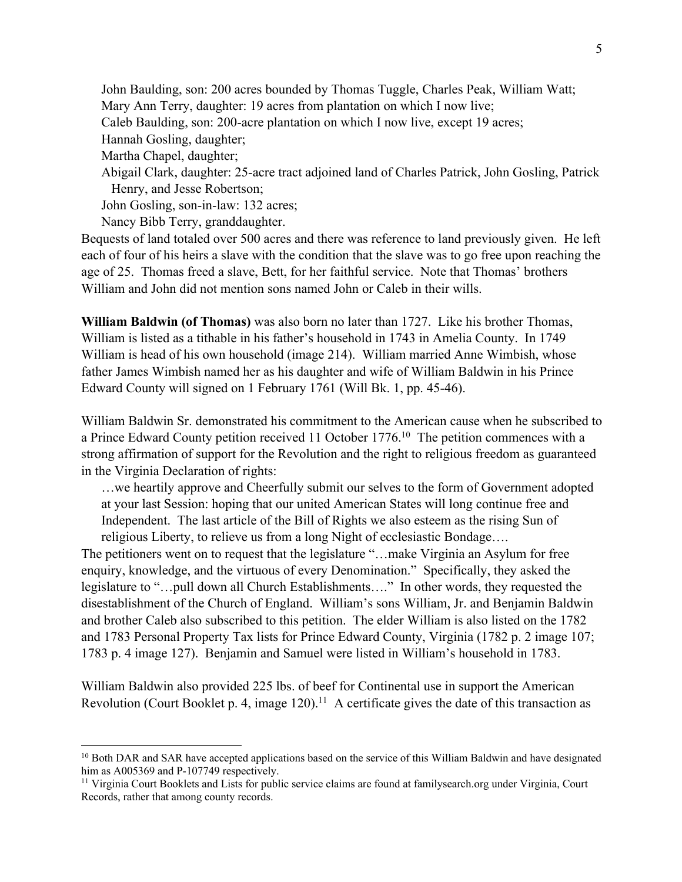John Baulding, son: 200 acres bounded by Thomas Tuggle, Charles Peak, William Watt;
Mary Ann Terry, daughter: 19 acres from plantation on which I now live;
Caleb Baulding, son: 200-acre plantation on which I now live, except 19 acres;
Hannah Gosling, daughter;
Martha Chapel, daughter;
Abigail Clark, daughter: 25-acre tract adjoined land of Charles Patrick, John Gosling, Patrick Henry, and Jesse Robertson;
John Gosling, son-in-law: 132 acres;
Nancy Bibb Terry, granddaughter.

Bequests of land totaled over 500 acres and there was reference to land previously given. He left each of four of his heirs a slave with the condition that the slave was to go free upon reaching the age of 25. Thomas freed a slave, Bett, for her faithful service. Note that Thomas' brothers William and John did not mention sons named John or Caleb in their wills.

**William Baldwin (of Thomas)** was also born no later than 1727. Like his brother Thomas, William is listed as a tithable in his father's household in 1743 in Amelia County. In 1749 William is head of his own household (image 214). William married Anne Wimbish, whose father James Wimbish named her as his daughter and wife of William Baldwin in his Prince Edward County will signed on 1 February 1761 (Will Bk. 1, pp. 45-46).

William Baldwin Sr. demonstrated his commitment to the American cause when he subscribed to a Prince Edward County petition received 11 October 1776.[10] The petition commences with a strong affirmation of support for the Revolution and the right to religious freedom as guaranteed in the Virginia Declaration of rights:

> …we heartily approve and Cheerfully submit our selves to the form of Government adopted at your last Session: hoping that our united American States will long continue free and Independent. The last article of the Bill of Rights we also esteem as the rising Sun of religious Liberty, to relieve us from a long Night of ecclesiastic Bondage….

The petitioners went on to request that the legislature "…make Virginia an Asylum for free enquiry, knowledge, and the virtuous of every Denomination." Specifically, they asked the legislature to "…pull down all Church Establishments…." In other words, they requested the disestablishment of the Church of England. William's sons William, Jr. and Benjamin Baldwin and brother Caleb also subscribed to this petition. The elder William is also listed on the 1782 and 1783 Personal Property Tax lists for Prince Edward County, Virginia (1782 p. 2 image 107; 1783 p. 4 image 127). Benjamin and Samuel were listed in William's household in 1783.

William Baldwin also provided 225 lbs. of beef for Continental use in support the American Revolution (Court Booklet p. 4, image 120).[11] A certificate gives the date of this transaction as

---

[10] Both DAR and SAR have accepted applications based on the service of this William Baldwin and have designated him as A005369 and P-107749 respectively.

[11] Virginia Court Booklets and Lists for public service claims are found at familysearch.org under Virginia, Court Records, rather that among county records.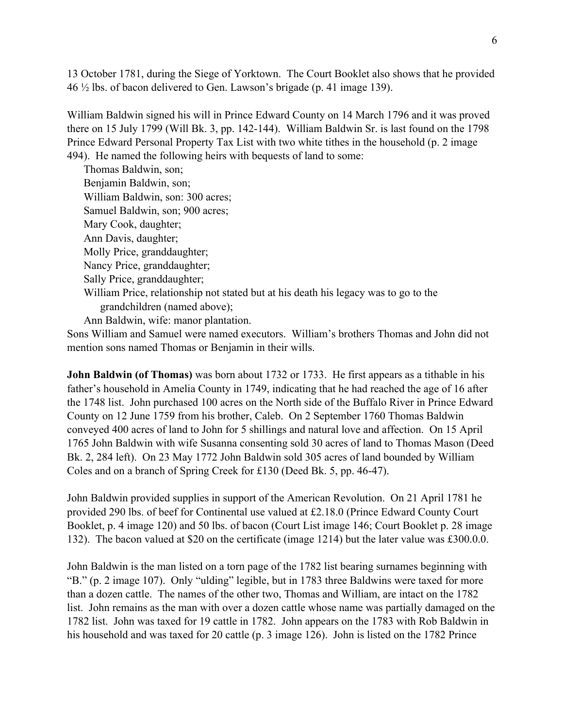13 October 1781, during the Siege of Yorktown. The Court Booklet also shows that he provided 46 ½ lbs. of bacon delivered to Gen. Lawson's brigade (p. 41 image 139).

William Baldwin signed his will in Prince Edward County on 14 March 1796 and it was proved there on 15 July 1799 (Will Bk. 3, pp. 142-144). William Baldwin Sr. is last found on the 1798 Prince Edward Personal Property Tax List with two white tithes in the household (p. 2 image 494). He named the following heirs with bequests of land to some:

- Thomas Baldwin, son;
- Benjamin Baldwin, son;
- William Baldwin, son: 300 acres;
- Samuel Baldwin, son; 900 acres;
- Mary Cook, daughter;
- Ann Davis, daughter;
- Molly Price, granddaughter;
- Nancy Price, granddaughter;
- Sally Price, granddaughter;
- William Price, relationship not stated but at his death his legacy was to go to the grandchildren (named above);
- Ann Baldwin, wife: manor plantation.

Sons William and Samuel were named executors. William's brothers Thomas and John did not mention sons named Thomas or Benjamin in their wills.

**John Baldwin (of Thomas)** was born about 1732 or 1733. He first appears as a tithable in his father's household in Amelia County in 1749, indicating that he had reached the age of 16 after the 1748 list. John purchased 100 acres on the North side of the Buffalo River in Prince Edward County on 12 June 1759 from his brother, Caleb. On 2 September 1760 Thomas Baldwin conveyed 400 acres of land to John for 5 shillings and natural love and affection. On 15 April 1765 John Baldwin with wife Susanna consenting sold 30 acres of land to Thomas Mason (Deed Bk. 2, 284 left). On 23 May 1772 John Baldwin sold 305 acres of land bounded by William Coles and on a branch of Spring Creek for £130 (Deed Bk. 5, pp. 46-47).

John Baldwin provided supplies in support of the American Revolution. On 21 April 1781 he provided 290 lbs. of beef for Continental use valued at £2.18.0 (Prince Edward County Court Booklet, p. 4 image 120) and 50 lbs. of bacon (Court List image 146; Court Booklet p. 28 image 132). The bacon valued at $20 on the certificate (image 1214) but the later value was £300.0.0.

John Baldwin is the man listed on a torn page of the 1782 list bearing surnames beginning with "B." (p. 2 image 107). Only "ulding" legible, but in 1783 three Baldwins were taxed for more than a dozen cattle. The names of the other two, Thomas and William, are intact on the 1782 list. John remains as the man with over a dozen cattle whose name was partially damaged on the 1782 list. John was taxed for 19 cattle in 1782. John appears on the 1783 with Rob Baldwin in his household and was taxed for 20 cattle (p. 3 image 126). John is listed on the 1782 Prince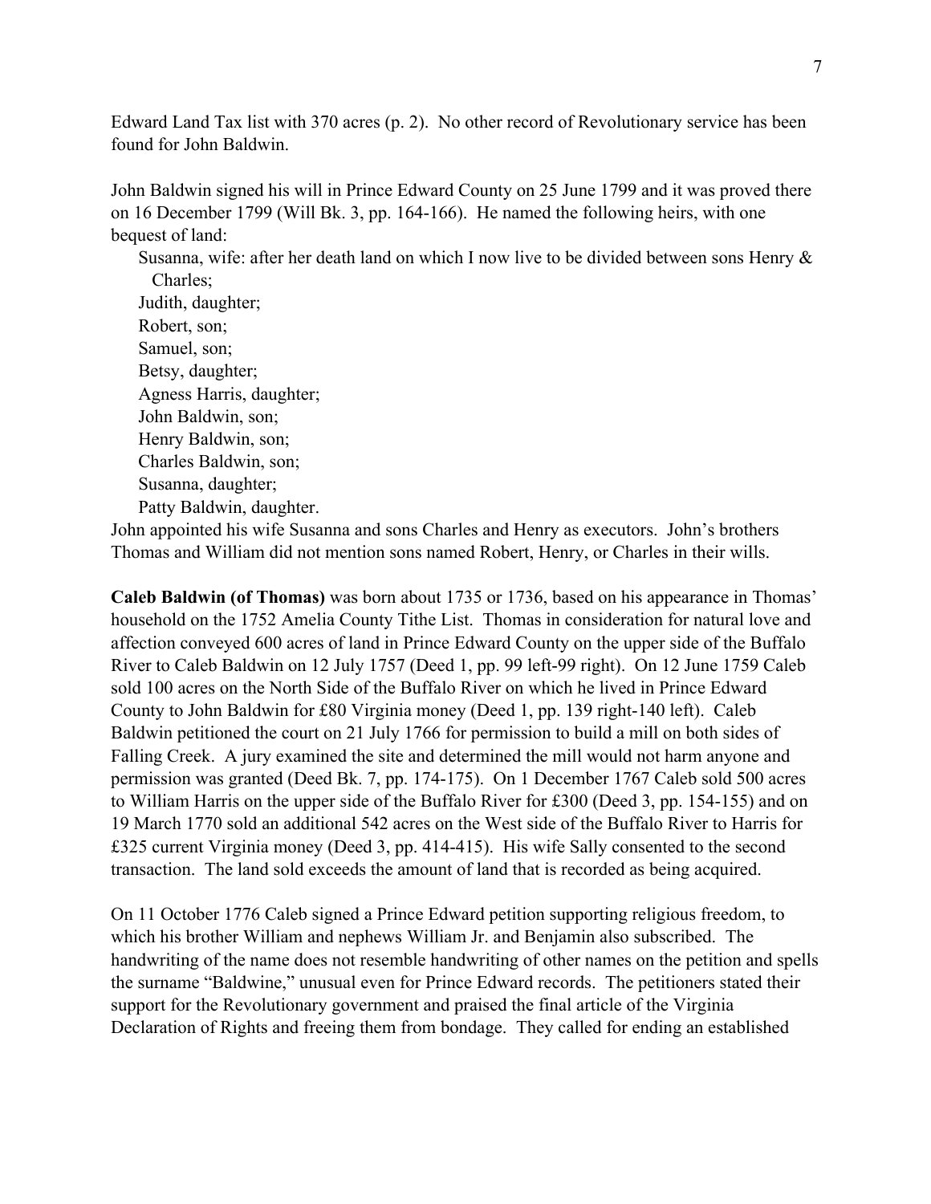Edward Land Tax list with 370 acres (p. 2). No other record of Revolutionary service has been found for John Baldwin.

John Baldwin signed his will in Prince Edward County on 25 June 1799 and it was proved there on 16 December 1799 (Will Bk. 3, pp. 164-166). He named the following heirs, with one bequest of land:

- Susanna, wife: after her death land on which I now live to be divided between sons Henry & Charles;
- Judith, daughter;
- Robert, son;
- Samuel, son;
- Betsy, daughter;
- Agness Harris, daughter;
- John Baldwin, son;
- Henry Baldwin, son;
- Charles Baldwin, son;
- Susanna, daughter;
- Patty Baldwin, daughter.

John appointed his wife Susanna and sons Charles and Henry as executors. John's brothers Thomas and William did not mention sons named Robert, Henry, or Charles in their wills.

**Caleb Baldwin (of Thomas)** was born about 1735 or 1736, based on his appearance in Thomas' household on the 1752 Amelia County Tithe List. Thomas in consideration for natural love and affection conveyed 600 acres of land in Prince Edward County on the upper side of the Buffalo River to Caleb Baldwin on 12 July 1757 (Deed 1, pp. 99 left-99 right). On 12 June 1759 Caleb sold 100 acres on the North Side of the Buffalo River on which he lived in Prince Edward County to John Baldwin for £80 Virginia money (Deed 1, pp. 139 right-140 left). Caleb Baldwin petitioned the court on 21 July 1766 for permission to build a mill on both sides of Falling Creek. A jury examined the site and determined the mill would not harm anyone and permission was granted (Deed Bk. 7, pp. 174-175). On 1 December 1767 Caleb sold 500 acres to William Harris on the upper side of the Buffalo River for £300 (Deed 3, pp. 154-155) and on 19 March 1770 sold an additional 542 acres on the West side of the Buffalo River to Harris for £325 current Virginia money (Deed 3, pp. 414-415). His wife Sally consented to the second transaction. The land sold exceeds the amount of land that is recorded as being acquired.

On 11 October 1776 Caleb signed a Prince Edward petition supporting religious freedom, to which his brother William and nephews William Jr. and Benjamin also subscribed. The handwriting of the name does not resemble handwriting of other names on the petition and spells the surname "Baldwine," unusual even for Prince Edward records. The petitioners stated their support for the Revolutionary government and praised the final article of the Virginia Declaration of Rights and freeing them from bondage. They called for ending an established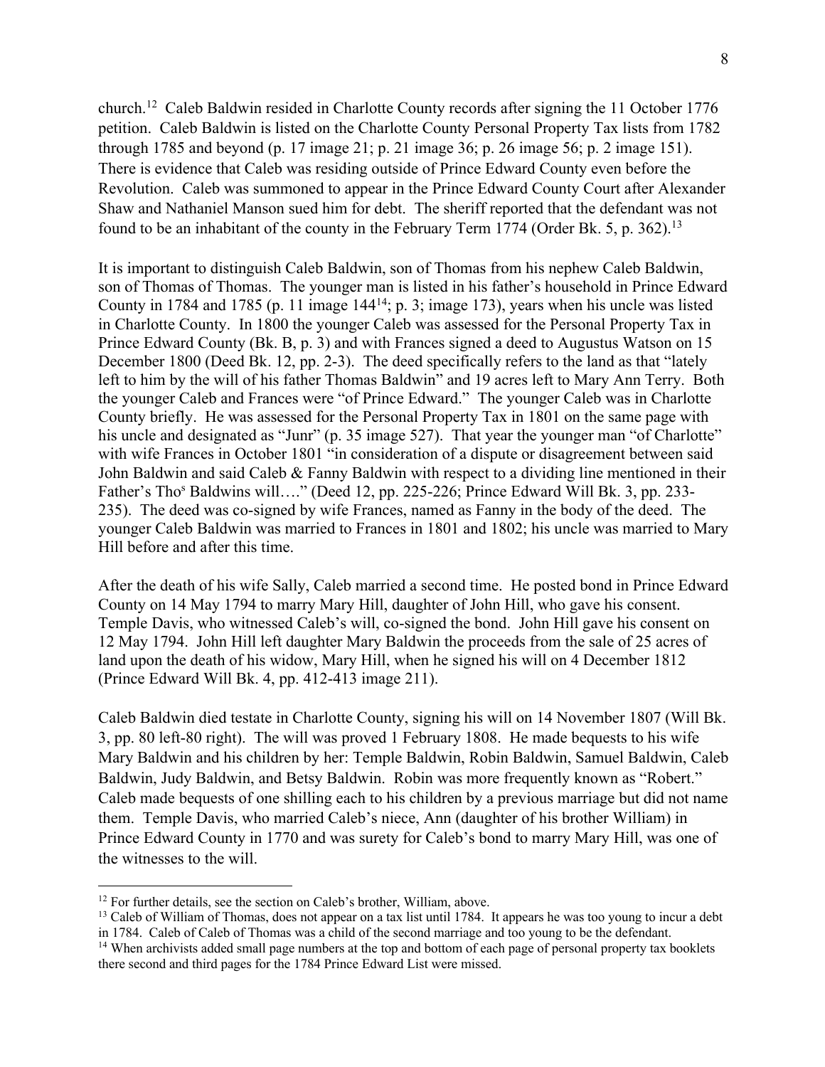church.[12] Caleb Baldwin resided in Charlotte County records after signing the 11 October 1776 petition. Caleb Baldwin is listed on the Charlotte County Personal Property Tax lists from 1782 through 1785 and beyond (p. 17 image 21; p. 21 image 36; p. 26 image 56; p. 2 image 151). There is evidence that Caleb was residing outside of Prince Edward County even before the Revolution. Caleb was summoned to appear in the Prince Edward County Court after Alexander Shaw and Nathaniel Manson sued him for debt. The sheriff reported that the defendant was not found to be an inhabitant of the county in the February Term 1774 (Order Bk. 5, p. 362).[13]

It is important to distinguish Caleb Baldwin, son of Thomas from his nephew Caleb Baldwin, son of Thomas of Thomas. The younger man is listed in his father's household in Prince Edward County in 1784 and 1785 (p. 11 image 144[14]; p. 3; image 173), years when his uncle was listed in Charlotte County. In 1800 the younger Caleb was assessed for the Personal Property Tax in Prince Edward County (Bk. B, p. 3) and with Frances signed a deed to Augustus Watson on 15 December 1800 (Deed Bk. 12, pp. 2-3). The deed specifically refers to the land as that "lately left to him by the will of his father Thomas Baldwin" and 19 acres left to Mary Ann Terry. Both the younger Caleb and Frances were "of Prince Edward." The younger Caleb was in Charlotte County briefly. He was assessed for the Personal Property Tax in 1801 on the same page with his uncle and designated as "Junr" (p. 35 image 527). That year the younger man "of Charlotte" with wife Frances in October 1801 "in consideration of a dispute or disagreement between said John Baldwin and said Caleb & Fanny Baldwin with respect to a dividing line mentioned in their Father's Thos Baldwins will…." (Deed 12, pp. 225-226; Prince Edward Will Bk. 3, pp. 233-235). The deed was co-signed by wife Frances, named as Fanny in the body of the deed. The younger Caleb Baldwin was married to Frances in 1801 and 1802; his uncle was married to Mary Hill before and after this time.

After the death of his wife Sally, Caleb married a second time. He posted bond in Prince Edward County on 14 May 1794 to marry Mary Hill, daughter of John Hill, who gave his consent. Temple Davis, who witnessed Caleb's will, co-signed the bond. John Hill gave his consent on 12 May 1794. John Hill left daughter Mary Baldwin the proceeds from the sale of 25 acres of land upon the death of his widow, Mary Hill, when he signed his will on 4 December 1812 (Prince Edward Will Bk. 4, pp. 412-413 image 211).

Caleb Baldwin died testate in Charlotte County, signing his will on 14 November 1807 (Will Bk. 3, pp. 80 left-80 right). The will was proved 1 February 1808. He made bequests to his wife Mary Baldwin and his children by her: Temple Baldwin, Robin Baldwin, Samuel Baldwin, Caleb Baldwin, Judy Baldwin, and Betsy Baldwin. Robin was more frequently known as "Robert." Caleb made bequests of one shilling each to his children by a previous marriage but did not name them. Temple Davis, who married Caleb's niece, Ann (daughter of his brother William) in Prince Edward County in 1770 and was surety for Caleb's bond to marry Mary Hill, was one of the witnesses to the will.

---

[12] For further details, see the section on Caleb's brother, William, above.

[13] Caleb of William of Thomas, does not appear on a tax list until 1784. It appears he was too young to incur a debt in 1784. Caleb of Caleb of Thomas was a child of the second marriage and too young to be the defendant.

[14] When archivists added small page numbers at the top and bottom of each page of personal property tax booklets there second and third pages for the 1784 Prince Edward List were missed.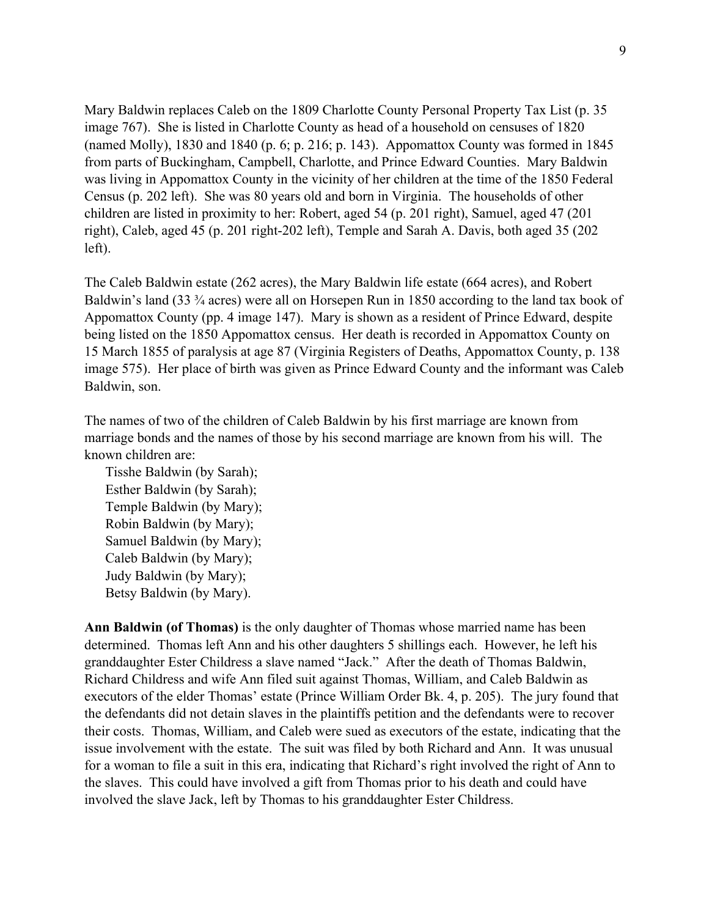Mary Baldwin replaces Caleb on the 1809 Charlotte County Personal Property Tax List (p. 35 image 767). She is listed in Charlotte County as head of a household on censuses of 1820 (named Molly), 1830 and 1840 (p. 6; p. 216; p. 143). Appomattox County was formed in 1845 from parts of Buckingham, Campbell, Charlotte, and Prince Edward Counties. Mary Baldwin was living in Appomattox County in the vicinity of her children at the time of the 1850 Federal Census (p. 202 left). She was 80 years old and born in Virginia. The households of other children are listed in proximity to her: Robert, aged 54 (p. 201 right), Samuel, aged 47 (201 right), Caleb, aged 45 (p. 201 right-202 left), Temple and Sarah A. Davis, both aged 35 (202 left).

The Caleb Baldwin estate (262 acres), the Mary Baldwin life estate (664 acres), and Robert Baldwin's land (33 ¾ acres) were all on Horsepen Run in 1850 according to the land tax book of Appomattox County (pp. 4 image 147). Mary is shown as a resident of Prince Edward, despite being listed on the 1850 Appomattox census. Her death is recorded in Appomattox County on 15 March 1855 of paralysis at age 87 (Virginia Registers of Deaths, Appomattox County, p. 138 image 575). Her place of birth was given as Prince Edward County and the informant was Caleb Baldwin, son.

The names of two of the children of Caleb Baldwin by his first marriage are known from marriage bonds and the names of those by his second marriage are known from his will. The known children are:

- Tisshe Baldwin (by Sarah);
- Esther Baldwin (by Sarah);
- Temple Baldwin (by Mary);
- Robin Baldwin (by Mary);
- Samuel Baldwin (by Mary);
- Caleb Baldwin (by Mary);
- Judy Baldwin (by Mary);
- Betsy Baldwin (by Mary).

**Ann Baldwin (of Thomas)** is the only daughter of Thomas whose married name has been determined. Thomas left Ann and his other daughters 5 shillings each. However, he left his granddaughter Ester Childress a slave named "Jack." After the death of Thomas Baldwin, Richard Childress and wife Ann filed suit against Thomas, William, and Caleb Baldwin as executors of the elder Thomas' estate (Prince William Order Bk. 4, p. 205). The jury found that the defendants did not detain slaves in the plaintiffs petition and the defendants were to recover their costs. Thomas, William, and Caleb were sued as executors of the estate, indicating that the issue involvement with the estate. The suit was filed by both Richard and Ann. It was unusual for a woman to file a suit in this era, indicating that Richard's right involved the right of Ann to the slaves. This could have involved a gift from Thomas prior to his death and could have involved the slave Jack, left by Thomas to his granddaughter Ester Childress.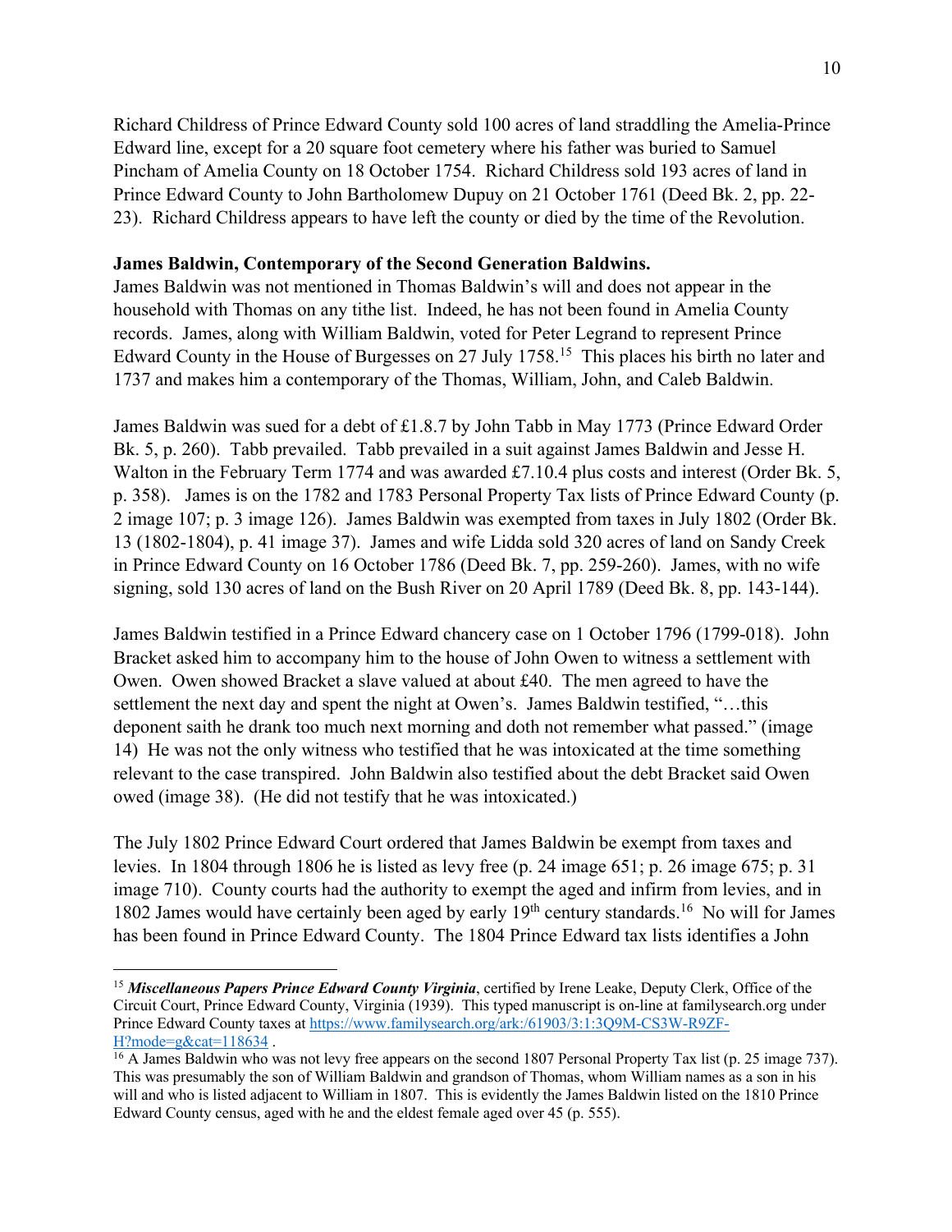Richard Childress of Prince Edward County sold 100 acres of land straddling the Amelia-Prince Edward line, except for a 20 square foot cemetery where his father was buried to Samuel Pincham of Amelia County on 18 October 1754. Richard Childress sold 193 acres of land in Prince Edward County to John Bartholomew Dupuy on 21 October 1761 (Deed Bk. 2, pp. 22-23). Richard Childress appears to have left the county or died by the time of the Revolution.

**James Baldwin, Contemporary of the Second Generation Baldwins.**

James Baldwin was not mentioned in Thomas Baldwin's will and does not appear in the household with Thomas on any tithe list. Indeed, he has not been found in Amelia County records. James, along with William Baldwin, voted for Peter Legrand to represent Prince Edward County in the House of Burgesses on 27 July 1758.[15] This places his birth no later and 1737 and makes him a contemporary of the Thomas, William, John, and Caleb Baldwin.

James Baldwin was sued for a debt of £1.8.7 by John Tabb in May 1773 (Prince Edward Order Bk. 5, p. 260). Tabb prevailed. Tabb prevailed in a suit against James Baldwin and Jesse H. Walton in the February Term 1774 and was awarded £7.10.4 plus costs and interest (Order Bk. 5, p. 358). James is on the 1782 and 1783 Personal Property Tax lists of Prince Edward County (p. 2 image 107; p. 3 image 126). James Baldwin was exempted from taxes in July 1802 (Order Bk. 13 (1802-1804), p. 41 image 37). James and wife Lidda sold 320 acres of land on Sandy Creek in Prince Edward County on 16 October 1786 (Deed Bk. 7, pp. 259-260). James, with no wife signing, sold 130 acres of land on the Bush River on 20 April 1789 (Deed Bk. 8, pp. 143-144).

James Baldwin testified in a Prince Edward chancery case on 1 October 1796 (1799-018). John Bracket asked him to accompany him to the house of John Owen to witness a settlement with Owen. Owen showed Bracket a slave valued at about £40. The men agreed to have the settlement the next day and spent the night at Owen's. James Baldwin testified, "…this deponent saith he drank too much next morning and doth not remember what passed." (image 14) He was not the only witness who testified that he was intoxicated at the time something relevant to the case transpired. John Baldwin also testified about the debt Bracket said Owen owed (image 38). (He did not testify that he was intoxicated.)

The July 1802 Prince Edward Court ordered that James Baldwin be exempt from taxes and levies. In 1804 through 1806 he is listed as levy free (p. 24 image 651; p. 26 image 675; p. 31 image 710). County courts had the authority to exempt the aged and infirm from levies, and in 1802 James would have certainly been aged by early 19th century standards.[16] No will for James has been found in Prince Edward County. The 1804 Prince Edward tax lists identifies a John

---

[15] ***Miscellaneous Papers Prince Edward County Virginia***, certified by Irene Leake, Deputy Clerk, Office of the Circuit Court, Prince Edward County, Virginia (1939). This typed manuscript is on-line at familysearch.org under Prince Edward County taxes at https://www.familysearch.org/ark:/61903/3:1:3Q9M-CS3W-R9ZF-H?mode=g&cat=118634 .

[16] A James Baldwin who was not levy free appears on the second 1807 Personal Property Tax list (p. 25 image 737). This was presumably the son of William Baldwin and grandson of Thomas, whom William names as a son in his will and who is listed adjacent to William in 1807. This is evidently the James Baldwin listed on the 1810 Prince Edward County census, aged with he and the eldest female aged over 45 (p. 555).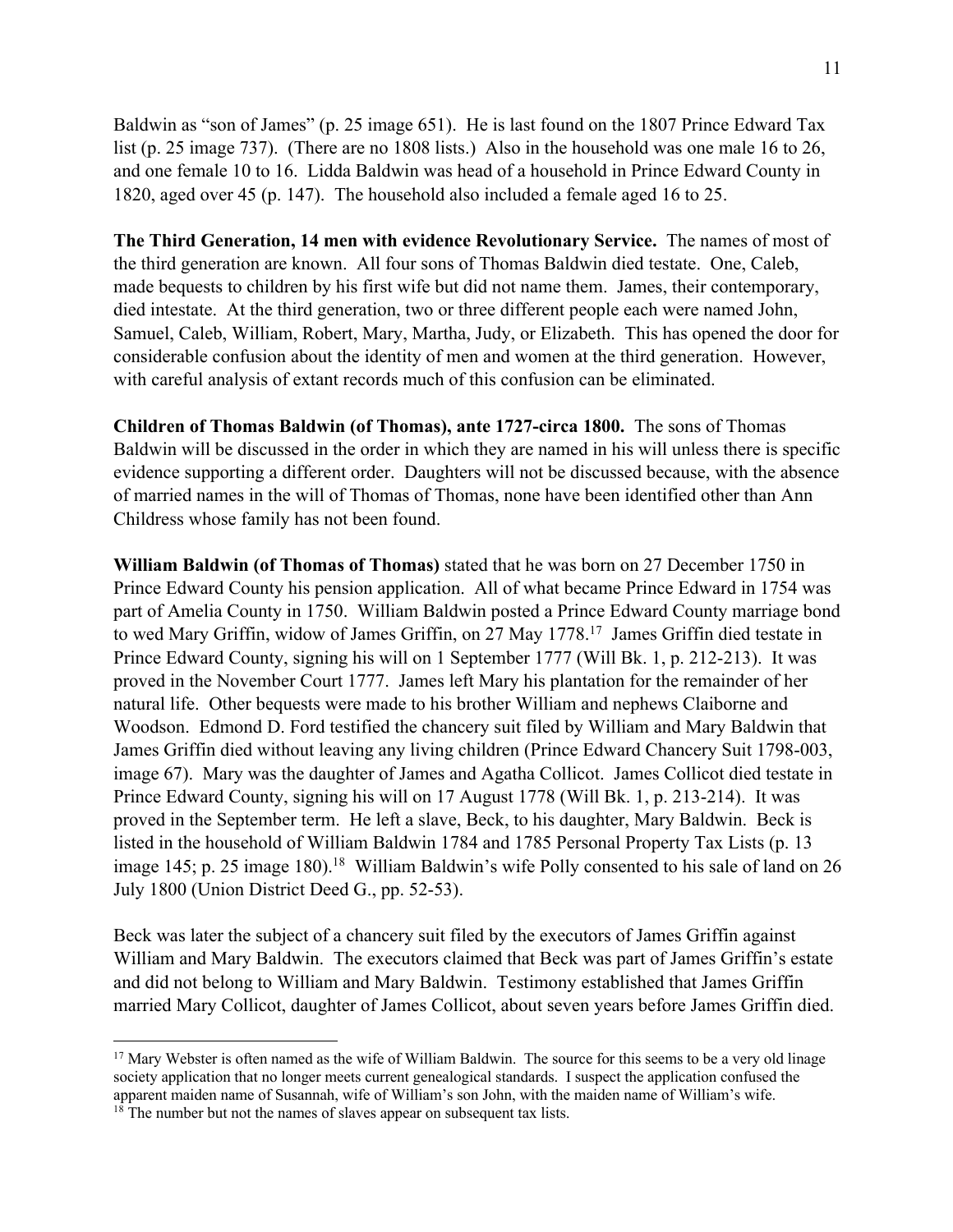Baldwin as "son of James" (p. 25 image 651). He is last found on the 1807 Prince Edward Tax list (p. 25 image 737). (There are no 1808 lists.) Also in the household was one male 16 to 26, and one female 10 to 16. Lidda Baldwin was head of a household in Prince Edward County in 1820, aged over 45 (p. 147). The household also included a female aged 16 to 25.

**The Third Generation, 14 men with evidence Revolutionary Service.** The names of most of the third generation are known. All four sons of Thomas Baldwin died testate. One, Caleb, made bequests to children by his first wife but did not name them. James, their contemporary, died intestate. At the third generation, two or three different people each were named John, Samuel, Caleb, William, Robert, Mary, Martha, Judy, or Elizabeth. This has opened the door for considerable confusion about the identity of men and women at the third generation. However, with careful analysis of extant records much of this confusion can be eliminated.

**Children of Thomas Baldwin (of Thomas), ante 1727-circa 1800.** The sons of Thomas Baldwin will be discussed in the order in which they are named in his will unless there is specific evidence supporting a different order. Daughters will not be discussed because, with the absence of married names in the will of Thomas of Thomas, none have been identified other than Ann Childress whose family has not been found.

**William Baldwin (of Thomas of Thomas)** stated that he was born on 27 December 1750 in Prince Edward County his pension application. All of what became Prince Edward in 1754 was part of Amelia County in 1750. William Baldwin posted a Prince Edward County marriage bond to wed Mary Griffin, widow of James Griffin, on 27 May 1778.[17] James Griffin died testate in Prince Edward County, signing his will on 1 September 1777 (Will Bk. 1, p. 212-213). It was proved in the November Court 1777. James left Mary his plantation for the remainder of her natural life. Other bequests were made to his brother William and nephews Claiborne and Woodson. Edmond D. Ford testified the chancery suit filed by William and Mary Baldwin that James Griffin died without leaving any living children (Prince Edward Chancery Suit 1798-003, image 67). Mary was the daughter of James and Agatha Collicot. James Collicot died testate in Prince Edward County, signing his will on 17 August 1778 (Will Bk. 1, p. 213-214). It was proved in the September term. He left a slave, Beck, to his daughter, Mary Baldwin. Beck is listed in the household of William Baldwin 1784 and 1785 Personal Property Tax Lists (p. 13 image 145; p. 25 image 180).[18] William Baldwin's wife Polly consented to his sale of land on 26 July 1800 (Union District Deed G., pp. 52-53).

Beck was later the subject of a chancery suit filed by the executors of James Griffin against William and Mary Baldwin. The executors claimed that Beck was part of James Griffin's estate and did not belong to William and Mary Baldwin. Testimony established that James Griffin married Mary Collicot, daughter of James Collicot, about seven years before James Griffin died.

---

[17] Mary Webster is often named as the wife of William Baldwin. The source for this seems to be a very old linage society application that no longer meets current genealogical standards. I suspect the application confused the apparent maiden name of Susannah, wife of William's son John, with the maiden name of William's wife.

[18] The number but not the names of slaves appear on subsequent tax lists.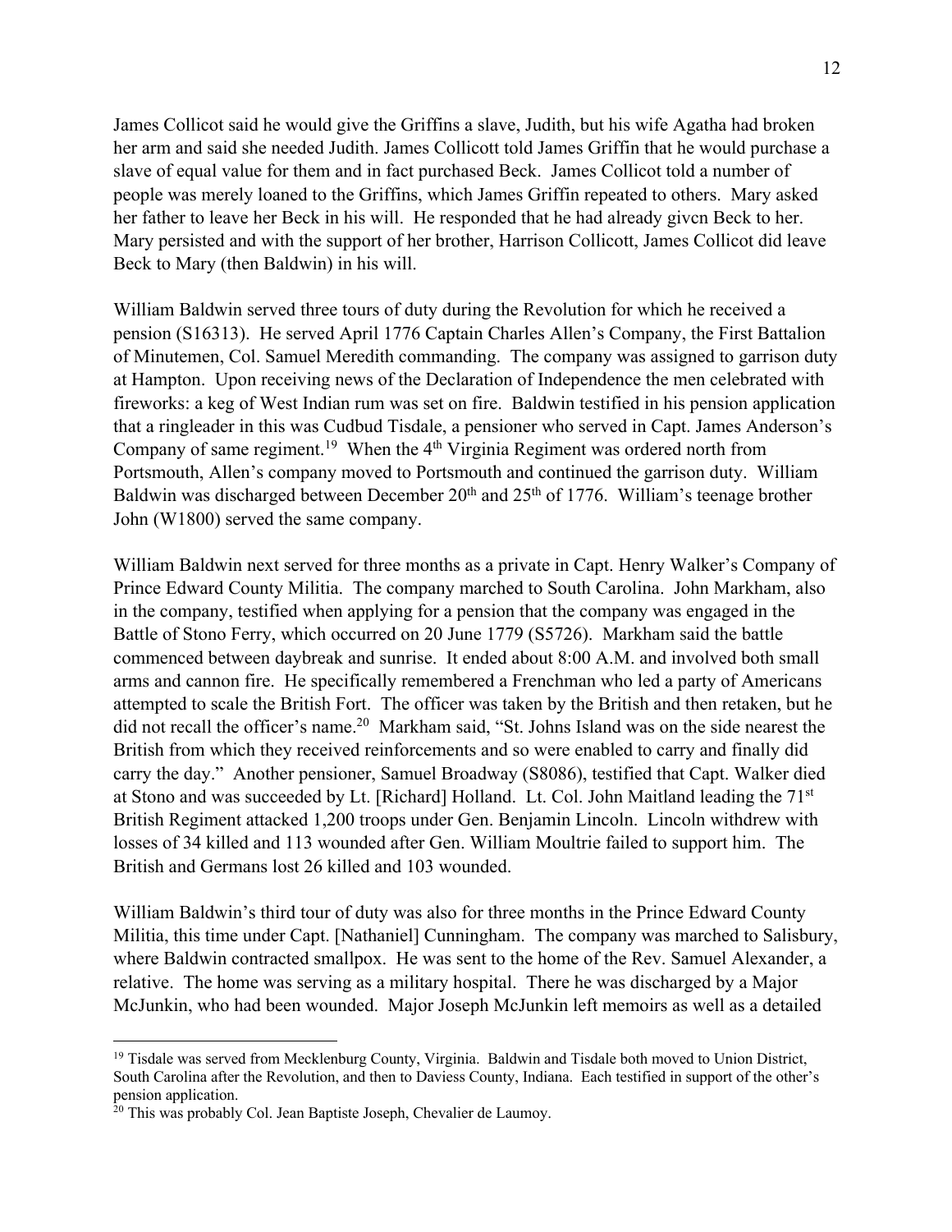James Collicot said he would give the Griffins a slave, Judith, but his wife Agatha had broken her arm and said she needed Judith. James Collicott told James Griffin that he would purchase a slave of equal value for them and in fact purchased Beck. James Collicot told a number of people was merely loaned to the Griffins, which James Griffin repeated to others. Mary asked her father to leave her Beck in his will. He responded that he had already givcn Beck to her. Mary persisted and with the support of her brother, Harrison Collicott, James Collicot did leave Beck to Mary (then Baldwin) in his will.

William Baldwin served three tours of duty during the Revolution for which he received a pension (S16313). He served April 1776 Captain Charles Allen's Company, the First Battalion of Minutemen, Col. Samuel Meredith commanding. The company was assigned to garrison duty at Hampton. Upon receiving news of the Declaration of Independence the men celebrated with fireworks: a keg of West Indian rum was set on fire. Baldwin testified in his pension application that a ringleader in this was Cudbud Tisdale, a pensioner who served in Capt. James Anderson's Company of same regiment.[19] When the 4th Virginia Regiment was ordered north from Portsmouth, Allen's company moved to Portsmouth and continued the garrison duty. William Baldwin was discharged between December 20th and 25th of 1776. William's teenage brother John (W1800) served the same company.

William Baldwin next served for three months as a private in Capt. Henry Walker's Company of Prince Edward County Militia. The company marched to South Carolina. John Markham, also in the company, testified when applying for a pension that the company was engaged in the Battle of Stono Ferry, which occurred on 20 June 1779 (S5726). Markham said the battle commenced between daybreak and sunrise. It ended about 8:00 A.M. and involved both small arms and cannon fire. He specifically remembered a Frenchman who led a party of Americans attempted to scale the British Fort. The officer was taken by the British and then retaken, but he did not recall the officer's name.[20] Markham said, "St. Johns Island was on the side nearest the British from which they received reinforcements and so were enabled to carry and finally did carry the day." Another pensioner, Samuel Broadway (S8086), testified that Capt. Walker died at Stono and was succeeded by Lt. [Richard] Holland. Lt. Col. John Maitland leading the 71st British Regiment attacked 1,200 troops under Gen. Benjamin Lincoln. Lincoln withdrew with losses of 34 killed and 113 wounded after Gen. William Moultrie failed to support him. The British and Germans lost 26 killed and 103 wounded.

William Baldwin's third tour of duty was also for three months in the Prince Edward County Militia, this time under Capt. [Nathaniel] Cunningham. The company was marched to Salisbury, where Baldwin contracted smallpox. He was sent to the home of the Rev. Samuel Alexander, a relative. The home was serving as a military hospital. There he was discharged by a Major McJunkin, who had been wounded. Major Joseph McJunkin left memoirs as well as a detailed

---

[19] Tisdale was served from Mecklenburg County, Virginia. Baldwin and Tisdale both moved to Union District, South Carolina after the Revolution, and then to Daviess County, Indiana. Each testified in support of the other's pension application.

[20] This was probably Col. Jean Baptiste Joseph, Chevalier de Laumoy.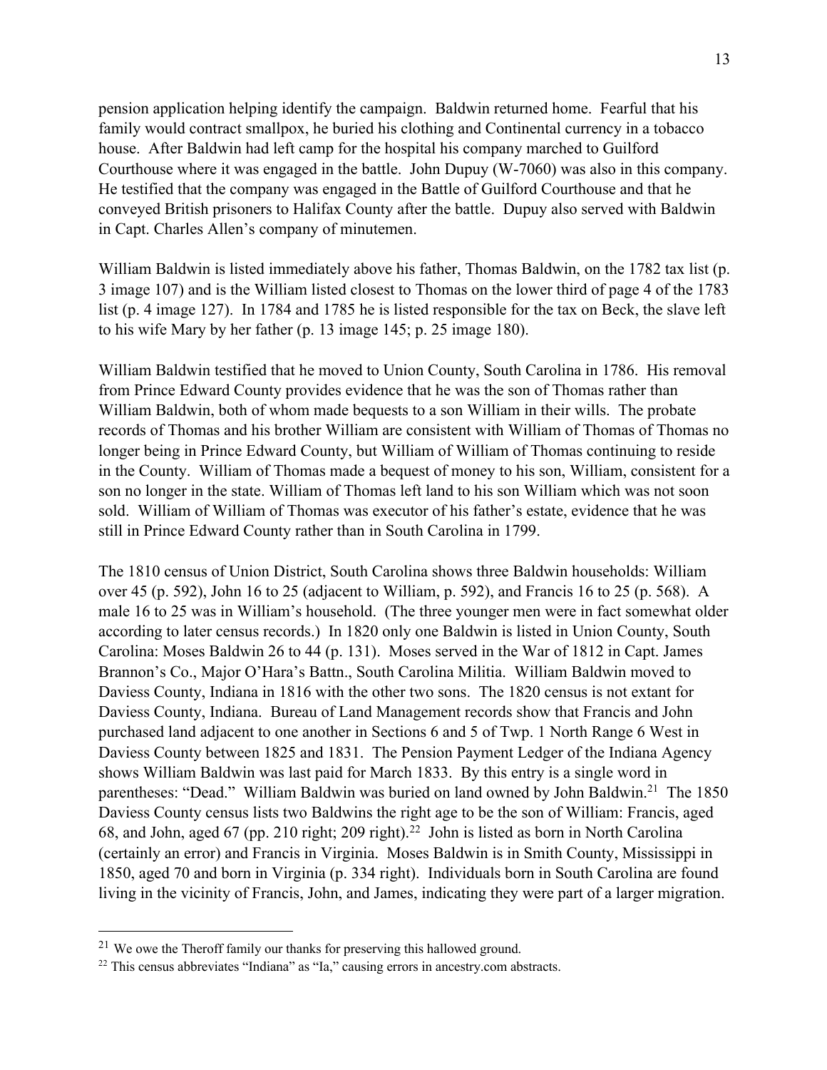pension application helping identify the campaign. Baldwin returned home. Fearful that his family would contract smallpox, he buried his clothing and Continental currency in a tobacco house. After Baldwin had left camp for the hospital his company marched to Guilford Courthouse where it was engaged in the battle. John Dupuy (W-7060) was also in this company. He testified that the company was engaged in the Battle of Guilford Courthouse and that he conveyed British prisoners to Halifax County after the battle. Dupuy also served with Baldwin in Capt. Charles Allen's company of minutemen.

William Baldwin is listed immediately above his father, Thomas Baldwin, on the 1782 tax list (p. 3 image 107) and is the William listed closest to Thomas on the lower third of page 4 of the 1783 list (p. 4 image 127). In 1784 and 1785 he is listed responsible for the tax on Beck, the slave left to his wife Mary by her father (p. 13 image 145; p. 25 image 180).

William Baldwin testified that he moved to Union County, South Carolina in 1786. His removal from Prince Edward County provides evidence that he was the son of Thomas rather than William Baldwin, both of whom made bequests to a son William in their wills. The probate records of Thomas and his brother William are consistent with William of Thomas of Thomas no longer being in Prince Edward County, but William of William of Thomas continuing to reside in the County. William of Thomas made a bequest of money to his son, William, consistent for a son no longer in the state. William of Thomas left land to his son William which was not soon sold. William of William of Thomas was executor of his father's estate, evidence that he was still in Prince Edward County rather than in South Carolina in 1799.

The 1810 census of Union District, South Carolina shows three Baldwin households: William over 45 (p. 592), John 16 to 25 (adjacent to William, p. 592), and Francis 16 to 25 (p. 568). A male 16 to 25 was in William's household. (The three younger men were in fact somewhat older according to later census records.) In 1820 only one Baldwin is listed in Union County, South Carolina: Moses Baldwin 26 to 44 (p. 131). Moses served in the War of 1812 in Capt. James Brannon's Co., Major O'Hara's Battn., South Carolina Militia. William Baldwin moved to Daviess County, Indiana in 1816 with the other two sons. The 1820 census is not extant for Daviess County, Indiana. Bureau of Land Management records show that Francis and John purchased land adjacent to one another in Sections 6 and 5 of Twp. 1 North Range 6 West in Daviess County between 1825 and 1831. The Pension Payment Ledger of the Indiana Agency shows William Baldwin was last paid for March 1833. By this entry is a single word in parentheses: "Dead." William Baldwin was buried on land owned by John Baldwin.[21] The 1850 Daviess County census lists two Baldwins the right age to be the son of William: Francis, aged 68, and John, aged 67 (pp. 210 right; 209 right).[22] John is listed as born in North Carolina (certainly an error) and Francis in Virginia. Moses Baldwin is in Smith County, Mississippi in 1850, aged 70 and born in Virginia (p. 334 right). Individuals born in South Carolina are found living in the vicinity of Francis, John, and James, indicating they were part of a larger migration.

[21] We owe the Theroff family our thanks for preserving this hallowed ground.

[22] This census abbreviates "Indiana" as "Ia," causing errors in ancestry.com abstracts.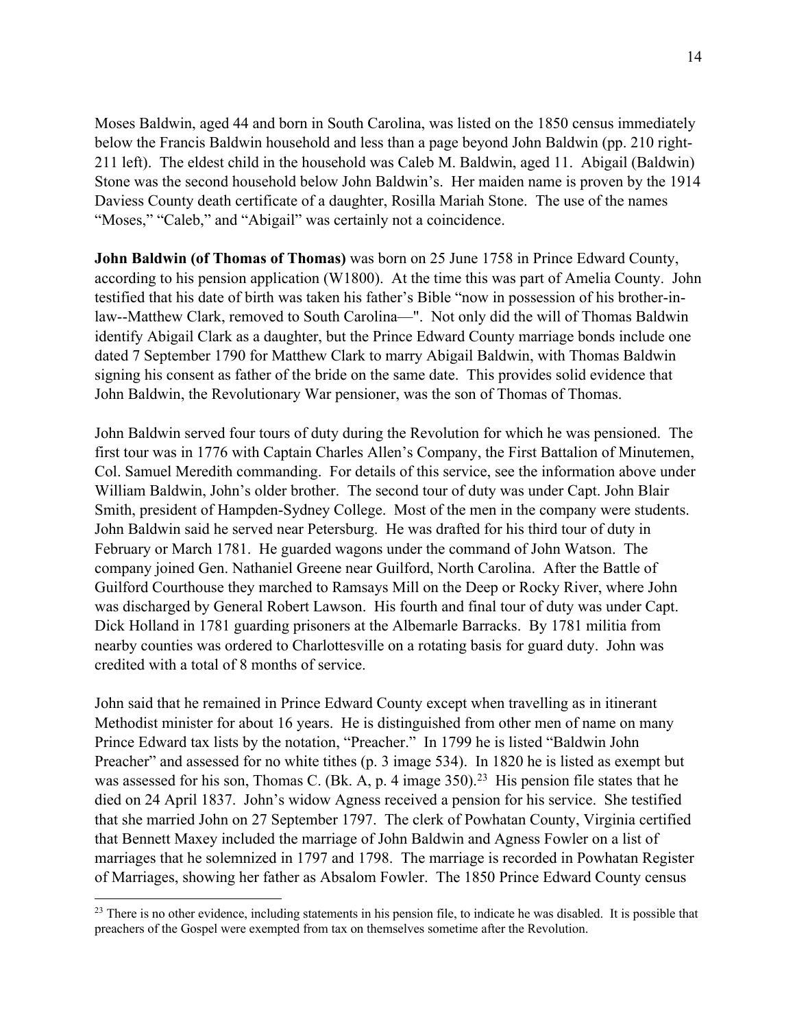Moses Baldwin, aged 44 and born in South Carolina, was listed on the 1850 census immediately below the Francis Baldwin household and less than a page beyond John Baldwin (pp. 210 right-211 left). The eldest child in the household was Caleb M. Baldwin, aged 11. Abigail (Baldwin) Stone was the second household below John Baldwin's. Her maiden name is proven by the 1914 Daviess County death certificate of a daughter, Rosilla Mariah Stone. The use of the names "Moses," "Caleb," and "Abigail" was certainly not a coincidence.

**John Baldwin (of Thomas of Thomas)** was born on 25 June 1758 in Prince Edward County, according to his pension application (W1800). At the time this was part of Amelia County. John testified that his date of birth was taken his father's Bible "now in possession of his brother-in-law--Matthew Clark, removed to South Carolina—". Not only did the will of Thomas Baldwin identify Abigail Clark as a daughter, but the Prince Edward County marriage bonds include one dated 7 September 1790 for Matthew Clark to marry Abigail Baldwin, with Thomas Baldwin signing his consent as father of the bride on the same date. This provides solid evidence that John Baldwin, the Revolutionary War pensioner, was the son of Thomas of Thomas.

John Baldwin served four tours of duty during the Revolution for which he was pensioned. The first tour was in 1776 with Captain Charles Allen's Company, the First Battalion of Minutemen, Col. Samuel Meredith commanding. For details of this service, see the information above under William Baldwin, John's older brother. The second tour of duty was under Capt. John Blair Smith, president of Hampden-Sydney College. Most of the men in the company were students. John Baldwin said he served near Petersburg. He was drafted for his third tour of duty in February or March 1781. He guarded wagons under the command of John Watson. The company joined Gen. Nathaniel Greene near Guilford, North Carolina. After the Battle of Guilford Courthouse they marched to Ramsays Mill on the Deep or Rocky River, where John was discharged by General Robert Lawson. His fourth and final tour of duty was under Capt. Dick Holland in 1781 guarding prisoners at the Albemarle Barracks. By 1781 militia from nearby counties was ordered to Charlottesville on a rotating basis for guard duty. John was credited with a total of 8 months of service.

John said that he remained in Prince Edward County except when travelling as in itinerant Methodist minister for about 16 years. He is distinguished from other men of name on many Prince Edward tax lists by the notation, "Preacher." In 1799 he is listed "Baldwin John Preacher" and assessed for no white tithes (p. 3 image 534). In 1820 he is listed as exempt but was assessed for his son, Thomas C. (Bk. A, p. 4 image 350).[23] His pension file states that he died on 24 April 1837. John's widow Agness received a pension for his service. She testified that she married John on 27 September 1797. The clerk of Powhatan County, Virginia certified that Bennett Maxey included the marriage of John Baldwin and Agness Fowler on a list of marriages that he solemnized in 1797 and 1798. The marriage is recorded in Powhatan Register of Marriages, showing her father as Absalom Fowler. The 1850 Prince Edward County census

[23] There is no other evidence, including statements in his pension file, to indicate he was disabled. It is possible that preachers of the Gospel were exempted from tax on themselves sometime after the Revolution.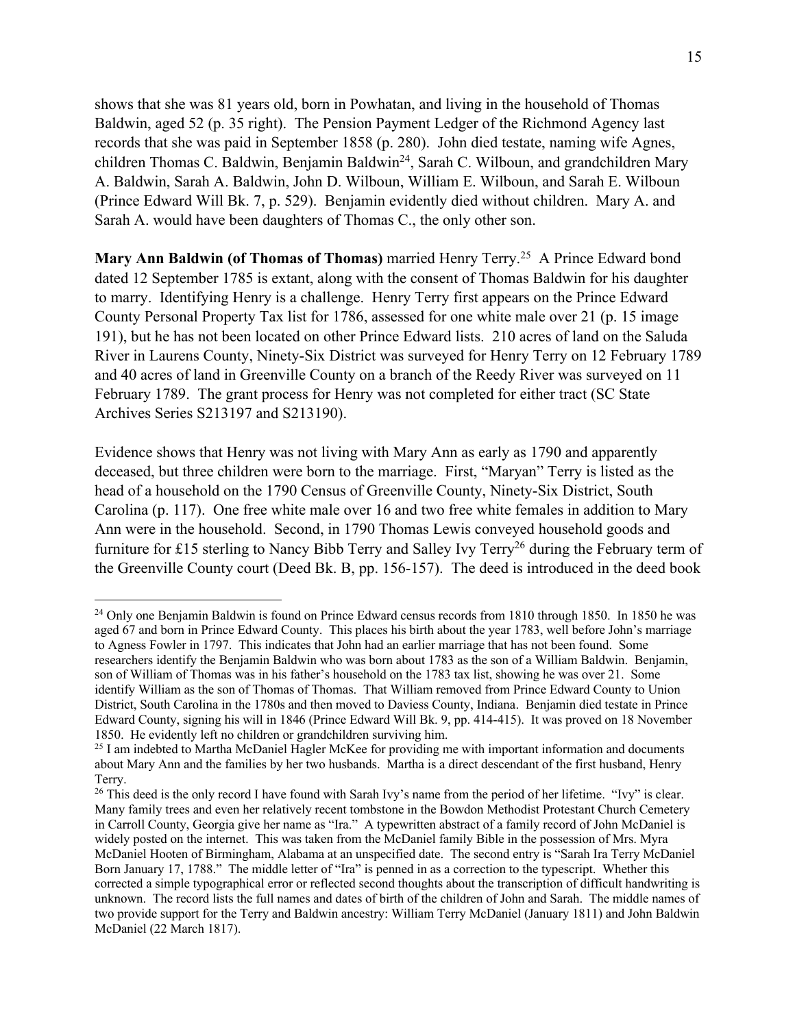shows that she was 81 years old, born in Powhatan, and living in the household of Thomas Baldwin, aged 52 (p. 35 right). The Pension Payment Ledger of the Richmond Agency last records that she was paid in September 1858 (p. 280). John died testate, naming wife Agnes, children Thomas C. Baldwin, Benjamin Baldwin[24], Sarah C. Wilboun, and grandchildren Mary A. Baldwin, Sarah A. Baldwin, John D. Wilboun, William E. Wilboun, and Sarah E. Wilboun (Prince Edward Will Bk. 7, p. 529). Benjamin evidently died without children. Mary A. and Sarah A. would have been daughters of Thomas C., the only other son.

**Mary Ann Baldwin (of Thomas of Thomas)** married Henry Terry.[25] A Prince Edward bond dated 12 September 1785 is extant, along with the consent of Thomas Baldwin for his daughter to marry. Identifying Henry is a challenge. Henry Terry first appears on the Prince Edward County Personal Property Tax list for 1786, assessed for one white male over 21 (p. 15 image 191), but he has not been located on other Prince Edward lists. 210 acres of land on the Saluda River in Laurens County, Ninety-Six District was surveyed for Henry Terry on 12 February 1789 and 40 acres of land in Greenville County on a branch of the Reedy River was surveyed on 11 February 1789. The grant process for Henry was not completed for either tract (SC State Archives Series S213197 and S213190).

Evidence shows that Henry was not living with Mary Ann as early as 1790 and apparently deceased, but three children were born to the marriage. First, "Maryan" Terry is listed as the head of a household on the 1790 Census of Greenville County, Ninety-Six District, South Carolina (p. 117). One free white male over 16 and two free white females in addition to Mary Ann were in the household. Second, in 1790 Thomas Lewis conveyed household goods and furniture for £15 sterling to Nancy Bibb Terry and Salley Ivy Terry[26] during the February term of the Greenville County court (Deed Bk. B, pp. 156-157). The deed is introduced in the deed book

---

[24] Only one Benjamin Baldwin is found on Prince Edward census records from 1810 through 1850. In 1850 he was aged 67 and born in Prince Edward County. This places his birth about the year 1783, well before John's marriage to Agness Fowler in 1797. This indicates that John had an earlier marriage that has not been found. Some researchers identify the Benjamin Baldwin who was born about 1783 as the son of a William Baldwin. Benjamin, son of William of Thomas was in his father's household on the 1783 tax list, showing he was over 21. Some identify William as the son of Thomas of Thomas. That William removed from Prince Edward County to Union District, South Carolina in the 1780s and then moved to Daviess County, Indiana. Benjamin died testate in Prince Edward County, signing his will in 1846 (Prince Edward Will Bk. 9, pp. 414-415). It was proved on 18 November 1850. He evidently left no children or grandchildren surviving him.

[25] I am indebted to Martha McDaniel Hagler McKee for providing me with important information and documents about Mary Ann and the families by her two husbands. Martha is a direct descendant of the first husband, Henry Terry.

[26] This deed is the only record I have found with Sarah Ivy's name from the period of her lifetime. "Ivy" is clear. Many family trees and even her relatively recent tombstone in the Bowdon Methodist Protestant Church Cemetery in Carroll County, Georgia give her name as "Ira." A typewritten abstract of a family record of John McDaniel is widely posted on the internet. This was taken from the McDaniel family Bible in the possession of Mrs. Myra McDaniel Hooten of Birmingham, Alabama at an unspecified date. The second entry is "Sarah Ira Terry McDaniel Born January 17, 1788." The middle letter of "Ira" is penned in as a correction to the typescript. Whether this corrected a simple typographical error or reflected second thoughts about the transcription of difficult handwriting is unknown. The record lists the full names and dates of birth of the children of John and Sarah. The middle names of two provide support for the Terry and Baldwin ancestry: William Terry McDaniel (January 1811) and John Baldwin McDaniel (22 March 1817).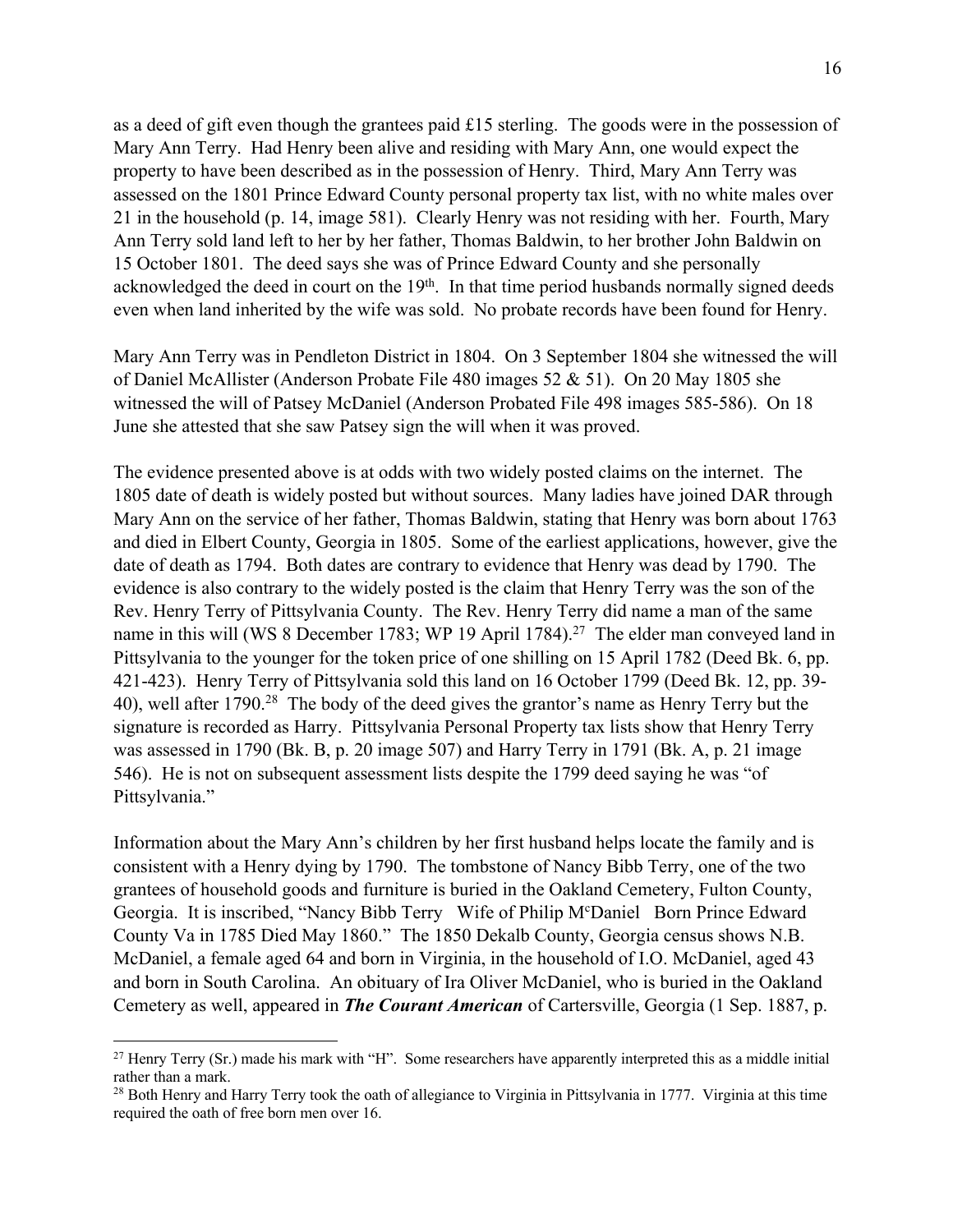as a deed of gift even though the grantees paid £15 sterling. The goods were in the possession of Mary Ann Terry. Had Henry been alive and residing with Mary Ann, one would expect the property to have been described as in the possession of Henry. Third, Mary Ann Terry was assessed on the 1801 Prince Edward County personal property tax list, with no white males over 21 in the household (p. 14, image 581). Clearly Henry was not residing with her. Fourth, Mary Ann Terry sold land left to her by her father, Thomas Baldwin, to her brother John Baldwin on 15 October 1801. The deed says she was of Prince Edward County and she personally acknowledged the deed in court on the 19th. In that time period husbands normally signed deeds even when land inherited by the wife was sold. No probate records have been found for Henry.

Mary Ann Terry was in Pendleton District in 1804. On 3 September 1804 she witnessed the will of Daniel McAllister (Anderson Probate File 480 images 52 & 51). On 20 May 1805 she witnessed the will of Patsey McDaniel (Anderson Probated File 498 images 585-586). On 18 June she attested that she saw Patsey sign the will when it was proved.

The evidence presented above is at odds with two widely posted claims on the internet. The 1805 date of death is widely posted but without sources. Many ladies have joined DAR through Mary Ann on the service of her father, Thomas Baldwin, stating that Henry was born about 1763 and died in Elbert County, Georgia in 1805. Some of the earliest applications, however, give the date of death as 1794. Both dates are contrary to evidence that Henry was dead by 1790. The evidence is also contrary to the widely posted is the claim that Henry Terry was the son of the Rev. Henry Terry of Pittsylvania County. The Rev. Henry Terry did name a man of the same name in this will (WS 8 December 1783; WP 19 April 1784).[27] The elder man conveyed land in Pittsylvania to the younger for the token price of one shilling on 15 April 1782 (Deed Bk. 6, pp. 421-423). Henry Terry of Pittsylvania sold this land on 16 October 1799 (Deed Bk. 12, pp. 39-40), well after 1790.[28] The body of the deed gives the grantor's name as Henry Terry but the signature is recorded as Harry. Pittsylvania Personal Property tax lists show that Henry Terry was assessed in 1790 (Bk. B, p. 20 image 507) and Harry Terry in 1791 (Bk. A, p. 21 image 546). He is not on subsequent assessment lists despite the 1799 deed saying he was "of Pittsylvania."

Information about the Mary Ann's children by her first husband helps locate the family and is consistent with a Henry dying by 1790. The tombstone of Nancy Bibb Terry, one of the two grantees of household goods and furniture is buried in the Oakland Cemetery, Fulton County, Georgia. It is inscribed, "Nancy Bibb Terry Wife of Philip McDaniel Born Prince Edward County Va in 1785 Died May 1860." The 1850 Dekalb County, Georgia census shows N.B. McDaniel, a female aged 64 and born in Virginia, in the household of I.O. McDaniel, aged 43 and born in South Carolina. An obituary of Ira Oliver McDaniel, who is buried in the Oakland Cemetery as well, appeared in ***The Courant American*** of Cartersville, Georgia (1 Sep. 1887, p.

---

[27] Henry Terry (Sr.) made his mark with "H". Some researchers have apparently interpreted this as a middle initial rather than a mark.

[28] Both Henry and Harry Terry took the oath of allegiance to Virginia in Pittsylvania in 1777. Virginia at this time required the oath of free born men over 16.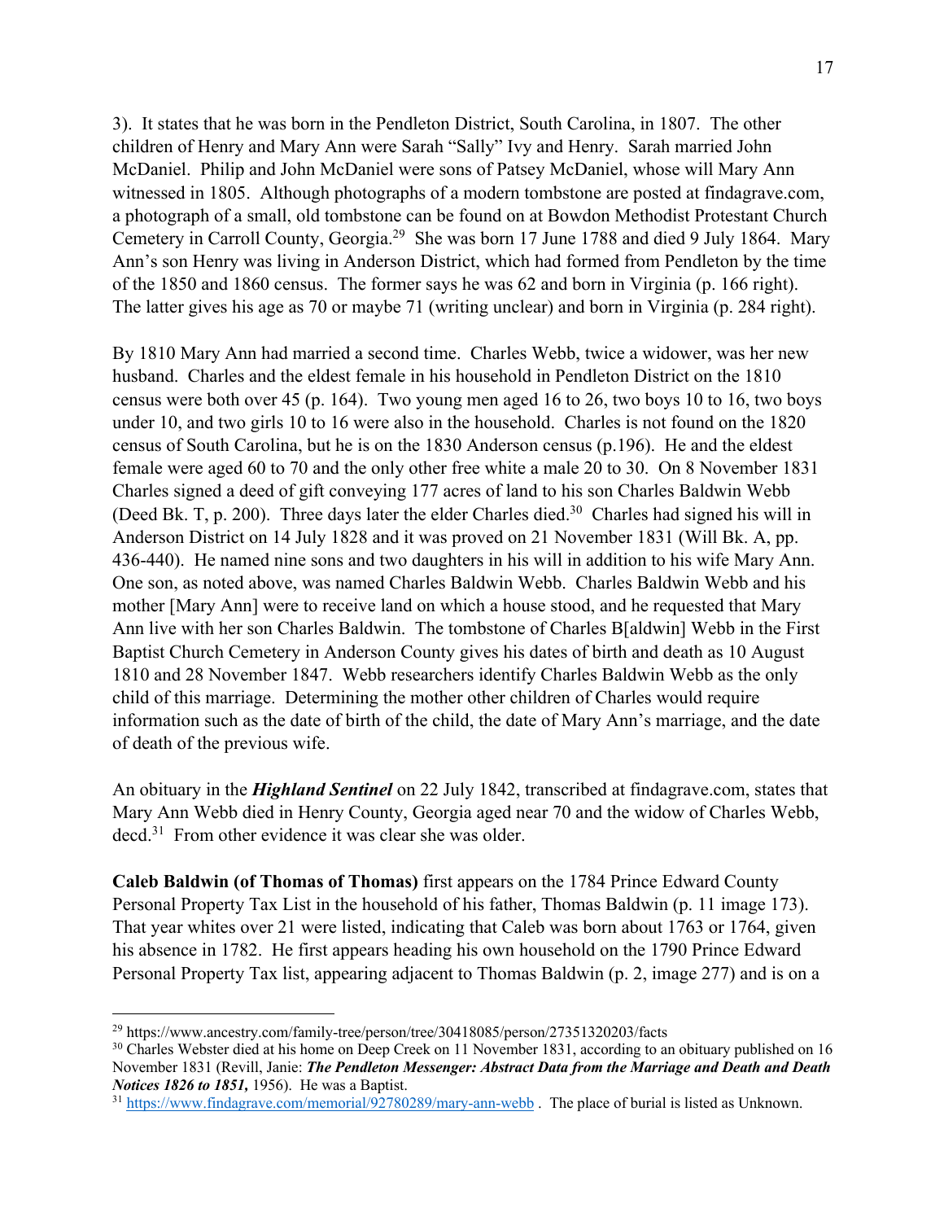3). It states that he was born in the Pendleton District, South Carolina, in 1807. The other children of Henry and Mary Ann were Sarah "Sally" Ivy and Henry. Sarah married John McDaniel. Philip and John McDaniel were sons of Patsey McDaniel, whose will Mary Ann witnessed in 1805. Although photographs of a modern tombstone are posted at findagrave.com, a photograph of a small, old tombstone can be found on at Bowdon Methodist Protestant Church Cemetery in Carroll County, Georgia.[29] She was born 17 June 1788 and died 9 July 1864. Mary Ann's son Henry was living in Anderson District, which had formed from Pendleton by the time of the 1850 and 1860 census. The former says he was 62 and born in Virginia (p. 166 right). The latter gives his age as 70 or maybe 71 (writing unclear) and born in Virginia (p. 284 right).

By 1810 Mary Ann had married a second time. Charles Webb, twice a widower, was her new husband. Charles and the eldest female in his household in Pendleton District on the 1810 census were both over 45 (p. 164). Two young men aged 16 to 26, two boys 10 to 16, two boys under 10, and two girls 10 to 16 were also in the household. Charles is not found on the 1820 census of South Carolina, but he is on the 1830 Anderson census (p.196). He and the eldest female were aged 60 to 70 and the only other free white a male 20 to 30. On 8 November 1831 Charles signed a deed of gift conveying 177 acres of land to his son Charles Baldwin Webb (Deed Bk. T, p. 200). Three days later the elder Charles died.[30] Charles had signed his will in Anderson District on 14 July 1828 and it was proved on 21 November 1831 (Will Bk. A, pp. 436-440). He named nine sons and two daughters in his will in addition to his wife Mary Ann. One son, as noted above, was named Charles Baldwin Webb. Charles Baldwin Webb and his mother [Mary Ann] were to receive land on which a house stood, and he requested that Mary Ann live with her son Charles Baldwin. The tombstone of Charles B[aldwin] Webb in the First Baptist Church Cemetery in Anderson County gives his dates of birth and death as 10 August 1810 and 28 November 1847. Webb researchers identify Charles Baldwin Webb as the only child of this marriage. Determining the mother other children of Charles would require information such as the date of birth of the child, the date of Mary Ann's marriage, and the date of death of the previous wife.

An obituary in the ***Highland Sentinel*** on 22 July 1842, transcribed at findagrave.com, states that Mary Ann Webb died in Henry County, Georgia aged near 70 and the widow of Charles Webb, decd.[31] From other evidence it was clear she was older.

**Caleb Baldwin (of Thomas of Thomas)** first appears on the 1784 Prince Edward County Personal Property Tax List in the household of his father, Thomas Baldwin (p. 11 image 173). That year whites over 21 were listed, indicating that Caleb was born about 1763 or 1764, given his absence in 1782. He first appears heading his own household on the 1790 Prince Edward Personal Property Tax list, appearing adjacent to Thomas Baldwin (p. 2, image 277) and is on a

---

[29] https://www.ancestry.com/family-tree/person/tree/30418085/person/27351320203/facts

[30] Charles Webster died at his home on Deep Creek on 11 November 1831, according to an obituary published on 16 November 1831 (Revill, Janie: ***The Pendleton Messenger: Abstract Data from the Marriage and Death and Death Notices 1826 to 1851,*** 1956). He was a Baptist.

[31] https://www.findagrave.com/memorial/92780289/mary-ann-webb . The place of burial is listed as Unknown.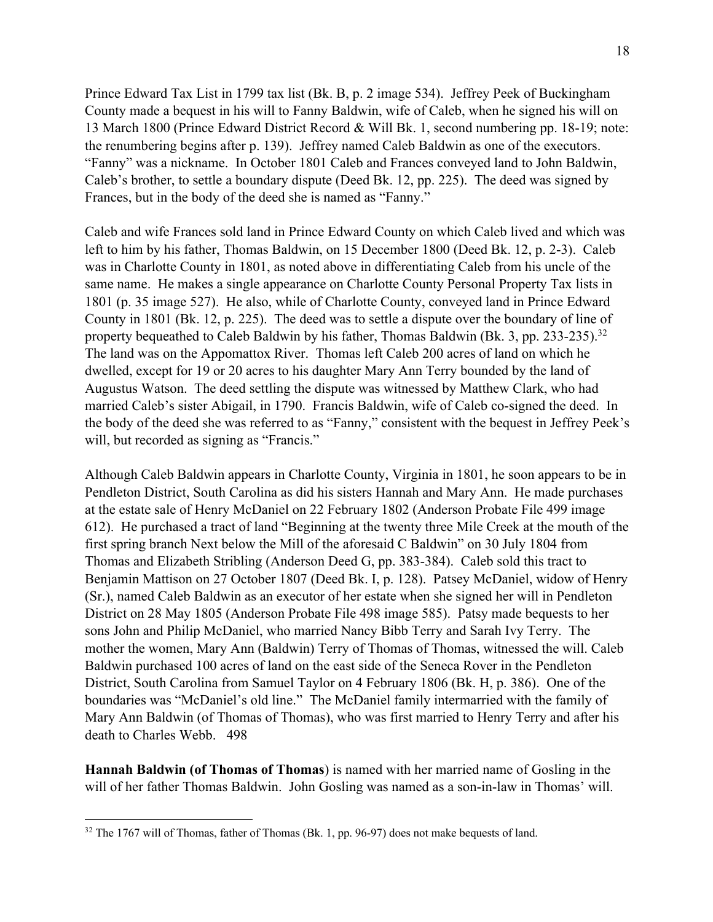Prince Edward Tax List in 1799 tax list (Bk. B, p. 2 image 534). Jeffrey Peek of Buckingham County made a bequest in his will to Fanny Baldwin, wife of Caleb, when he signed his will on 13 March 1800 (Prince Edward District Record & Will Bk. 1, second numbering pp. 18-19; note: the renumbering begins after p. 139). Jeffrey named Caleb Baldwin as one of the executors. "Fanny" was a nickname. In October 1801 Caleb and Frances conveyed land to John Baldwin, Caleb's brother, to settle a boundary dispute (Deed Bk. 12, pp. 225). The deed was signed by Frances, but in the body of the deed she is named as "Fanny."

Caleb and wife Frances sold land in Prince Edward County on which Caleb lived and which was left to him by his father, Thomas Baldwin, on 15 December 1800 (Deed Bk. 12, p. 2-3). Caleb was in Charlotte County in 1801, as noted above in differentiating Caleb from his uncle of the same name. He makes a single appearance on Charlotte County Personal Property Tax lists in 1801 (p. 35 image 527). He also, while of Charlotte County, conveyed land in Prince Edward County in 1801 (Bk. 12, p. 225). The deed was to settle a dispute over the boundary of line of property bequeathed to Caleb Baldwin by his father, Thomas Baldwin (Bk. 3, pp. 233-235).[32] The land was on the Appomattox River. Thomas left Caleb 200 acres of land on which he dwelled, except for 19 or 20 acres to his daughter Mary Ann Terry bounded by the land of Augustus Watson. The deed settling the dispute was witnessed by Matthew Clark, who had married Caleb's sister Abigail, in 1790. Francis Baldwin, wife of Caleb co-signed the deed. In the body of the deed she was referred to as "Fanny," consistent with the bequest in Jeffrey Peek's will, but recorded as signing as "Francis."

Although Caleb Baldwin appears in Charlotte County, Virginia in 1801, he soon appears to be in Pendleton District, South Carolina as did his sisters Hannah and Mary Ann. He made purchases at the estate sale of Henry McDaniel on 22 February 1802 (Anderson Probate File 499 image 612). He purchased a tract of land "Beginning at the twenty three Mile Creek at the mouth of the first spring branch Next below the Mill of the aforesaid C Baldwin" on 30 July 1804 from Thomas and Elizabeth Stribling (Anderson Deed G, pp. 383-384). Caleb sold this tract to Benjamin Mattison on 27 October 1807 (Deed Bk. I, p. 128). Patsey McDaniel, widow of Henry (Sr.), named Caleb Baldwin as an executor of her estate when she signed her will in Pendleton District on 28 May 1805 (Anderson Probate File 498 image 585). Patsy made bequests to her sons John and Philip McDaniel, who married Nancy Bibb Terry and Sarah Ivy Terry. The mother the women, Mary Ann (Baldwin) Terry of Thomas of Thomas, witnessed the will. Caleb Baldwin purchased 100 acres of land on the east side of the Seneca Rover in the Pendleton District, South Carolina from Samuel Taylor on 4 February 1806 (Bk. H, p. 386). One of the boundaries was "McDaniel's old line." The McDaniel family intermarried with the family of Mary Ann Baldwin (of Thomas of Thomas), who was first married to Henry Terry and after his death to Charles Webb. 498

**Hannah Baldwin (of Thomas of Thomas**) is named with her married name of Gosling in the will of her father Thomas Baldwin. John Gosling was named as a son-in-law in Thomas' will.

[32] The 1767 will of Thomas, father of Thomas (Bk. 1, pp. 96-97) does not make bequests of land.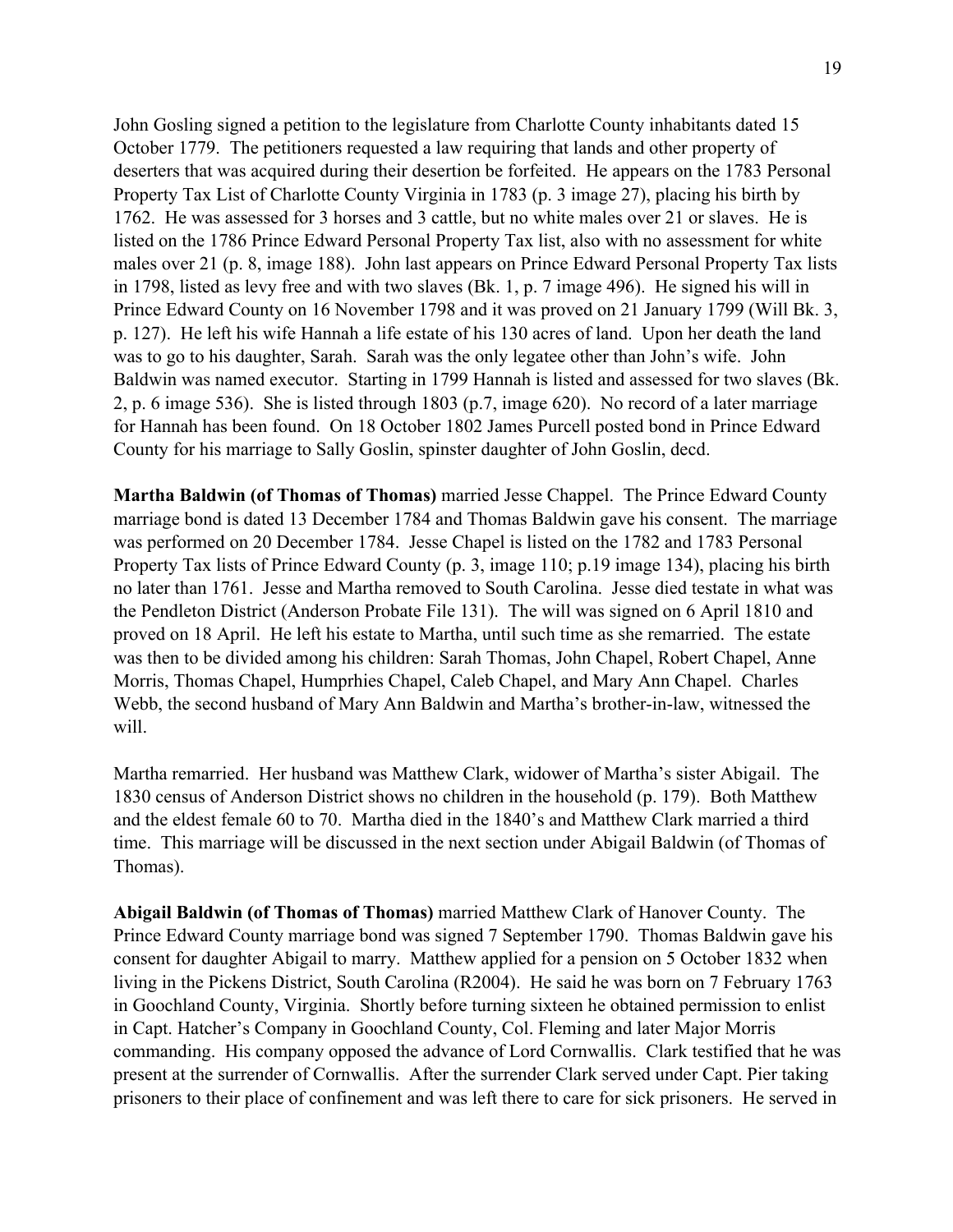John Gosling signed a petition to the legislature from Charlotte County inhabitants dated 15 October 1779. The petitioners requested a law requiring that lands and other property of deserters that was acquired during their desertion be forfeited. He appears on the 1783 Personal Property Tax List of Charlotte County Virginia in 1783 (p. 3 image 27), placing his birth by 1762. He was assessed for 3 horses and 3 cattle, but no white males over 21 or slaves. He is listed on the 1786 Prince Edward Personal Property Tax list, also with no assessment for white males over 21 (p. 8, image 188). John last appears on Prince Edward Personal Property Tax lists in 1798, listed as levy free and with two slaves (Bk. 1, p. 7 image 496). He signed his will in Prince Edward County on 16 November 1798 and it was proved on 21 January 1799 (Will Bk. 3, p. 127). He left his wife Hannah a life estate of his 130 acres of land. Upon her death the land was to go to his daughter, Sarah. Sarah was the only legatee other than John's wife. John Baldwin was named executor. Starting in 1799 Hannah is listed and assessed for two slaves (Bk. 2, p. 6 image 536). She is listed through 1803 (p.7, image 620). No record of a later marriage for Hannah has been found. On 18 October 1802 James Purcell posted bond in Prince Edward County for his marriage to Sally Goslin, spinster daughter of John Goslin, decd.

**Martha Baldwin (of Thomas of Thomas)** married Jesse Chappel. The Prince Edward County marriage bond is dated 13 December 1784 and Thomas Baldwin gave his consent. The marriage was performed on 20 December 1784. Jesse Chapel is listed on the 1782 and 1783 Personal Property Tax lists of Prince Edward County (p. 3, image 110; p.19 image 134), placing his birth no later than 1761. Jesse and Martha removed to South Carolina. Jesse died testate in what was the Pendleton District (Anderson Probate File 131). The will was signed on 6 April 1810 and proved on 18 April. He left his estate to Martha, until such time as she remarried. The estate was then to be divided among his children: Sarah Thomas, John Chapel, Robert Chapel, Anne Morris, Thomas Chapel, Humprhies Chapel, Caleb Chapel, and Mary Ann Chapel. Charles Webb, the second husband of Mary Ann Baldwin and Martha's brother-in-law, witnessed the will.

Martha remarried. Her husband was Matthew Clark, widower of Martha's sister Abigail. The 1830 census of Anderson District shows no children in the household (p. 179). Both Matthew and the eldest female 60 to 70. Martha died in the 1840's and Matthew Clark married a third time. This marriage will be discussed in the next section under Abigail Baldwin (of Thomas of Thomas).

**Abigail Baldwin (of Thomas of Thomas)** married Matthew Clark of Hanover County. The Prince Edward County marriage bond was signed 7 September 1790. Thomas Baldwin gave his consent for daughter Abigail to marry. Matthew applied for a pension on 5 October 1832 when living in the Pickens District, South Carolina (R2004). He said he was born on 7 February 1763 in Goochland County, Virginia. Shortly before turning sixteen he obtained permission to enlist in Capt. Hatcher's Company in Goochland County, Col. Fleming and later Major Morris commanding. His company opposed the advance of Lord Cornwallis. Clark testified that he was present at the surrender of Cornwallis. After the surrender Clark served under Capt. Pier taking prisoners to their place of confinement and was left there to care for sick prisoners. He served in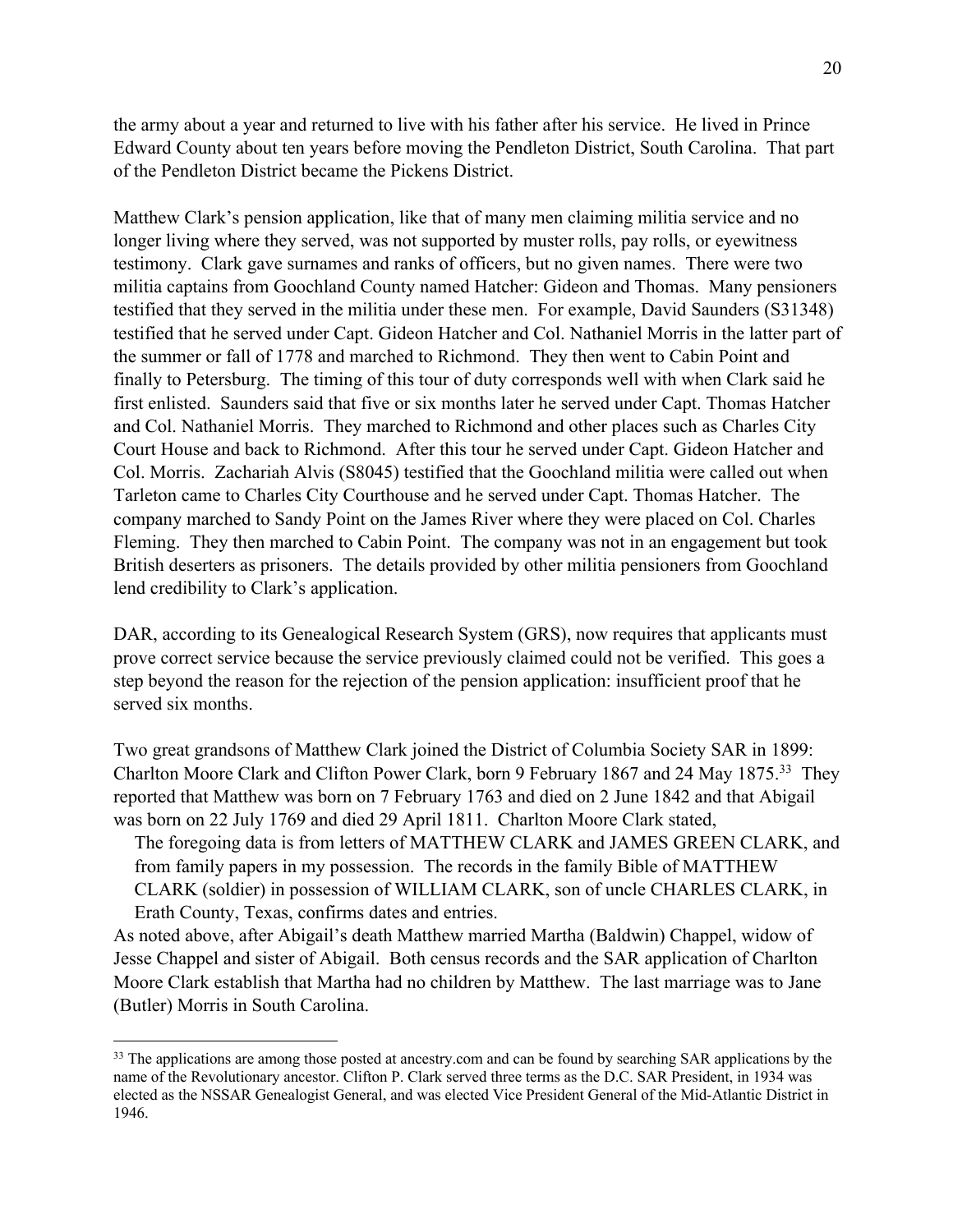the army about a year and returned to live with his father after his service. He lived in Prince Edward County about ten years before moving the Pendleton District, South Carolina. That part of the Pendleton District became the Pickens District.

Matthew Clark's pension application, like that of many men claiming militia service and no longer living where they served, was not supported by muster rolls, pay rolls, or eyewitness testimony. Clark gave surnames and ranks of officers, but no given names. There were two militia captains from Goochland County named Hatcher: Gideon and Thomas. Many pensioners testified that they served in the militia under these men. For example, David Saunders (S31348) testified that he served under Capt. Gideon Hatcher and Col. Nathaniel Morris in the latter part of the summer or fall of 1778 and marched to Richmond. They then went to Cabin Point and finally to Petersburg. The timing of this tour of duty corresponds well with when Clark said he first enlisted. Saunders said that five or six months later he served under Capt. Thomas Hatcher and Col. Nathaniel Morris. They marched to Richmond and other places such as Charles City Court House and back to Richmond. After this tour he served under Capt. Gideon Hatcher and Col. Morris. Zachariah Alvis (S8045) testified that the Goochland militia were called out when Tarleton came to Charles City Courthouse and he served under Capt. Thomas Hatcher. The company marched to Sandy Point on the James River where they were placed on Col. Charles Fleming. They then marched to Cabin Point. The company was not in an engagement but took British deserters as prisoners. The details provided by other militia pensioners from Goochland lend credibility to Clark's application.

DAR, according to its Genealogical Research System (GRS), now requires that applicants must prove correct service because the service previously claimed could not be verified. This goes a step beyond the reason for the rejection of the pension application: insufficient proof that he served six months.

Two great grandsons of Matthew Clark joined the District of Columbia Society SAR in 1899: Charlton Moore Clark and Clifton Power Clark, born 9 February 1867 and 24 May 1875.[33] They reported that Matthew was born on 7 February 1763 and died on 2 June 1842 and that Abigail was born on 22 July 1769 and died 29 April 1811. Charlton Moore Clark stated,

> The foregoing data is from letters of MATTHEW CLARK and JAMES GREEN CLARK, and from family papers in my possession. The records in the family Bible of MATTHEW CLARK (soldier) in possession of WILLIAM CLARK, son of uncle CHARLES CLARK, in Erath County, Texas, confirms dates and entries.

As noted above, after Abigail's death Matthew married Martha (Baldwin) Chappel, widow of Jesse Chappel and sister of Abigail. Both census records and the SAR application of Charlton Moore Clark establish that Martha had no children by Matthew. The last marriage was to Jane (Butler) Morris in South Carolina.

---

[33] The applications are among those posted at ancestry.com and can be found by searching SAR applications by the name of the Revolutionary ancestor. Clifton P. Clark served three terms as the D.C. SAR President, in 1934 was elected as the NSSAR Genealogist General, and was elected Vice President General of the Mid-Atlantic District in 1946.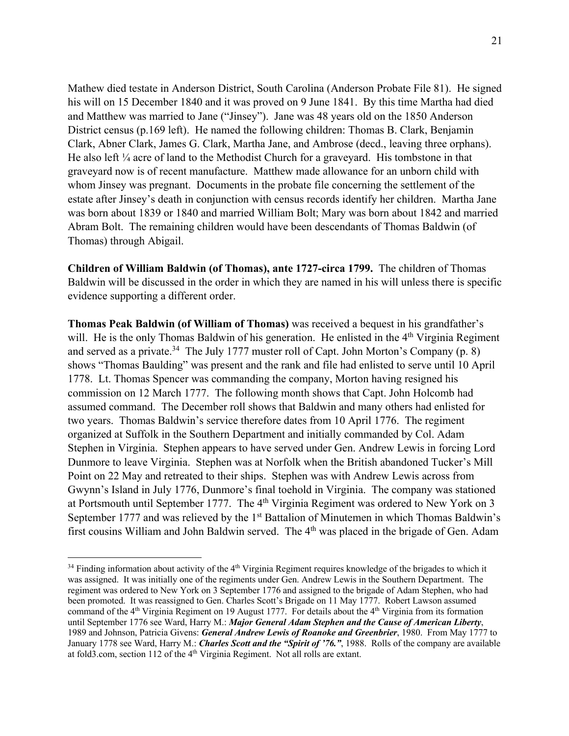Mathew died testate in Anderson District, South Carolina (Anderson Probate File 81). He signed his will on 15 December 1840 and it was proved on 9 June 1841. By this time Martha had died and Matthew was married to Jane ("Jinsey"). Jane was 48 years old on the 1850 Anderson District census (p.169 left). He named the following children: Thomas B. Clark, Benjamin Clark, Abner Clark, James G. Clark, Martha Jane, and Ambrose (decd., leaving three orphans). He also left ¼ acre of land to the Methodist Church for a graveyard. His tombstone in that graveyard now is of recent manufacture. Matthew made allowance for an unborn child with whom Jinsey was pregnant. Documents in the probate file concerning the settlement of the estate after Jinsey's death in conjunction with census records identify her children. Martha Jane was born about 1839 or 1840 and married William Bolt; Mary was born about 1842 and married Abram Bolt. The remaining children would have been descendants of Thomas Baldwin (of Thomas) through Abigail.

**Children of William Baldwin (of Thomas), ante 1727-circa 1799.** The children of Thomas Baldwin will be discussed in the order in which they are named in his will unless there is specific evidence supporting a different order.

**Thomas Peak Baldwin (of William of Thomas)** was received a bequest in his grandfather's will. He is the only Thomas Baldwin of his generation. He enlisted in the 4th Virginia Regiment and served as a private.[34] The July 1777 muster roll of Capt. John Morton's Company (p. 8) shows "Thomas Baulding" was present and the rank and file had enlisted to serve until 10 April 1778. Lt. Thomas Spencer was commanding the company, Morton having resigned his commission on 12 March 1777. The following month shows that Capt. John Holcomb had assumed command. The December roll shows that Baldwin and many others had enlisted for two years. Thomas Baldwin's service therefore dates from 10 April 1776. The regiment organized at Suffolk in the Southern Department and initially commanded by Col. Adam Stephen in Virginia. Stephen appears to have served under Gen. Andrew Lewis in forcing Lord Dunmore to leave Virginia. Stephen was at Norfolk when the British abandoned Tucker's Mill Point on 22 May and retreated to their ships. Stephen was with Andrew Lewis across from Gwynn's Island in July 1776, Dunmore's final toehold in Virginia. The company was stationed at Portsmouth until September 1777. The 4th Virginia Regiment was ordered to New York on 3 September 1777 and was relieved by the 1st Battalion of Minutemen in which Thomas Baldwin's first cousins William and John Baldwin served. The 4th was placed in the brigade of Gen. Adam

[34] Finding information about activity of the 4th Virginia Regiment requires knowledge of the brigades to which it was assigned. It was initially one of the regiments under Gen. Andrew Lewis in the Southern Department. The regiment was ordered to New York on 3 September 1776 and assigned to the brigade of Adam Stephen, who had been promoted. It was reassigned to Gen. Charles Scott's Brigade on 11 May 1777. Robert Lawson assumed command of the 4th Virginia Regiment on 19 August 1777. For details about the 4th Virginia from its formation until September 1776 see Ward, Harry M.: ***Major General Adam Stephen and the Cause of American Liberty***, 1989 and Johnson, Patricia Givens: ***General Andrew Lewis of Roanoke and Greenbrier***, 1980. From May 1777 to January 1778 see Ward, Harry M.: ***Charles Scott and the "Spirit of '76."***, 1988. Rolls of the company are available at fold3.com, section 112 of the 4th Virginia Regiment. Not all rolls are extant.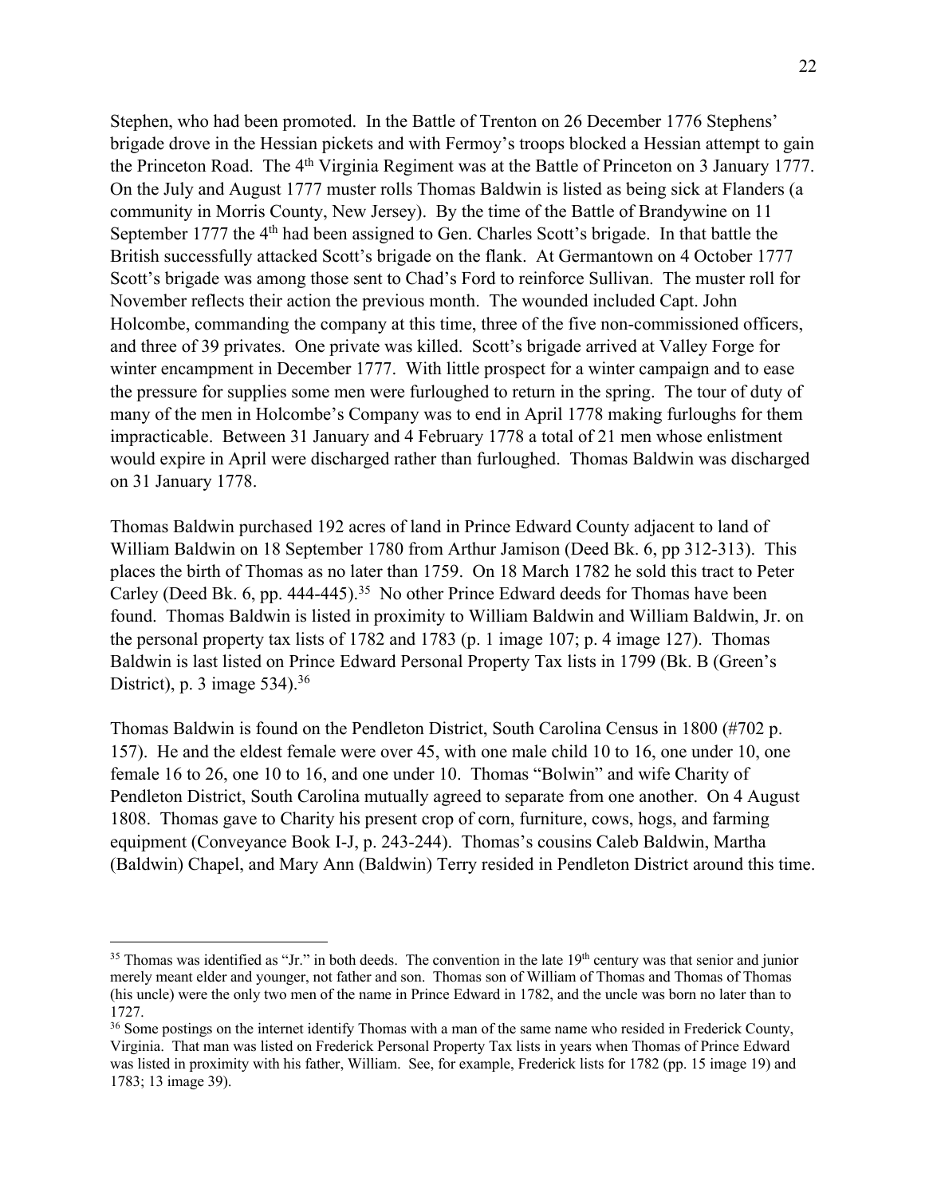Stephen, who had been promoted. In the Battle of Trenton on 26 December 1776 Stephens' brigade drove in the Hessian pickets and with Fermoy's troops blocked a Hessian attempt to gain the Princeton Road. The 4th Virginia Regiment was at the Battle of Princeton on 3 January 1777. On the July and August 1777 muster rolls Thomas Baldwin is listed as being sick at Flanders (a community in Morris County, New Jersey). By the time of the Battle of Brandywine on 11 September 1777 the 4th had been assigned to Gen. Charles Scott's brigade. In that battle the British successfully attacked Scott's brigade on the flank. At Germantown on 4 October 1777 Scott's brigade was among those sent to Chad's Ford to reinforce Sullivan. The muster roll for November reflects their action the previous month. The wounded included Capt. John Holcombe, commanding the company at this time, three of the five non-commissioned officers, and three of 39 privates. One private was killed. Scott's brigade arrived at Valley Forge for winter encampment in December 1777. With little prospect for a winter campaign and to ease the pressure for supplies some men were furloughed to return in the spring. The tour of duty of many of the men in Holcombe's Company was to end in April 1778 making furloughs for them impracticable. Between 31 January and 4 February 1778 a total of 21 men whose enlistment would expire in April were discharged rather than furloughed. Thomas Baldwin was discharged on 31 January 1778.

Thomas Baldwin purchased 192 acres of land in Prince Edward County adjacent to land of William Baldwin on 18 September 1780 from Arthur Jamison (Deed Bk. 6, pp 312-313). This places the birth of Thomas as no later than 1759. On 18 March 1782 he sold this tract to Peter Carley (Deed Bk. 6, pp. 444-445).[35] No other Prince Edward deeds for Thomas have been found. Thomas Baldwin is listed in proximity to William Baldwin and William Baldwin, Jr. on the personal property tax lists of 1782 and 1783 (p. 1 image 107; p. 4 image 127). Thomas Baldwin is last listed on Prince Edward Personal Property Tax lists in 1799 (Bk. B (Green's District), p. 3 image 534).[36]

Thomas Baldwin is found on the Pendleton District, South Carolina Census in 1800 (#702 p. 157). He and the eldest female were over 45, with one male child 10 to 16, one under 10, one female 16 to 26, one 10 to 16, and one under 10. Thomas "Bolwin" and wife Charity of Pendleton District, South Carolina mutually agreed to separate from one another. On 4 August 1808. Thomas gave to Charity his present crop of corn, furniture, cows, hogs, and farming equipment (Conveyance Book I-J, p. 243-244). Thomas's cousins Caleb Baldwin, Martha (Baldwin) Chapel, and Mary Ann (Baldwin) Terry resided in Pendleton District around this time.

---

[35] Thomas was identified as "Jr." in both deeds. The convention in the late 19th century was that senior and junior merely meant elder and younger, not father and son. Thomas son of William of Thomas and Thomas of Thomas (his uncle) were the only two men of the name in Prince Edward in 1782, and the uncle was born no later than to 1727.

[36] Some postings on the internet identify Thomas with a man of the same name who resided in Frederick County, Virginia. That man was listed on Frederick Personal Property Tax lists in years when Thomas of Prince Edward was listed in proximity with his father, William. See, for example, Frederick lists for 1782 (pp. 15 image 19) and 1783; 13 image 39).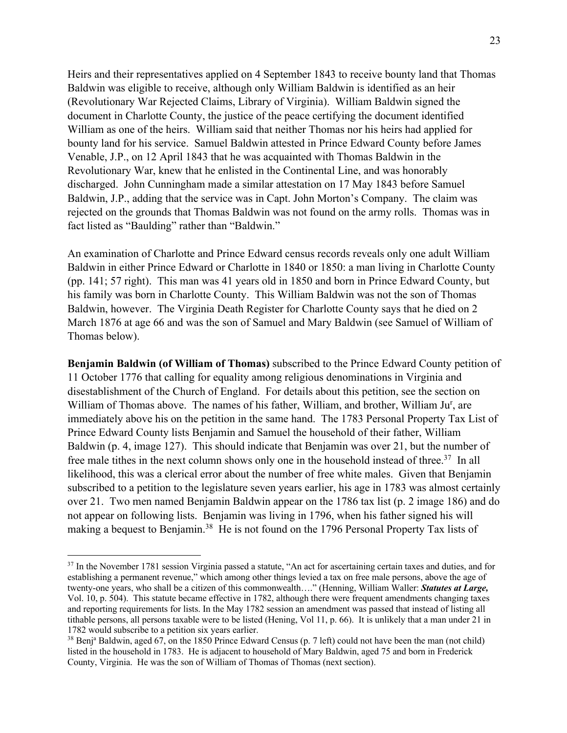Heirs and their representatives applied on 4 September 1843 to receive bounty land that Thomas Baldwin was eligible to receive, although only William Baldwin is identified as an heir (Revolutionary War Rejected Claims, Library of Virginia). William Baldwin signed the document in Charlotte County, the justice of the peace certifying the document identified William as one of the heirs. William said that neither Thomas nor his heirs had applied for bounty land for his service. Samuel Baldwin attested in Prince Edward County before James Venable, J.P., on 12 April 1843 that he was acquainted with Thomas Baldwin in the Revolutionary War, knew that he enlisted in the Continental Line, and was honorably discharged. John Cunningham made a similar attestation on 17 May 1843 before Samuel Baldwin, J.P., adding that the service was in Capt. John Morton's Company. The claim was rejected on the grounds that Thomas Baldwin was not found on the army rolls. Thomas was in fact listed as "Baulding" rather than "Baldwin."

An examination of Charlotte and Prince Edward census records reveals only one adult William Baldwin in either Prince Edward or Charlotte in 1840 or 1850: a man living in Charlotte County (pp. 141; 57 right). This man was 41 years old in 1850 and born in Prince Edward County, but his family was born in Charlotte County. This William Baldwin was not the son of Thomas Baldwin, however. The Virginia Death Register for Charlotte County says that he died on 2 March 1876 at age 66 and was the son of Samuel and Mary Baldwin (see Samuel of William of Thomas below).

**Benjamin Baldwin (of William of Thomas)** subscribed to the Prince Edward County petition of 11 October 1776 that calling for equality among religious denominations in Virginia and disestablishment of the Church of England. For details about this petition, see the section on William of Thomas above. The names of his father, William, and brother, William Ju[r], are immediately above his on the petition in the same hand. The 1783 Personal Property Tax List of Prince Edward County lists Benjamin and Samuel the household of their father, William Baldwin (p. 4, image 127). This should indicate that Benjamin was over 21, but the number of free male tithes in the next column shows only one in the household instead of three.[37] In all likelihood, this was a clerical error about the number of free white males. Given that Benjamin subscribed to a petition to the legislature seven years earlier, his age in 1783 was almost certainly over 21. Two men named Benjamin Baldwin appear on the 1786 tax list (p. 2 image 186) and do not appear on following lists. Benjamin was living in 1796, when his father signed his will making a bequest to Benjamin.[38] He is not found on the 1796 Personal Property Tax lists of

---

[37] In the November 1781 session Virginia passed a statute, "An act for ascertaining certain taxes and duties, and for establishing a permanent revenue," which among other things levied a tax on free male persons, above the age of twenty-one years, who shall be a citizen of this commonwealth…." (Henning, William Waller: ***Statutes at Large,*** Vol. 10, p. 504). This statute became effective in 1782, although there were frequent amendments changing taxes and reporting requirements for lists. In the May 1782 session an amendment was passed that instead of listing all tithable persons, all persons taxable were to be listed (Hening, Vol 11, p. 66). It is unlikely that a man under 21 in 1782 would subscribe to a petition six years earlier.

[38] Benj[a] Baldwin, aged 67, on the 1850 Prince Edward Census (p. 7 left) could not have been the man (not child) listed in the household in 1783. He is adjacent to household of Mary Baldwin, aged 75 and born in Frederick County, Virginia. He was the son of William of Thomas of Thomas (next section).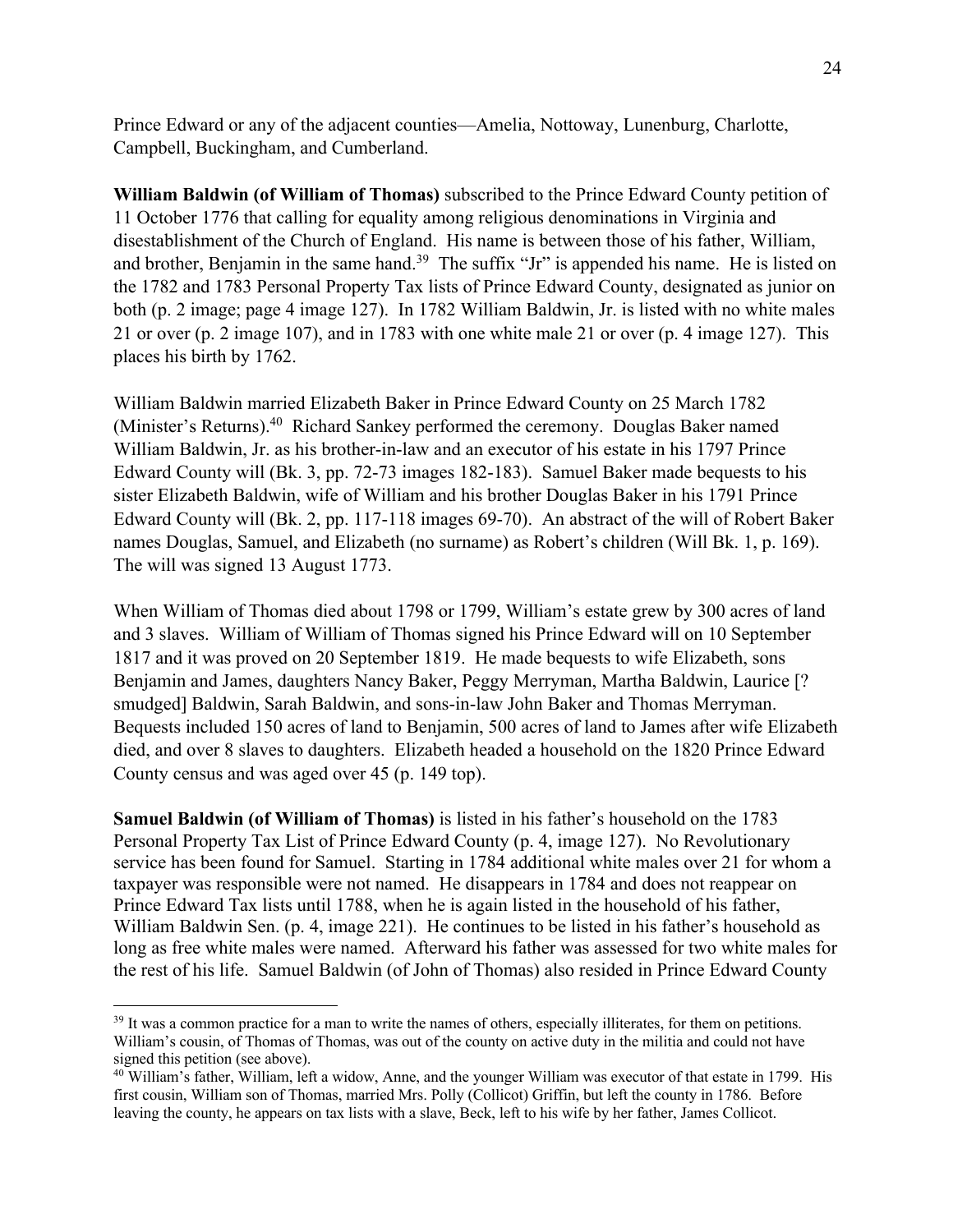Prince Edward or any of the adjacent counties—Amelia, Nottoway, Lunenburg, Charlotte, Campbell, Buckingham, and Cumberland.

**William Baldwin (of William of Thomas)** subscribed to the Prince Edward County petition of 11 October 1776 that calling for equality among religious denominations in Virginia and disestablishment of the Church of England. His name is between those of his father, William, and brother, Benjamin in the same hand.[39] The suffix "Jr" is appended his name. He is listed on the 1782 and 1783 Personal Property Tax lists of Prince Edward County, designated as junior on both (p. 2 image; page 4 image 127). In 1782 William Baldwin, Jr. is listed with no white males 21 or over (p. 2 image 107), and in 1783 with one white male 21 or over (p. 4 image 127). This places his birth by 1762.

William Baldwin married Elizabeth Baker in Prince Edward County on 25 March 1782 (Minister's Returns).[40] Richard Sankey performed the ceremony. Douglas Baker named William Baldwin, Jr. as his brother-in-law and an executor of his estate in his 1797 Prince Edward County will (Bk. 3, pp. 72-73 images 182-183). Samuel Baker made bequests to his sister Elizabeth Baldwin, wife of William and his brother Douglas Baker in his 1791 Prince Edward County will (Bk. 2, pp. 117-118 images 69-70). An abstract of the will of Robert Baker names Douglas, Samuel, and Elizabeth (no surname) as Robert's children (Will Bk. 1, p. 169). The will was signed 13 August 1773.

When William of Thomas died about 1798 or 1799, William's estate grew by 300 acres of land and 3 slaves. William of William of Thomas signed his Prince Edward will on 10 September 1817 and it was proved on 20 September 1819. He made bequests to wife Elizabeth, sons Benjamin and James, daughters Nancy Baker, Peggy Merryman, Martha Baldwin, Laurice [? smudged] Baldwin, Sarah Baldwin, and sons-in-law John Baker and Thomas Merryman. Bequests included 150 acres of land to Benjamin, 500 acres of land to James after wife Elizabeth died, and over 8 slaves to daughters. Elizabeth headed a household on the 1820 Prince Edward County census and was aged over 45 (p. 149 top).

**Samuel Baldwin (of William of Thomas)** is listed in his father's household on the 1783 Personal Property Tax List of Prince Edward County (p. 4, image 127). No Revolutionary service has been found for Samuel. Starting in 1784 additional white males over 21 for whom a taxpayer was responsible were not named. He disappears in 1784 and does not reappear on Prince Edward Tax lists until 1788, when he is again listed in the household of his father, William Baldwin Sen. (p. 4, image 221). He continues to be listed in his father's household as long as free white males were named. Afterward his father was assessed for two white males for the rest of his life. Samuel Baldwin (of John of Thomas) also resided in Prince Edward County

---

[39] It was a common practice for a man to write the names of others, especially illiterates, for them on petitions. William's cousin, of Thomas of Thomas, was out of the county on active duty in the militia and could not have signed this petition (see above).

[40] William's father, William, left a widow, Anne, and the younger William was executor of that estate in 1799. His first cousin, William son of Thomas, married Mrs. Polly (Collicot) Griffin, but left the county in 1786. Before leaving the county, he appears on tax lists with a slave, Beck, left to his wife by her father, James Collicot.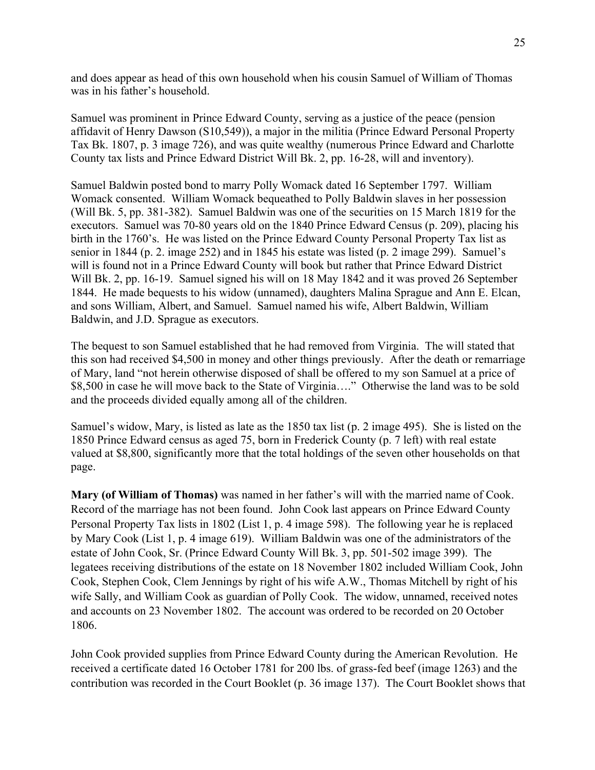and does appear as head of this own household when his cousin Samuel of William of Thomas was in his father's household.

Samuel was prominent in Prince Edward County, serving as a justice of the peace (pension affidavit of Henry Dawson (S10,549)), a major in the militia (Prince Edward Personal Property Tax Bk. 1807, p. 3 image 726), and was quite wealthy (numerous Prince Edward and Charlotte County tax lists and Prince Edward District Will Bk. 2, pp. 16-28, will and inventory).

Samuel Baldwin posted bond to marry Polly Womack dated 16 September 1797. William Womack consented. William Womack bequeathed to Polly Baldwin slaves in her possession (Will Bk. 5, pp. 381-382). Samuel Baldwin was one of the securities on 15 March 1819 for the executors. Samuel was 70-80 years old on the 1840 Prince Edward Census (p. 209), placing his birth in the 1760's. He was listed on the Prince Edward County Personal Property Tax list as senior in 1844 (p. 2. image 252) and in 1845 his estate was listed (p. 2 image 299). Samuel's will is found not in a Prince Edward County will book but rather that Prince Edward District Will Bk. 2, pp. 16-19. Samuel signed his will on 18 May 1842 and it was proved 26 September 1844. He made bequests to his widow (unnamed), daughters Malina Sprague and Ann E. Elcan, and sons William, Albert, and Samuel. Samuel named his wife, Albert Baldwin, William Baldwin, and J.D. Sprague as executors.

The bequest to son Samuel established that he had removed from Virginia. The will stated that this son had received $4,500 in money and other things previously. After the death or remarriage of Mary, land "not herein otherwise disposed of shall be offered to my son Samuel at a price of $8,500 in case he will move back to the State of Virginia…." Otherwise the land was to be sold and the proceeds divided equally among all of the children.

Samuel's widow, Mary, is listed as late as the 1850 tax list (p. 2 image 495). She is listed on the 1850 Prince Edward census as aged 75, born in Frederick County (p. 7 left) with real estate valued at $8,800, significantly more that the total holdings of the seven other households on that page.

**Mary (of William of Thomas)** was named in her father's will with the married name of Cook. Record of the marriage has not been found. John Cook last appears on Prince Edward County Personal Property Tax lists in 1802 (List 1, p. 4 image 598). The following year he is replaced by Mary Cook (List 1, p. 4 image 619). William Baldwin was one of the administrators of the estate of John Cook, Sr. (Prince Edward County Will Bk. 3, pp. 501-502 image 399). The legatees receiving distributions of the estate on 18 November 1802 included William Cook, John Cook, Stephen Cook, Clem Jennings by right of his wife A.W., Thomas Mitchell by right of his wife Sally, and William Cook as guardian of Polly Cook. The widow, unnamed, received notes and accounts on 23 November 1802. The account was ordered to be recorded on 20 October 1806.

John Cook provided supplies from Prince Edward County during the American Revolution. He received a certificate dated 16 October 1781 for 200 lbs. of grass-fed beef (image 1263) and the contribution was recorded in the Court Booklet (p. 36 image 137). The Court Booklet shows that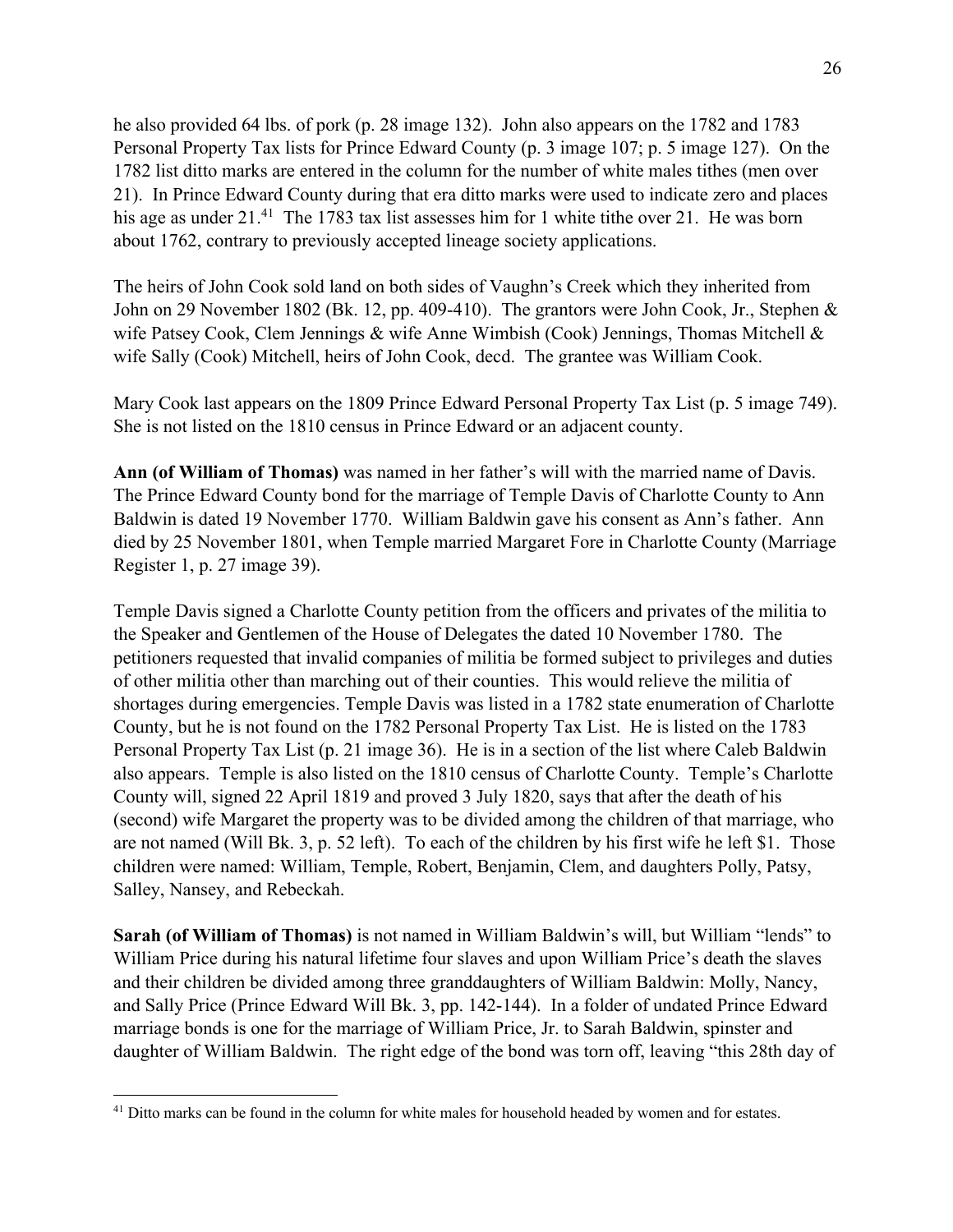he also provided 64 lbs. of pork (p. 28 image 132). John also appears on the 1782 and 1783 Personal Property Tax lists for Prince Edward County (p. 3 image 107; p. 5 image 127). On the 1782 list ditto marks are entered in the column for the number of white males tithes (men over 21). In Prince Edward County during that era ditto marks were used to indicate zero and places his age as under 21.[41] The 1783 tax list assesses him for 1 white tithe over 21. He was born about 1762, contrary to previously accepted lineage society applications.

The heirs of John Cook sold land on both sides of Vaughn's Creek which they inherited from John on 29 November 1802 (Bk. 12, pp. 409-410). The grantors were John Cook, Jr., Stephen & wife Patsey Cook, Clem Jennings & wife Anne Wimbish (Cook) Jennings, Thomas Mitchell & wife Sally (Cook) Mitchell, heirs of John Cook, decd. The grantee was William Cook.

Mary Cook last appears on the 1809 Prince Edward Personal Property Tax List (p. 5 image 749). She is not listed on the 1810 census in Prince Edward or an adjacent county.

**Ann (of William of Thomas)** was named in her father's will with the married name of Davis. The Prince Edward County bond for the marriage of Temple Davis of Charlotte County to Ann Baldwin is dated 19 November 1770. William Baldwin gave his consent as Ann's father. Ann died by 25 November 1801, when Temple married Margaret Fore in Charlotte County (Marriage Register 1, p. 27 image 39).

Temple Davis signed a Charlotte County petition from the officers and privates of the militia to the Speaker and Gentlemen of the House of Delegates the dated 10 November 1780. The petitioners requested that invalid companies of militia be formed subject to privileges and duties of other militia other than marching out of their counties. This would relieve the militia of shortages during emergencies. Temple Davis was listed in a 1782 state enumeration of Charlotte County, but he is not found on the 1782 Personal Property Tax List. He is listed on the 1783 Personal Property Tax List (p. 21 image 36). He is in a section of the list where Caleb Baldwin also appears. Temple is also listed on the 1810 census of Charlotte County. Temple's Charlotte County will, signed 22 April 1819 and proved 3 July 1820, says that after the death of his (second) wife Margaret the property was to be divided among the children of that marriage, who are not named (Will Bk. 3, p. 52 left). To each of the children by his first wife he left $1. Those children were named: William, Temple, Robert, Benjamin, Clem, and daughters Polly, Patsy, Salley, Nansey, and Rebeckah.

**Sarah (of William of Thomas)** is not named in William Baldwin's will, but William "lends" to William Price during his natural lifetime four slaves and upon William Price's death the slaves and their children be divided among three granddaughters of William Baldwin: Molly, Nancy, and Sally Price (Prince Edward Will Bk. 3, pp. 142-144). In a folder of undated Prince Edward marriage bonds is one for the marriage of William Price, Jr. to Sarah Baldwin, spinster and daughter of William Baldwin. The right edge of the bond was torn off, leaving "this 28th day of

---

[41] Ditto marks can be found in the column for white males for household headed by women and for estates.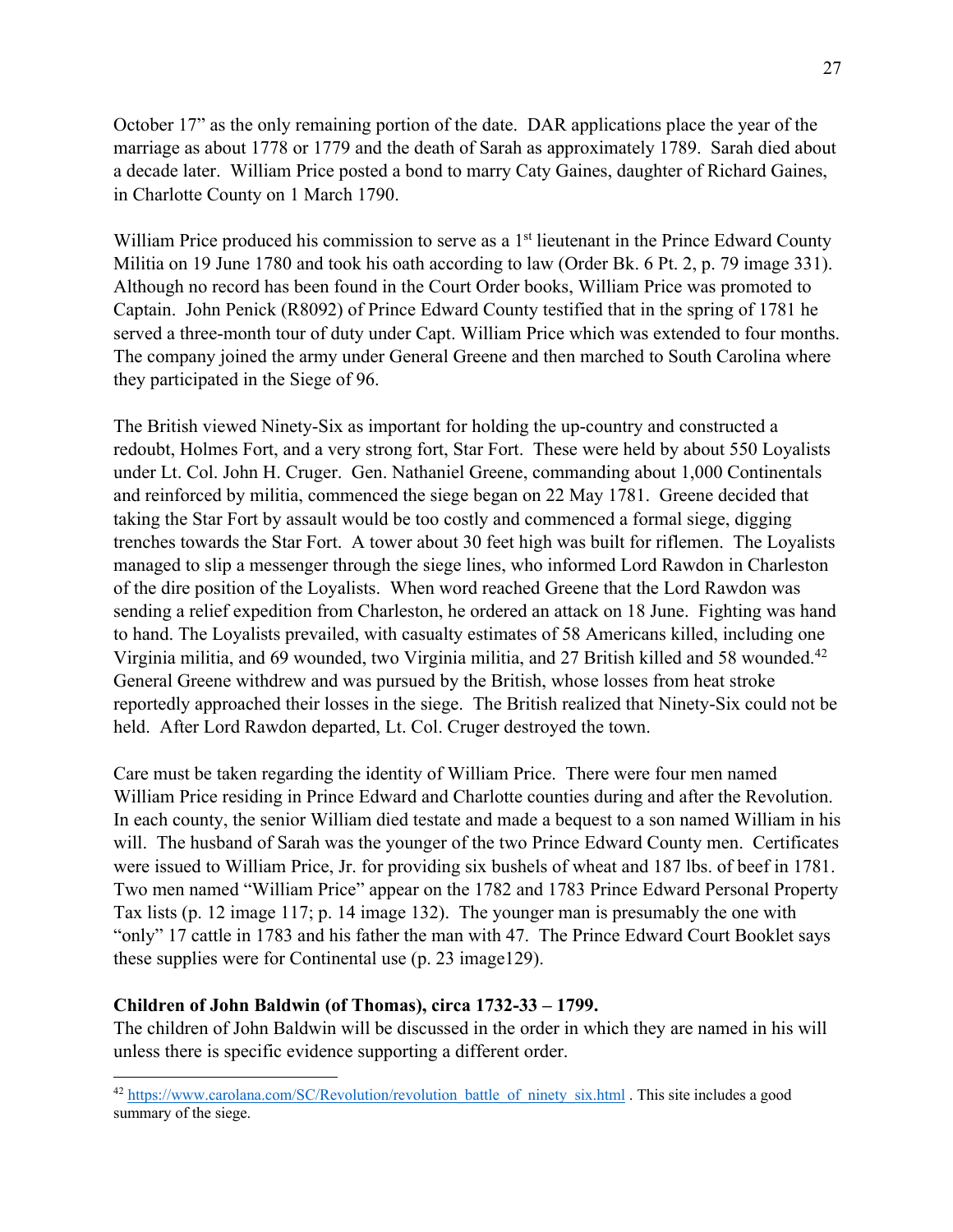October 17" as the only remaining portion of the date. DAR applications place the year of the marriage as about 1778 or 1779 and the death of Sarah as approximately 1789. Sarah died about a decade later. William Price posted a bond to marry Caty Gaines, daughter of Richard Gaines, in Charlotte County on 1 March 1790.

William Price produced his commission to serve as a 1st lieutenant in the Prince Edward County Militia on 19 June 1780 and took his oath according to law (Order Bk. 6 Pt. 2, p. 79 image 331). Although no record has been found in the Court Order books, William Price was promoted to Captain. John Penick (R8092) of Prince Edward County testified that in the spring of 1781 he served a three-month tour of duty under Capt. William Price which was extended to four months. The company joined the army under General Greene and then marched to South Carolina where they participated in the Siege of 96.

The British viewed Ninety-Six as important for holding the up-country and constructed a redoubt, Holmes Fort, and a very strong fort, Star Fort. These were held by about 550 Loyalists under Lt. Col. John H. Cruger. Gen. Nathaniel Greene, commanding about 1,000 Continentals and reinforced by militia, commenced the siege began on 22 May 1781. Greene decided that taking the Star Fort by assault would be too costly and commenced a formal siege, digging trenches towards the Star Fort. A tower about 30 feet high was built for riflemen. The Loyalists managed to slip a messenger through the siege lines, who informed Lord Rawdon in Charleston of the dire position of the Loyalists. When word reached Greene that the Lord Rawdon was sending a relief expedition from Charleston, he ordered an attack on 18 June. Fighting was hand to hand. The Loyalists prevailed, with casualty estimates of 58 Americans killed, including one Virginia militia, and 69 wounded, two Virginia militia, and 27 British killed and 58 wounded.[42] General Greene withdrew and was pursued by the British, whose losses from heat stroke reportedly approached their losses in the siege. The British realized that Ninety-Six could not be held. After Lord Rawdon departed, Lt. Col. Cruger destroyed the town.

Care must be taken regarding the identity of William Price. There were four men named William Price residing in Prince Edward and Charlotte counties during and after the Revolution. In each county, the senior William died testate and made a bequest to a son named William in his will. The husband of Sarah was the younger of the two Prince Edward County men. Certificates were issued to William Price, Jr. for providing six bushels of wheat and 187 lbs. of beef in 1781. Two men named "William Price" appear on the 1782 and 1783 Prince Edward Personal Property Tax lists (p. 12 image 117; p. 14 image 132). The younger man is presumably the one with "only" 17 cattle in 1783 and his father the man with 47. The Prince Edward Court Booklet says these supplies were for Continental use (p. 23 image129).

**Children of John Baldwin (of Thomas), circa 1732-33 – 1799.**

The children of John Baldwin will be discussed in the order in which they are named in his will unless there is specific evidence supporting a different order.

[42] https://www.carolana.com/SC/Revolution/revolution_battle_of_ninety_six.html . This site includes a good summary of the siege.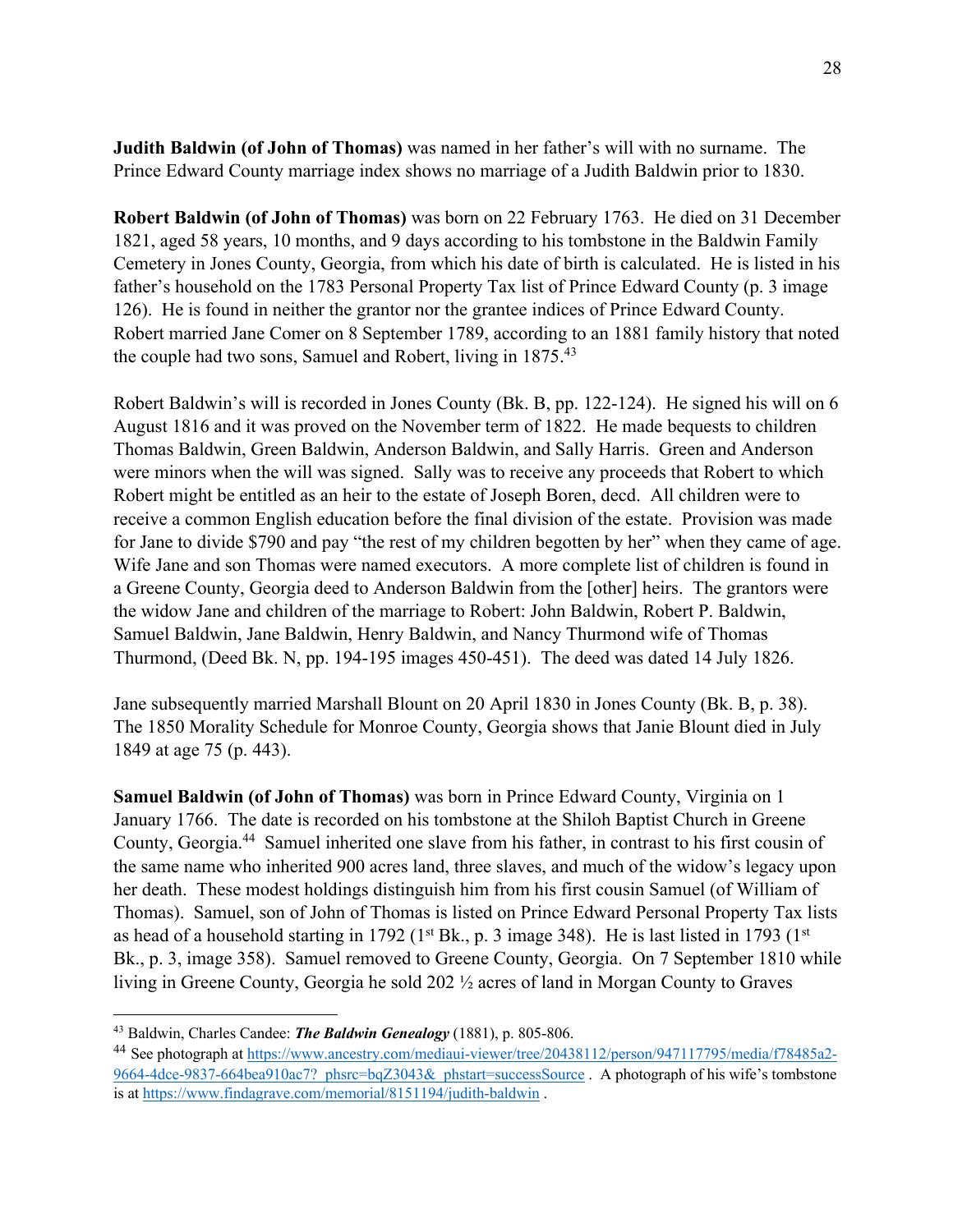**Judith Baldwin (of John of Thomas)** was named in her father's will with no surname. The Prince Edward County marriage index shows no marriage of a Judith Baldwin prior to 1830.

**Robert Baldwin (of John of Thomas)** was born on 22 February 1763. He died on 31 December 1821, aged 58 years, 10 months, and 9 days according to his tombstone in the Baldwin Family Cemetery in Jones County, Georgia, from which his date of birth is calculated. He is listed in his father's household on the 1783 Personal Property Tax list of Prince Edward County (p. 3 image 126). He is found in neither the grantor nor the grantee indices of Prince Edward County. Robert married Jane Comer on 8 September 1789, according to an 1881 family history that noted the couple had two sons, Samuel and Robert, living in 1875.[43]

Robert Baldwin's will is recorded in Jones County (Bk. B, pp. 122-124). He signed his will on 6 August 1816 and it was proved on the November term of 1822. He made bequests to children Thomas Baldwin, Green Baldwin, Anderson Baldwin, and Sally Harris. Green and Anderson were minors when the will was signed. Sally was to receive any proceeds that Robert to which Robert might be entitled as an heir to the estate of Joseph Boren, decd. All children were to receive a common English education before the final division of the estate. Provision was made for Jane to divide $790 and pay "the rest of my children begotten by her" when they came of age. Wife Jane and son Thomas were named executors. A more complete list of children is found in a Greene County, Georgia deed to Anderson Baldwin from the [other] heirs. The grantors were the widow Jane and children of the marriage to Robert: John Baldwin, Robert P. Baldwin, Samuel Baldwin, Jane Baldwin, Henry Baldwin, and Nancy Thurmond wife of Thomas Thurmond, (Deed Bk. N, pp. 194-195 images 450-451). The deed was dated 14 July 1826.

Jane subsequently married Marshall Blount on 20 April 1830 in Jones County (Bk. B, p. 38). The 1850 Morality Schedule for Monroe County, Georgia shows that Janie Blount died in July 1849 at age 75 (p. 443).

**Samuel Baldwin (of John of Thomas)** was born in Prince Edward County, Virginia on 1 January 1766. The date is recorded on his tombstone at the Shiloh Baptist Church in Greene County, Georgia.[44] Samuel inherited one slave from his father, in contrast to his first cousin of the same name who inherited 900 acres land, three slaves, and much of the widow's legacy upon her death. These modest holdings distinguish him from his first cousin Samuel (of William of Thomas). Samuel, son of John of Thomas is listed on Prince Edward Personal Property Tax lists as head of a household starting in 1792 (1st Bk., p. 3 image 348). He is last listed in 1793 (1st Bk., p. 3, image 358). Samuel removed to Greene County, Georgia. On 7 September 1810 while living in Greene County, Georgia he sold 202 ½ acres of land in Morgan County to Graves

---

[43] Baldwin, Charles Candee: ***The Baldwin Genealogy*** (1881), p. 805-806.

[44] See photograph at https://www.ancestry.com/mediaui-viewer/tree/20438112/person/947117795/media/f78485a2-9664-4dce-9837-664bea910ac7?_phsrc=bqZ3043&_phstart=successSource . A photograph of his wife's tombstone is at https://www.findagrave.com/memorial/8151194/judith-baldwin .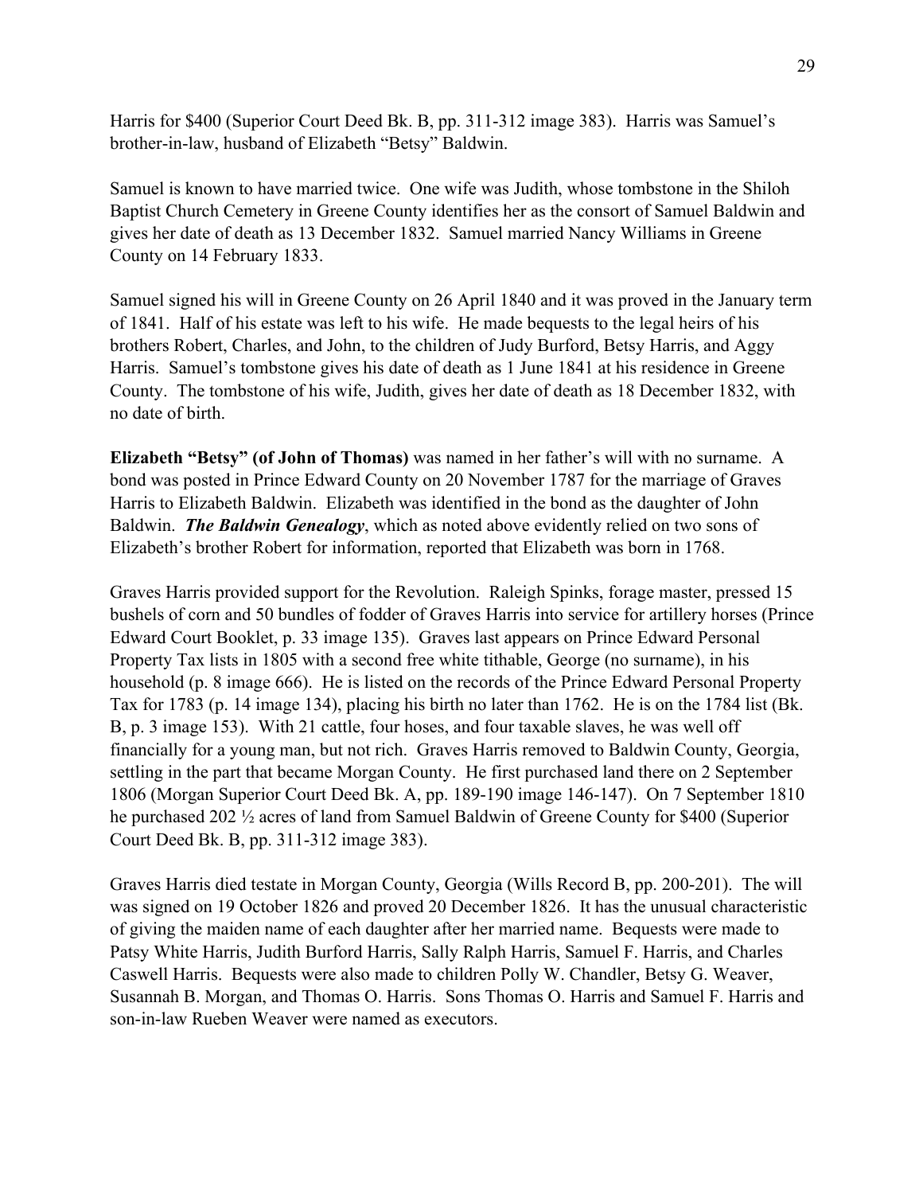Harris for $400 (Superior Court Deed Bk. B, pp. 311-312 image 383). Harris was Samuel's brother-in-law, husband of Elizabeth "Betsy" Baldwin.

Samuel is known to have married twice. One wife was Judith, whose tombstone in the Shiloh Baptist Church Cemetery in Greene County identifies her as the consort of Samuel Baldwin and gives her date of death as 13 December 1832. Samuel married Nancy Williams in Greene County on 14 February 1833.

Samuel signed his will in Greene County on 26 April 1840 and it was proved in the January term of 1841. Half of his estate was left to his wife. He made bequests to the legal heirs of his brothers Robert, Charles, and John, to the children of Judy Burford, Betsy Harris, and Aggy Harris. Samuel's tombstone gives his date of death as 1 June 1841 at his residence in Greene County. The tombstone of his wife, Judith, gives her date of death as 18 December 1832, with no date of birth.

**Elizabeth "Betsy" (of John of Thomas)** was named in her father's will with no surname. A bond was posted in Prince Edward County on 20 November 1787 for the marriage of Graves Harris to Elizabeth Baldwin. Elizabeth was identified in the bond as the daughter of John Baldwin. ***The Baldwin Genealogy***, which as noted above evidently relied on two sons of Elizabeth's brother Robert for information, reported that Elizabeth was born in 1768.

Graves Harris provided support for the Revolution. Raleigh Spinks, forage master, pressed 15 bushels of corn and 50 bundles of fodder of Graves Harris into service for artillery horses (Prince Edward Court Booklet, p. 33 image 135). Graves last appears on Prince Edward Personal Property Tax lists in 1805 with a second free white tithable, George (no surname), in his household (p. 8 image 666). He is listed on the records of the Prince Edward Personal Property Tax for 1783 (p. 14 image 134), placing his birth no later than 1762. He is on the 1784 list (Bk. B, p. 3 image 153). With 21 cattle, four hoses, and four taxable slaves, he was well off financially for a young man, but not rich. Graves Harris removed to Baldwin County, Georgia, settling in the part that became Morgan County. He first purchased land there on 2 September 1806 (Morgan Superior Court Deed Bk. A, pp. 189-190 image 146-147). On 7 September 1810 he purchased 202 ½ acres of land from Samuel Baldwin of Greene County for $400 (Superior Court Deed Bk. B, pp. 311-312 image 383).

Graves Harris died testate in Morgan County, Georgia (Wills Record B, pp. 200-201). The will was signed on 19 October 1826 and proved 20 December 1826. It has the unusual characteristic of giving the maiden name of each daughter after her married name. Bequests were made to Patsy White Harris, Judith Burford Harris, Sally Ralph Harris, Samuel F. Harris, and Charles Caswell Harris. Bequests were also made to children Polly W. Chandler, Betsy G. Weaver, Susannah B. Morgan, and Thomas O. Harris. Sons Thomas O. Harris and Samuel F. Harris and son-in-law Rueben Weaver were named as executors.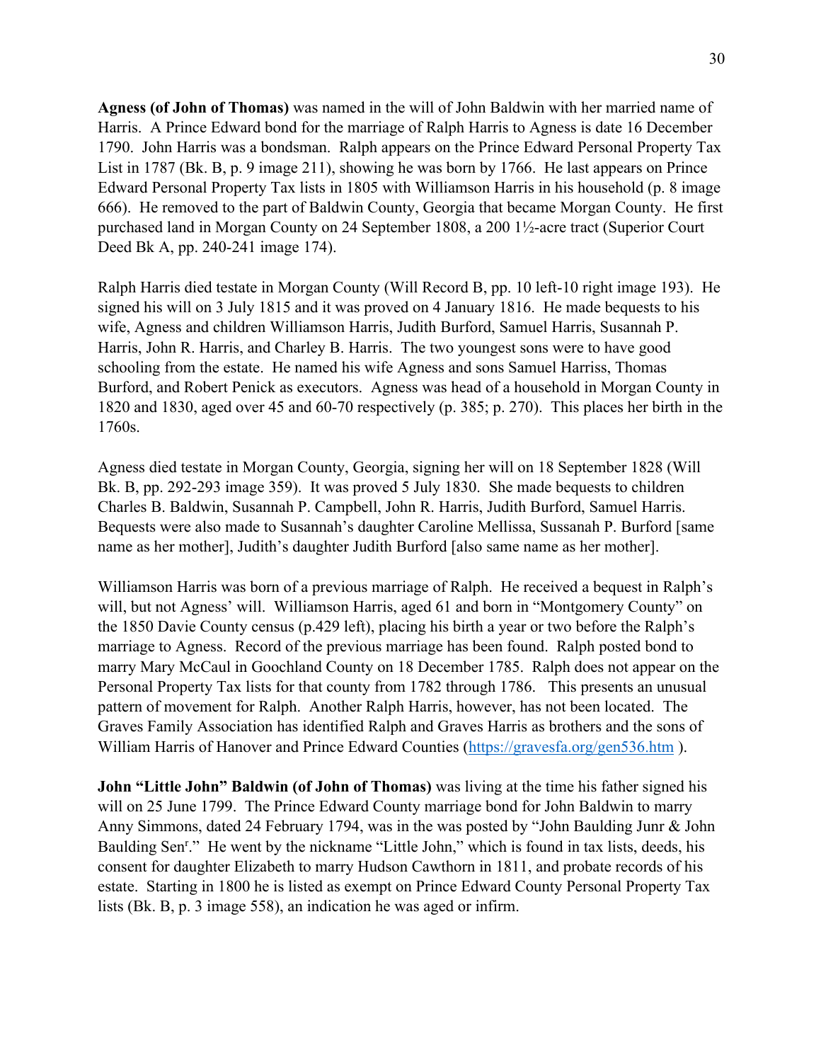**Agness (of John of Thomas)** was named in the will of John Baldwin with her married name of Harris. A Prince Edward bond for the marriage of Ralph Harris to Agness is date 16 December 1790. John Harris was a bondsman. Ralph appears on the Prince Edward Personal Property Tax List in 1787 (Bk. B, p. 9 image 211), showing he was born by 1766. He last appears on Prince Edward Personal Property Tax lists in 1805 with Williamson Harris in his household (p. 8 image 666). He removed to the part of Baldwin County, Georgia that became Morgan County. He first purchased land in Morgan County on 24 September 1808, a 200 1½-acre tract (Superior Court Deed Bk A, pp. 240-241 image 174).

Ralph Harris died testate in Morgan County (Will Record B, pp. 10 left-10 right image 193). He signed his will on 3 July 1815 and it was proved on 4 January 1816. He made bequests to his wife, Agness and children Williamson Harris, Judith Burford, Samuel Harris, Susannah P. Harris, John R. Harris, and Charley B. Harris. The two youngest sons were to have good schooling from the estate. He named his wife Agness and sons Samuel Harriss, Thomas Burford, and Robert Penick as executors. Agness was head of a household in Morgan County in 1820 and 1830, aged over 45 and 60-70 respectively (p. 385; p. 270). This places her birth in the 1760s.

Agness died testate in Morgan County, Georgia, signing her will on 18 September 1828 (Will Bk. B, pp. 292-293 image 359). It was proved 5 July 1830. She made bequests to children Charles B. Baldwin, Susannah P. Campbell, John R. Harris, Judith Burford, Samuel Harris. Bequests were also made to Susannah's daughter Caroline Mellissa, Sussanah P. Burford [same name as her mother], Judith's daughter Judith Burford [also same name as her mother].

Williamson Harris was born of a previous marriage of Ralph. He received a bequest in Ralph's will, but not Agness' will. Williamson Harris, aged 61 and born in "Montgomery County" on the 1850 Davie County census (p.429 left), placing his birth a year or two before the Ralph's marriage to Agness. Record of the previous marriage has been found. Ralph posted bond to marry Mary McCaul in Goochland County on 18 December 1785. Ralph does not appear on the Personal Property Tax lists for that county from 1782 through 1786. This presents an unusual pattern of movement for Ralph. Another Ralph Harris, however, has not been located. The Graves Family Association has identified Ralph and Graves Harris as brothers and the sons of William Harris of Hanover and Prince Edward Counties (https://gravesfa.org/gen536.htm ).

**John "Little John" Baldwin (of John of Thomas)** was living at the time his father signed his will on 25 June 1799. The Prince Edward County marriage bond for John Baldwin to marry Anny Simmons, dated 24 February 1794, was in the was posted by "John Baulding Junr & John Baulding Sen^r^." He went by the nickname "Little John," which is found in tax lists, deeds, his consent for daughter Elizabeth to marry Hudson Cawthorn in 1811, and probate records of his estate. Starting in 1800 he is listed as exempt on Prince Edward County Personal Property Tax lists (Bk. B, p. 3 image 558), an indication he was aged or infirm.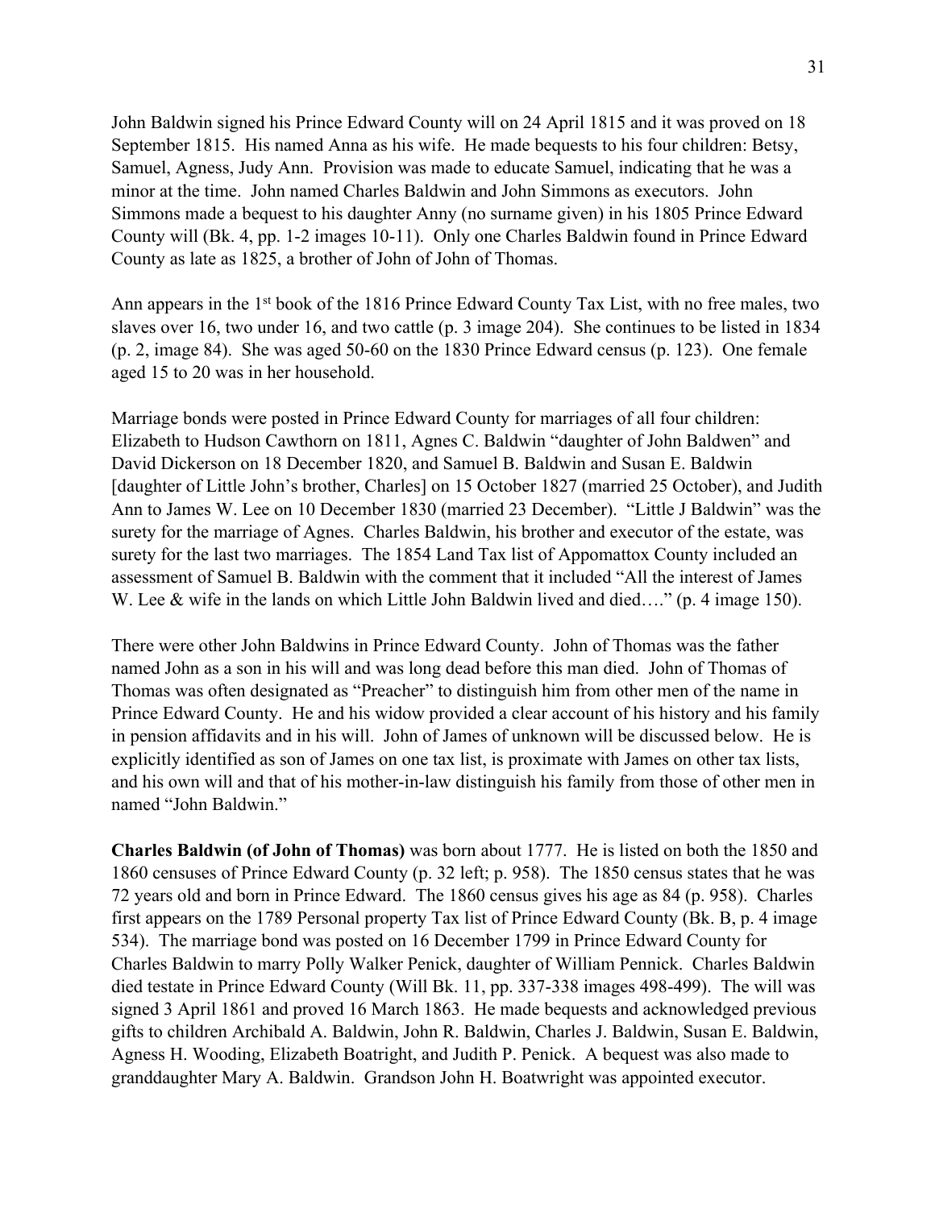John Baldwin signed his Prince Edward County will on 24 April 1815 and it was proved on 18 September 1815. His named Anna as his wife. He made bequests to his four children: Betsy, Samuel, Agness, Judy Ann. Provision was made to educate Samuel, indicating that he was a minor at the time. John named Charles Baldwin and John Simmons as executors. John Simmons made a bequest to his daughter Anny (no surname given) in his 1805 Prince Edward County will (Bk. 4, pp. 1-2 images 10-11). Only one Charles Baldwin found in Prince Edward County as late as 1825, a brother of John of John of Thomas.

Ann appears in the 1st book of the 1816 Prince Edward County Tax List, with no free males, two slaves over 16, two under 16, and two cattle (p. 3 image 204). She continues to be listed in 1834 (p. 2, image 84). She was aged 50-60 on the 1830 Prince Edward census (p. 123). One female aged 15 to 20 was in her household.

Marriage bonds were posted in Prince Edward County for marriages of all four children: Elizabeth to Hudson Cawthorn on 1811, Agnes C. Baldwin "daughter of John Baldwen" and David Dickerson on 18 December 1820, and Samuel B. Baldwin and Susan E. Baldwin [daughter of Little John's brother, Charles] on 15 October 1827 (married 25 October), and Judith Ann to James W. Lee on 10 December 1830 (married 23 December). "Little J Baldwin" was the surety for the marriage of Agnes. Charles Baldwin, his brother and executor of the estate, was surety for the last two marriages. The 1854 Land Tax list of Appomattox County included an assessment of Samuel B. Baldwin with the comment that it included "All the interest of James W. Lee & wife in the lands on which Little John Baldwin lived and died…." (p. 4 image 150).

There were other John Baldwins in Prince Edward County. John of Thomas was the father named John as a son in his will and was long dead before this man died. John of Thomas of Thomas was often designated as "Preacher" to distinguish him from other men of the name in Prince Edward County. He and his widow provided a clear account of his history and his family in pension affidavits and in his will. John of James of unknown will be discussed below. He is explicitly identified as son of James on one tax list, is proximate with James on other tax lists, and his own will and that of his mother-in-law distinguish his family from those of other men in named "John Baldwin."

**Charles Baldwin (of John of Thomas)** was born about 1777. He is listed on both the 1850 and 1860 censuses of Prince Edward County (p. 32 left; p. 958). The 1850 census states that he was 72 years old and born in Prince Edward. The 1860 census gives his age as 84 (p. 958). Charles first appears on the 1789 Personal property Tax list of Prince Edward County (Bk. B, p. 4 image 534). The marriage bond was posted on 16 December 1799 in Prince Edward County for Charles Baldwin to marry Polly Walker Penick, daughter of William Pennick. Charles Baldwin died testate in Prince Edward County (Will Bk. 11, pp. 337-338 images 498-499). The will was signed 3 April 1861 and proved 16 March 1863. He made bequests and acknowledged previous gifts to children Archibald A. Baldwin, John R. Baldwin, Charles J. Baldwin, Susan E. Baldwin, Agness H. Wooding, Elizabeth Boatright, and Judith P. Penick. A bequest was also made to granddaughter Mary A. Baldwin. Grandson John H. Boatwright was appointed executor.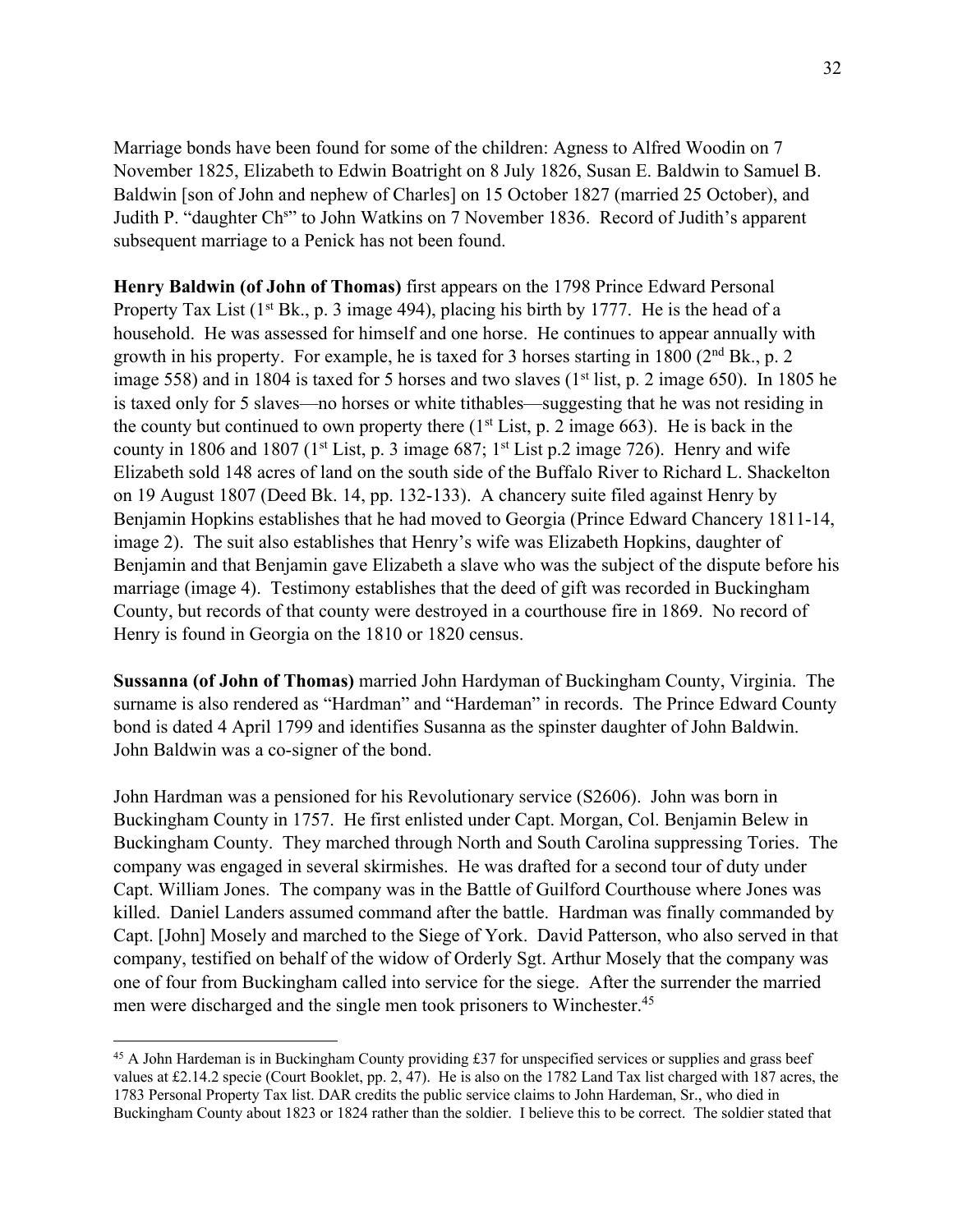Marriage bonds have been found for some of the children: Agness to Alfred Woodin on 7 November 1825, Elizabeth to Edwin Boatright on 8 July 1826, Susan E. Baldwin to Samuel B. Baldwin [son of John and nephew of Charles] on 15 October 1827 (married 25 October), and Judith P. "daughter Chs" to John Watkins on 7 November 1836. Record of Judith's apparent subsequent marriage to a Penick has not been found.

**Henry Baldwin (of John of Thomas)** first appears on the 1798 Prince Edward Personal Property Tax List (1st Bk., p. 3 image 494), placing his birth by 1777. He is the head of a household. He was assessed for himself and one horse. He continues to appear annually with growth in his property. For example, he is taxed for 3 horses starting in 1800 (2nd Bk., p. 2 image 558) and in 1804 is taxed for 5 horses and two slaves (1st list, p. 2 image 650). In 1805 he is taxed only for 5 slaves—no horses or white tithables—suggesting that he was not residing in the county but continued to own property there (1st List, p. 2 image 663). He is back in the county in 1806 and 1807 (1st List, p. 3 image 687; 1st List p.2 image 726). Henry and wife Elizabeth sold 148 acres of land on the south side of the Buffalo River to Richard L. Shackelton on 19 August 1807 (Deed Bk. 14, pp. 132-133). A chancery suite filed against Henry by Benjamin Hopkins establishes that he had moved to Georgia (Prince Edward Chancery 1811-14, image 2). The suit also establishes that Henry's wife was Elizabeth Hopkins, daughter of Benjamin and that Benjamin gave Elizabeth a slave who was the subject of the dispute before his marriage (image 4). Testimony establishes that the deed of gift was recorded in Buckingham County, but records of that county were destroyed in a courthouse fire in 1869. No record of Henry is found in Georgia on the 1810 or 1820 census.

**Sussanna (of John of Thomas)** married John Hardyman of Buckingham County, Virginia. The surname is also rendered as "Hardman" and "Hardeman" in records. The Prince Edward County bond is dated 4 April 1799 and identifies Susanna as the spinster daughter of John Baldwin. John Baldwin was a co-signer of the bond.

John Hardman was a pensioned for his Revolutionary service (S2606). John was born in Buckingham County in 1757. He first enlisted under Capt. Morgan, Col. Benjamin Belew in Buckingham County. They marched through North and South Carolina suppressing Tories. The company was engaged in several skirmishes. He was drafted for a second tour of duty under Capt. William Jones. The company was in the Battle of Guilford Courthouse where Jones was killed. Daniel Landers assumed command after the battle. Hardman was finally commanded by Capt. [John] Mosely and marched to the Siege of York. David Patterson, who also served in that company, testified on behalf of the widow of Orderly Sgt. Arthur Mosely that the company was one of four from Buckingham called into service for the siege. After the surrender the married men were discharged and the single men took prisoners to Winchester.[45]

[45] A John Hardeman is in Buckingham County providing £37 for unspecified services or supplies and grass beef values at £2.14.2 specie (Court Booklet, pp. 2, 47). He is also on the 1782 Land Tax list charged with 187 acres, the 1783 Personal Property Tax list. DAR credits the public service claims to John Hardeman, Sr., who died in Buckingham County about 1823 or 1824 rather than the soldier. I believe this to be correct. The soldier stated that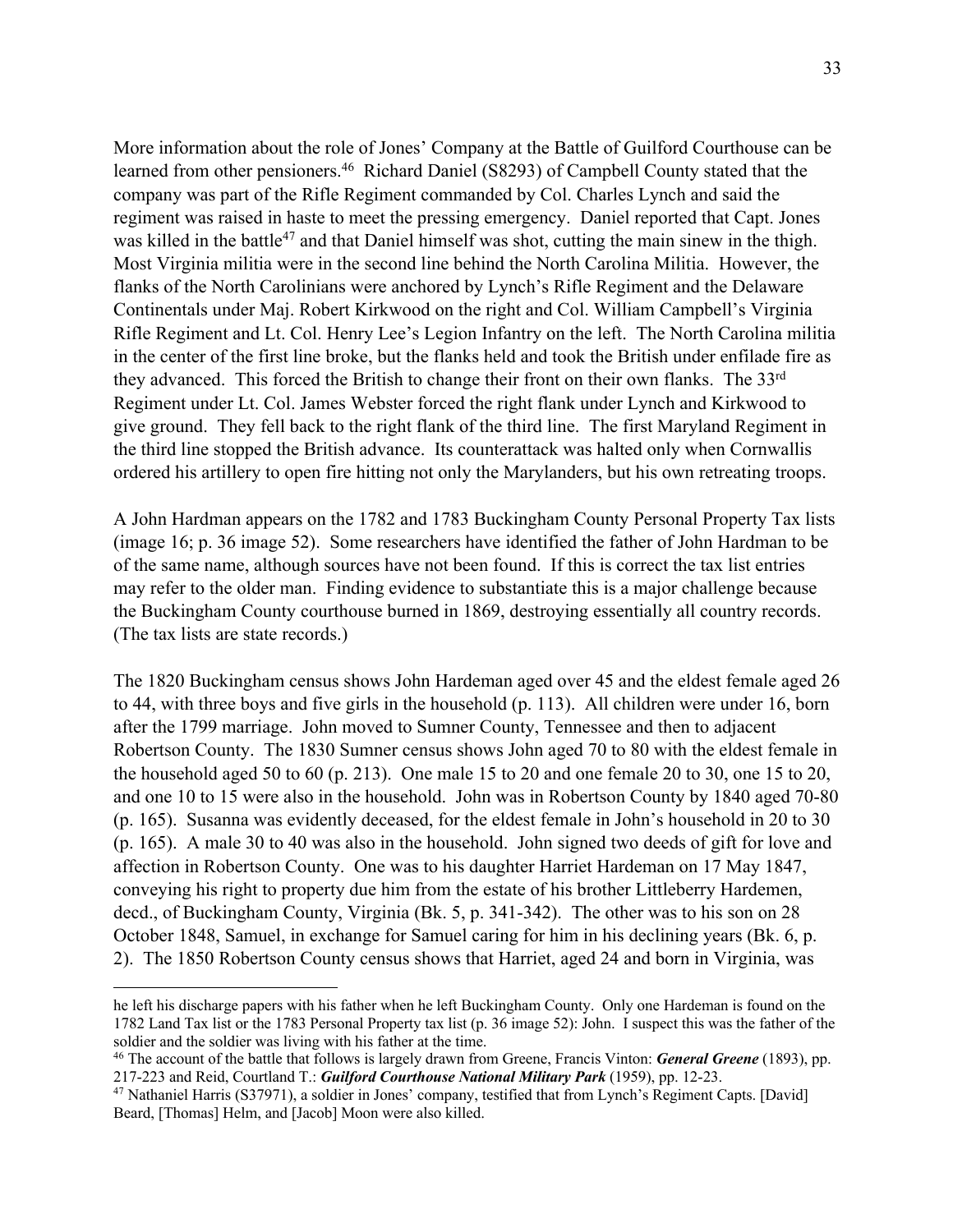More information about the role of Jones' Company at the Battle of Guilford Courthouse can be learned from other pensioners.[46] Richard Daniel (S8293) of Campbell County stated that the company was part of the Rifle Regiment commanded by Col. Charles Lynch and said the regiment was raised in haste to meet the pressing emergency. Daniel reported that Capt. Jones was killed in the battle[47] and that Daniel himself was shot, cutting the main sinew in the thigh. Most Virginia militia were in the second line behind the North Carolina Militia. However, the flanks of the North Carolinians were anchored by Lynch's Rifle Regiment and the Delaware Continentals under Maj. Robert Kirkwood on the right and Col. William Campbell's Virginia Rifle Regiment and Lt. Col. Henry Lee's Legion Infantry on the left. The North Carolina militia in the center of the first line broke, but the flanks held and took the British under enfilade fire as they advanced. This forced the British to change their front on their own flanks. The 33rd Regiment under Lt. Col. James Webster forced the right flank under Lynch and Kirkwood to give ground. They fell back to the right flank of the third line. The first Maryland Regiment in the third line stopped the British advance. Its counterattack was halted only when Cornwallis ordered his artillery to open fire hitting not only the Marylanders, but his own retreating troops.

A John Hardman appears on the 1782 and 1783 Buckingham County Personal Property Tax lists (image 16; p. 36 image 52). Some researchers have identified the father of John Hardman to be of the same name, although sources have not been found. If this is correct the tax list entries may refer to the older man. Finding evidence to substantiate this is a major challenge because the Buckingham County courthouse burned in 1869, destroying essentially all country records. (The tax lists are state records.)

The 1820 Buckingham census shows John Hardeman aged over 45 and the eldest female aged 26 to 44, with three boys and five girls in the household (p. 113). All children were under 16, born after the 1799 marriage. John moved to Sumner County, Tennessee and then to adjacent Robertson County. The 1830 Sumner census shows John aged 70 to 80 with the eldest female in the household aged 50 to 60 (p. 213). One male 15 to 20 and one female 20 to 30, one 15 to 20, and one 10 to 15 were also in the household. John was in Robertson County by 1840 aged 70-80 (p. 165). Susanna was evidently deceased, for the eldest female in John's household in 20 to 30 (p. 165). A male 30 to 40 was also in the household. John signed two deeds of gift for love and affection in Robertson County. One was to his daughter Harriet Hardeman on 17 May 1847, conveying his right to property due him from the estate of his brother Littleberry Hardemen, decd., of Buckingham County, Virginia (Bk. 5, p. 341-342). The other was to his son on 28 October 1848, Samuel, in exchange for Samuel caring for him in his declining years (Bk. 6, p. 2). The 1850 Robertson County census shows that Harriet, aged 24 and born in Virginia, was

---

he left his discharge papers with his father when he left Buckingham County. Only one Hardeman is found on the 1782 Land Tax list or the 1783 Personal Property tax list (p. 36 image 52): John. I suspect this was the father of the soldier and the soldier was living with his father at the time.

[46] The account of the battle that follows is largely drawn from Greene, Francis Vinton: ***General Greene*** (1893), pp. 217-223 and Reid, Courtland T.: ***Guilford Courthouse National Military Park*** (1959), pp. 12-23.

[47] Nathaniel Harris (S37971), a soldier in Jones' company, testified that from Lynch's Regiment Capts. [David] Beard, [Thomas] Helm, and [Jacob] Moon were also killed.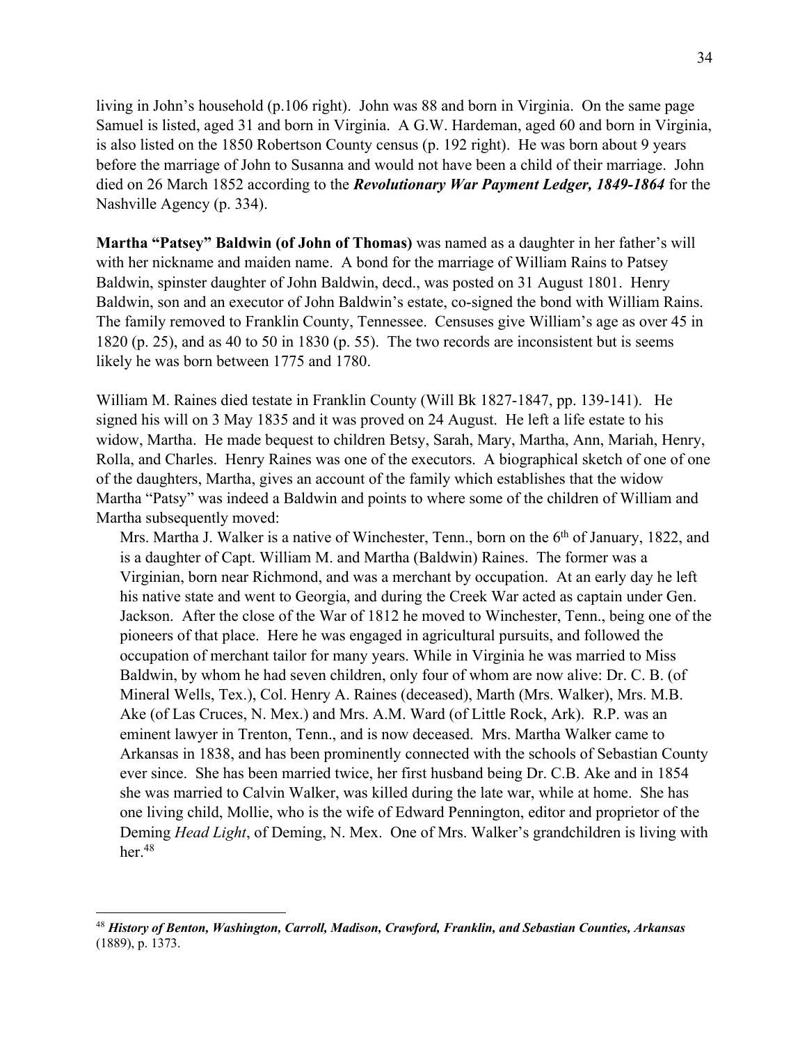living in John's household (p.106 right). John was 88 and born in Virginia. On the same page Samuel is listed, aged 31 and born in Virginia. A G.W. Hardeman, aged 60 and born in Virginia, is also listed on the 1850 Robertson County census (p. 192 right). He was born about 9 years before the marriage of John to Susanna and would not have been a child of their marriage. John died on 26 March 1852 according to the ***Revolutionary War Payment Ledger, 1849-1864*** for the Nashville Agency (p. 334).

**Martha "Patsey" Baldwin (of John of Thomas)** was named as a daughter in her father's will with her nickname and maiden name. A bond for the marriage of William Rains to Patsey Baldwin, spinster daughter of John Baldwin, decd., was posted on 31 August 1801. Henry Baldwin, son and an executor of John Baldwin's estate, co-signed the bond with William Rains. The family removed to Franklin County, Tennessee. Censuses give William's age as over 45 in 1820 (p. 25), and as 40 to 50 in 1830 (p. 55). The two records are inconsistent but is seems likely he was born between 1775 and 1780.

William M. Raines died testate in Franklin County (Will Bk 1827-1847, pp. 139-141). He signed his will on 3 May 1835 and it was proved on 24 August. He left a life estate to his widow, Martha. He made bequest to children Betsy, Sarah, Mary, Martha, Ann, Mariah, Henry, Rolla, and Charles. Henry Raines was one of the executors. A biographical sketch of one of one of the daughters, Martha, gives an account of the family which establishes that the widow Martha "Patsy" was indeed a Baldwin and points to where some of the children of William and Martha subsequently moved:

> Mrs. Martha J. Walker is a native of Winchester, Tenn., born on the 6th of January, 1822, and is a daughter of Capt. William M. and Martha (Baldwin) Raines. The former was a Virginian, born near Richmond, and was a merchant by occupation. At an early day he left his native state and went to Georgia, and during the Creek War acted as captain under Gen. Jackson. After the close of the War of 1812 he moved to Winchester, Tenn., being one of the pioneers of that place. Here he was engaged in agricultural pursuits, and followed the occupation of merchant tailor for many years. While in Virginia he was married to Miss Baldwin, by whom he had seven children, only four of whom are now alive: Dr. C. B. (of Mineral Wells, Tex.), Col. Henry A. Raines (deceased), Marth (Mrs. Walker), Mrs. M.B. Ake (of Las Cruces, N. Mex.) and Mrs. A.M. Ward (of Little Rock, Ark). R.P. was an eminent lawyer in Trenton, Tenn., and is now deceased. Mrs. Martha Walker came to Arkansas in 1838, and has been prominently connected with the schools of Sebastian County ever since. She has been married twice, her first husband being Dr. C.B. Ake and in 1854 she was married to Calvin Walker, was killed during the late war, while at home. She has one living child, Mollie, who is the wife of Edward Pennington, editor and proprietor of the Deming *Head Light*, of Deming, N. Mex. One of Mrs. Walker's grandchildren is living with her.[48]

---

[48] ***History of Benton, Washington, Carroll, Madison, Crawford, Franklin, and Sebastian Counties, Arkansas*** (1889), p. 1373.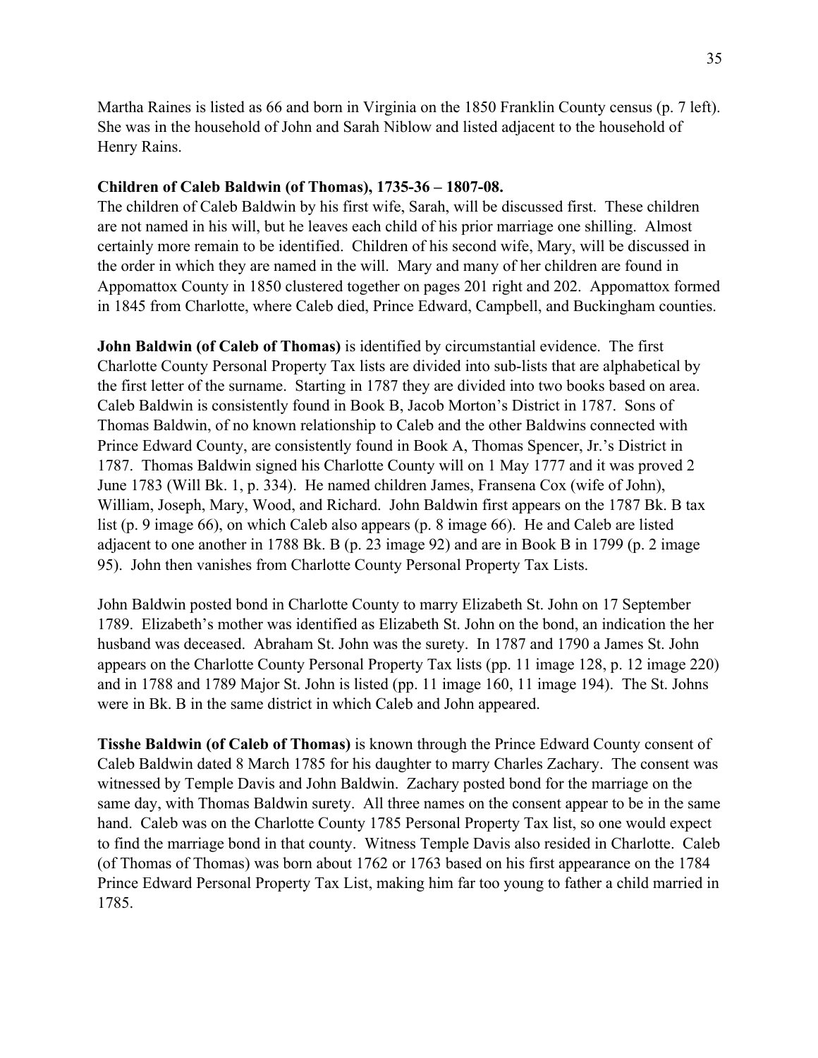Martha Raines is listed as 66 and born in Virginia on the 1850 Franklin County census (p. 7 left). She was in the household of John and Sarah Niblow and listed adjacent to the household of Henry Rains.

**Children of Caleb Baldwin (of Thomas), 1735-36 – 1807-08.**

The children of Caleb Baldwin by his first wife, Sarah, will be discussed first. These children are not named in his will, but he leaves each child of his prior marriage one shilling. Almost certainly more remain to be identified. Children of his second wife, Mary, will be discussed in the order in which they are named in the will. Mary and many of her children are found in Appomattox County in 1850 clustered together on pages 201 right and 202. Appomattox formed in 1845 from Charlotte, where Caleb died, Prince Edward, Campbell, and Buckingham counties.

**John Baldwin (of Caleb of Thomas)** is identified by circumstantial evidence. The first Charlotte County Personal Property Tax lists are divided into sub-lists that are alphabetical by the first letter of the surname. Starting in 1787 they are divided into two books based on area. Caleb Baldwin is consistently found in Book B, Jacob Morton's District in 1787. Sons of Thomas Baldwin, of no known relationship to Caleb and the other Baldwins connected with Prince Edward County, are consistently found in Book A, Thomas Spencer, Jr.'s District in 1787. Thomas Baldwin signed his Charlotte County will on 1 May 1777 and it was proved 2 June 1783 (Will Bk. 1, p. 334). He named children James, Fransena Cox (wife of John), William, Joseph, Mary, Wood, and Richard. John Baldwin first appears on the 1787 Bk. B tax list (p. 9 image 66), on which Caleb also appears (p. 8 image 66). He and Caleb are listed adjacent to one another in 1788 Bk. B (p. 23 image 92) and are in Book B in 1799 (p. 2 image 95). John then vanishes from Charlotte County Personal Property Tax Lists.

John Baldwin posted bond in Charlotte County to marry Elizabeth St. John on 17 September 1789. Elizabeth's mother was identified as Elizabeth St. John on the bond, an indication the her husband was deceased. Abraham St. John was the surety. In 1787 and 1790 a James St. John appears on the Charlotte County Personal Property Tax lists (pp. 11 image 128, p. 12 image 220) and in 1788 and 1789 Major St. John is listed (pp. 11 image 160, 11 image 194). The St. Johns were in Bk. B in the same district in which Caleb and John appeared.

**Tisshe Baldwin (of Caleb of Thomas)** is known through the Prince Edward County consent of Caleb Baldwin dated 8 March 1785 for his daughter to marry Charles Zachary. The consent was witnessed by Temple Davis and John Baldwin. Zachary posted bond for the marriage on the same day, with Thomas Baldwin surety. All three names on the consent appear to be in the same hand. Caleb was on the Charlotte County 1785 Personal Property Tax list, so one would expect to find the marriage bond in that county. Witness Temple Davis also resided in Charlotte. Caleb (of Thomas of Thomas) was born about 1762 or 1763 based on his first appearance on the 1784 Prince Edward Personal Property Tax List, making him far too young to father a child married in 1785.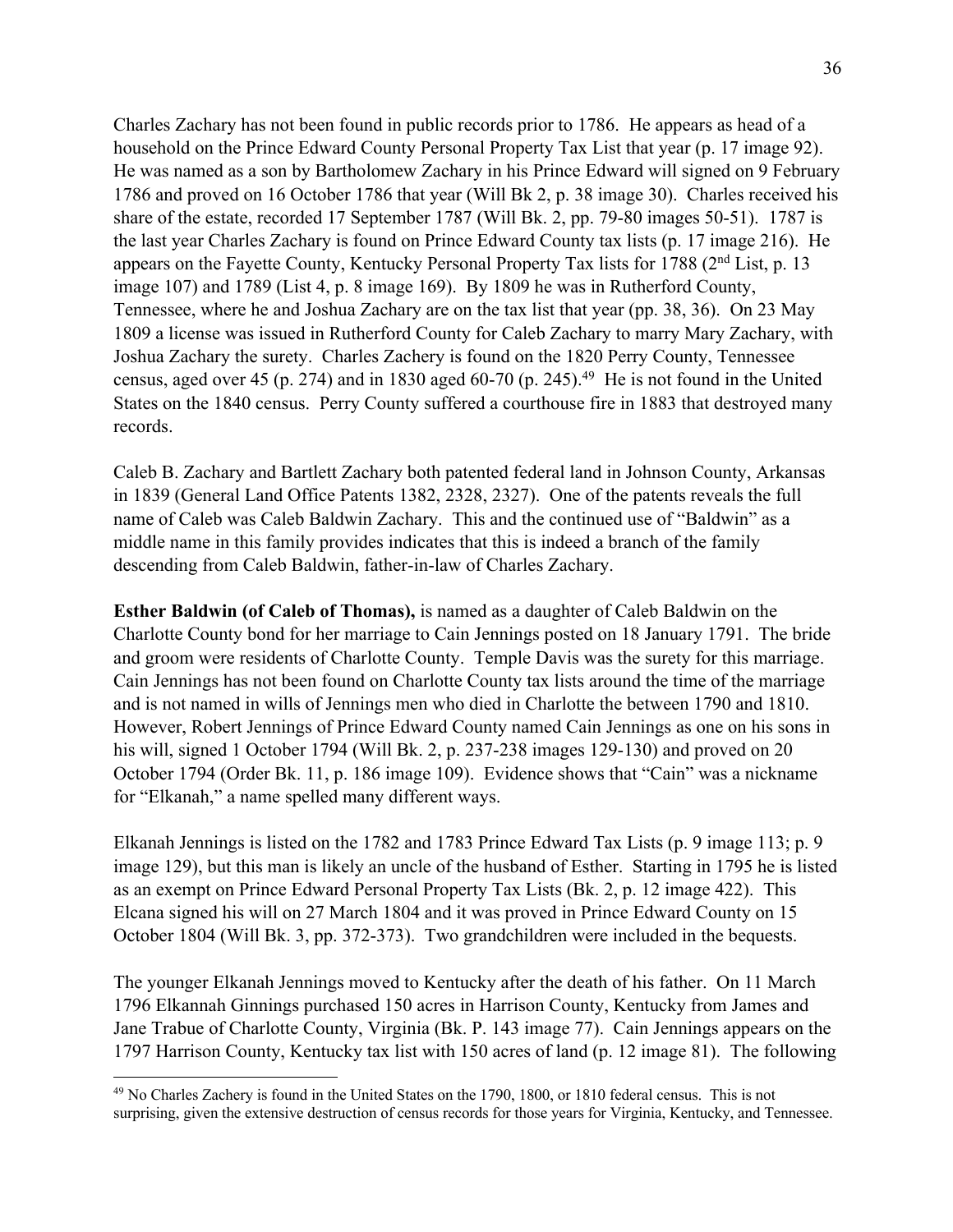Charles Zachary has not been found in public records prior to 1786. He appears as head of a household on the Prince Edward County Personal Property Tax List that year (p. 17 image 92). He was named as a son by Bartholomew Zachary in his Prince Edward will signed on 9 February 1786 and proved on 16 October 1786 that year (Will Bk 2, p. 38 image 30). Charles received his share of the estate, recorded 17 September 1787 (Will Bk. 2, pp. 79-80 images 50-51). 1787 is the last year Charles Zachary is found on Prince Edward County tax lists (p. 17 image 216). He appears on the Fayette County, Kentucky Personal Property Tax lists for 1788 (2nd List, p. 13 image 107) and 1789 (List 4, p. 8 image 169). By 1809 he was in Rutherford County, Tennessee, where he and Joshua Zachary are on the tax list that year (pp. 38, 36). On 23 May 1809 a license was issued in Rutherford County for Caleb Zachary to marry Mary Zachary, with Joshua Zachary the surety. Charles Zachery is found on the 1820 Perry County, Tennessee census, aged over 45 (p. 274) and in 1830 aged 60-70 (p. 245).[49] He is not found in the United States on the 1840 census. Perry County suffered a courthouse fire in 1883 that destroyed many records.

Caleb B. Zachary and Bartlett Zachary both patented federal land in Johnson County, Arkansas in 1839 (General Land Office Patents 1382, 2328, 2327). One of the patents reveals the full name of Caleb was Caleb Baldwin Zachary. This and the continued use of "Baldwin" as a middle name in this family provides indicates that this is indeed a branch of the family descending from Caleb Baldwin, father-in-law of Charles Zachary.

**Esther Baldwin (of Caleb of Thomas),** is named as a daughter of Caleb Baldwin on the Charlotte County bond for her marriage to Cain Jennings posted on 18 January 1791. The bride and groom were residents of Charlotte County. Temple Davis was the surety for this marriage. Cain Jennings has not been found on Charlotte County tax lists around the time of the marriage and is not named in wills of Jennings men who died in Charlotte the between 1790 and 1810. However, Robert Jennings of Prince Edward County named Cain Jennings as one on his sons in his will, signed 1 October 1794 (Will Bk. 2, p. 237-238 images 129-130) and proved on 20 October 1794 (Order Bk. 11, p. 186 image 109). Evidence shows that "Cain" was a nickname for "Elkanah," a name spelled many different ways.

Elkanah Jennings is listed on the 1782 and 1783 Prince Edward Tax Lists (p. 9 image 113; p. 9 image 129), but this man is likely an uncle of the husband of Esther. Starting in 1795 he is listed as an exempt on Prince Edward Personal Property Tax Lists (Bk. 2, p. 12 image 422). This Elcana signed his will on 27 March 1804 and it was proved in Prince Edward County on 15 October 1804 (Will Bk. 3, pp. 372-373). Two grandchildren were included in the bequests.

The younger Elkanah Jennings moved to Kentucky after the death of his father. On 11 March 1796 Elkannah Ginnings purchased 150 acres in Harrison County, Kentucky from James and Jane Trabue of Charlotte County, Virginia (Bk. P. 143 image 77). Cain Jennings appears on the 1797 Harrison County, Kentucky tax list with 150 acres of land (p. 12 image 81). The following

[49] No Charles Zachery is found in the United States on the 1790, 1800, or 1810 federal census. This is not surprising, given the extensive destruction of census records for those years for Virginia, Kentucky, and Tennessee.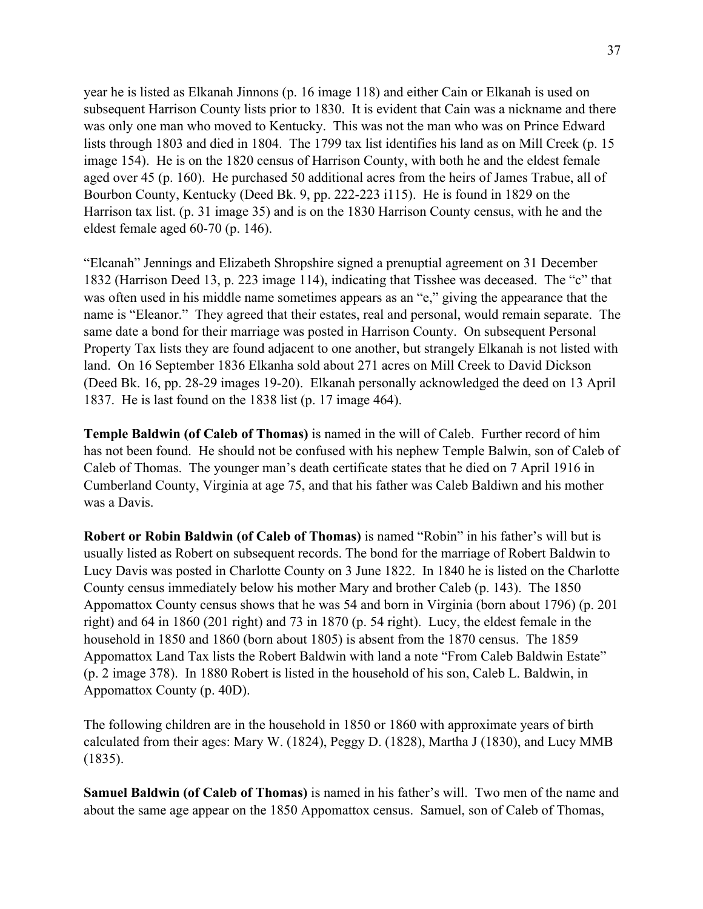year he is listed as Elkanah Jinnons (p. 16 image 118) and either Cain or Elkanah is used on subsequent Harrison County lists prior to 1830. It is evident that Cain was a nickname and there was only one man who moved to Kentucky. This was not the man who was on Prince Edward lists through 1803 and died in 1804. The 1799 tax list identifies his land as on Mill Creek (p. 15 image 154). He is on the 1820 census of Harrison County, with both he and the eldest female aged over 45 (p. 160). He purchased 50 additional acres from the heirs of James Trabue, all of Bourbon County, Kentucky (Deed Bk. 9, pp. 222-223 i115). He is found in 1829 on the Harrison tax list. (p. 31 image 35) and is on the 1830 Harrison County census, with he and the eldest female aged 60-70 (p. 146).

"Elcanah" Jennings and Elizabeth Shropshire signed a prenuptial agreement on 31 December 1832 (Harrison Deed 13, p. 223 image 114), indicating that Tisshee was deceased. The "c" that was often used in his middle name sometimes appears as an "e," giving the appearance that the name is "Eleanor." They agreed that their estates, real and personal, would remain separate. The same date a bond for their marriage was posted in Harrison County. On subsequent Personal Property Tax lists they are found adjacent to one another, but strangely Elkanah is not listed with land. On 16 September 1836 Elkanha sold about 271 acres on Mill Creek to David Dickson (Deed Bk. 16, pp. 28-29 images 19-20). Elkanah personally acknowledged the deed on 13 April 1837. He is last found on the 1838 list (p. 17 image 464).

**Temple Baldwin (of Caleb of Thomas)** is named in the will of Caleb. Further record of him has not been found. He should not be confused with his nephew Temple Balwin, son of Caleb of Caleb of Thomas. The younger man's death certificate states that he died on 7 April 1916 in Cumberland County, Virginia at age 75, and that his father was Caleb Baldiwn and his mother was a Davis.

**Robert or Robin Baldwin (of Caleb of Thomas)** is named "Robin" in his father's will but is usually listed as Robert on subsequent records. The bond for the marriage of Robert Baldwin to Lucy Davis was posted in Charlotte County on 3 June 1822. In 1840 he is listed on the Charlotte County census immediately below his mother Mary and brother Caleb (p. 143). The 1850 Appomattox County census shows that he was 54 and born in Virginia (born about 1796) (p. 201 right) and 64 in 1860 (201 right) and 73 in 1870 (p. 54 right). Lucy, the eldest female in the household in 1850 and 1860 (born about 1805) is absent from the 1870 census. The 1859 Appomattox Land Tax lists the Robert Baldwin with land a note "From Caleb Baldwin Estate" (p. 2 image 378). In 1880 Robert is listed in the household of his son, Caleb L. Baldwin, in Appomattox County (p. 40D).

The following children are in the household in 1850 or 1860 with approximate years of birth calculated from their ages: Mary W. (1824), Peggy D. (1828), Martha J (1830), and Lucy MMB (1835).

**Samuel Baldwin (of Caleb of Thomas)** is named in his father's will. Two men of the name and about the same age appear on the 1850 Appomattox census. Samuel, son of Caleb of Thomas,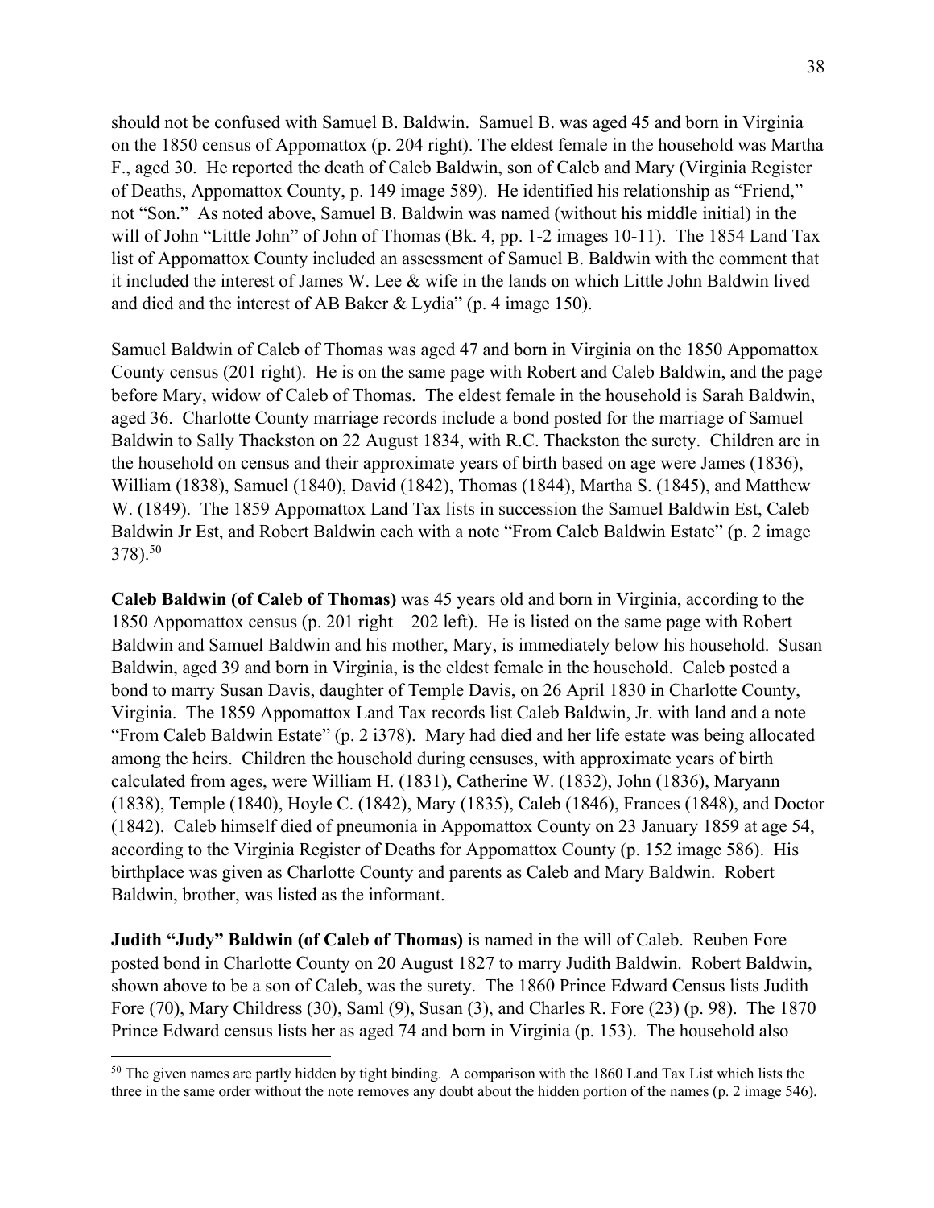should not be confused with Samuel B. Baldwin. Samuel B. was aged 45 and born in Virginia on the 1850 census of Appomattox (p. 204 right). The eldest female in the household was Martha F., aged 30. He reported the death of Caleb Baldwin, son of Caleb and Mary (Virginia Register of Deaths, Appomattox County, p. 149 image 589). He identified his relationship as "Friend," not "Son." As noted above, Samuel B. Baldwin was named (without his middle initial) in the will of John "Little John" of John of Thomas (Bk. 4, pp. 1-2 images 10-11). The 1854 Land Tax list of Appomattox County included an assessment of Samuel B. Baldwin with the comment that it included the interest of James W. Lee & wife in the lands on which Little John Baldwin lived and died and the interest of AB Baker & Lydia" (p. 4 image 150).

Samuel Baldwin of Caleb of Thomas was aged 47 and born in Virginia on the 1850 Appomattox County census (201 right). He is on the same page with Robert and Caleb Baldwin, and the page before Mary, widow of Caleb of Thomas. The eldest female in the household is Sarah Baldwin, aged 36. Charlotte County marriage records include a bond posted for the marriage of Samuel Baldwin to Sally Thackston on 22 August 1834, with R.C. Thackston the surety. Children are in the household on census and their approximate years of birth based on age were James (1836), William (1838), Samuel (1840), David (1842), Thomas (1844), Martha S. (1845), and Matthew W. (1849). The 1859 Appomattox Land Tax lists in succession the Samuel Baldwin Est, Caleb Baldwin Jr Est, and Robert Baldwin each with a note "From Caleb Baldwin Estate" (p. 2 image 378).[50]

**Caleb Baldwin (of Caleb of Thomas)** was 45 years old and born in Virginia, according to the 1850 Appomattox census (p. 201 right – 202 left). He is listed on the same page with Robert Baldwin and Samuel Baldwin and his mother, Mary, is immediately below his household. Susan Baldwin, aged 39 and born in Virginia, is the eldest female in the household. Caleb posted a bond to marry Susan Davis, daughter of Temple Davis, on 26 April 1830 in Charlotte County, Virginia. The 1859 Appomattox Land Tax records list Caleb Baldwin, Jr. with land and a note "From Caleb Baldwin Estate" (p. 2 i378). Mary had died and her life estate was being allocated among the heirs. Children the household during censuses, with approximate years of birth calculated from ages, were William H. (1831), Catherine W. (1832), John (1836), Maryann (1838), Temple (1840), Hoyle C. (1842), Mary (1835), Caleb (1846), Frances (1848), and Doctor (1842). Caleb himself died of pneumonia in Appomattox County on 23 January 1859 at age 54, according to the Virginia Register of Deaths for Appomattox County (p. 152 image 586). His birthplace was given as Charlotte County and parents as Caleb and Mary Baldwin. Robert Baldwin, brother, was listed as the informant.

**Judith "Judy" Baldwin (of Caleb of Thomas)** is named in the will of Caleb. Reuben Fore posted bond in Charlotte County on 20 August 1827 to marry Judith Baldwin. Robert Baldwin, shown above to be a son of Caleb, was the surety. The 1860 Prince Edward Census lists Judith Fore (70), Mary Childress (30), Saml (9), Susan (3), and Charles R. Fore (23) (p. 98). The 1870 Prince Edward census lists her as aged 74 and born in Virginia (p. 153). The household also

[50] The given names are partly hidden by tight binding. A comparison with the 1860 Land Tax List which lists the three in the same order without the note removes any doubt about the hidden portion of the names (p. 2 image 546).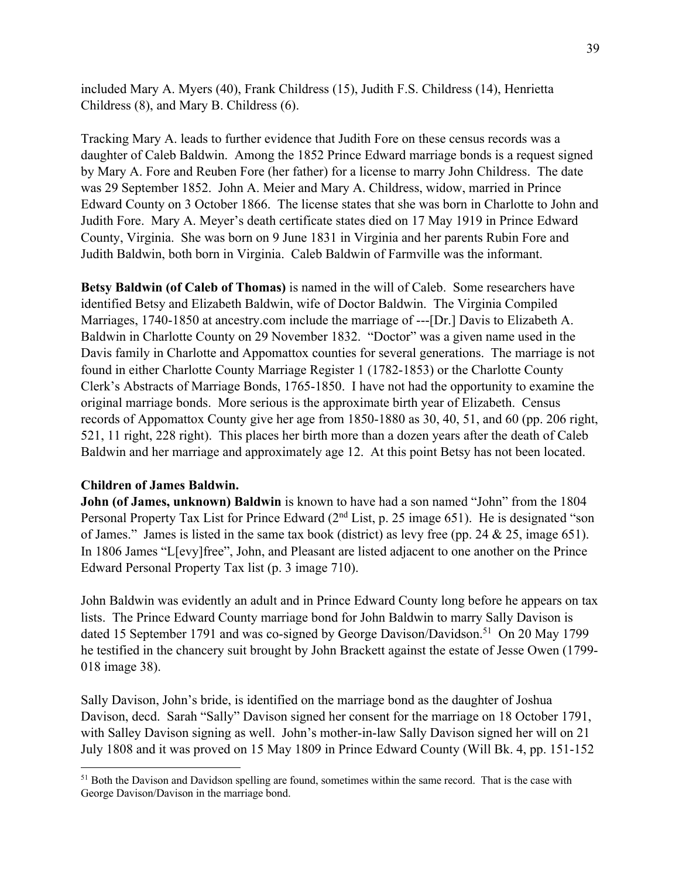included Mary A. Myers (40), Frank Childress (15), Judith F.S. Childress (14), Henrietta Childress (8), and Mary B. Childress (6).

Tracking Mary A. leads to further evidence that Judith Fore on these census records was a daughter of Caleb Baldwin. Among the 1852 Prince Edward marriage bonds is a request signed by Mary A. Fore and Reuben Fore (her father) for a license to marry John Childress. The date was 29 September 1852. John A. Meier and Mary A. Childress, widow, married in Prince Edward County on 3 October 1866. The license states that she was born in Charlotte to John and Judith Fore. Mary A. Meyer's death certificate states died on 17 May 1919 in Prince Edward County, Virginia. She was born on 9 June 1831 in Virginia and her parents Rubin Fore and Judith Baldwin, both born in Virginia. Caleb Baldwin of Farmville was the informant.

**Betsy Baldwin (of Caleb of Thomas)** is named in the will of Caleb. Some researchers have identified Betsy and Elizabeth Baldwin, wife of Doctor Baldwin. The Virginia Compiled Marriages, 1740-1850 at ancestry.com include the marriage of ---[Dr.] Davis to Elizabeth A. Baldwin in Charlotte County on 29 November 1832. "Doctor" was a given name used in the Davis family in Charlotte and Appomattox counties for several generations. The marriage is not found in either Charlotte County Marriage Register 1 (1782-1853) or the Charlotte County Clerk's Abstracts of Marriage Bonds, 1765-1850. I have not had the opportunity to examine the original marriage bonds. More serious is the approximate birth year of Elizabeth. Census records of Appomattox County give her age from 1850-1880 as 30, 40, 51, and 60 (pp. 206 right, 521, 11 right, 228 right). This places her birth more than a dozen years after the death of Caleb Baldwin and her marriage and approximately age 12. At this point Betsy has not been located.

**Children of James Baldwin.**

**John (of James, unknown) Baldwin** is known to have had a son named "John" from the 1804 Personal Property Tax List for Prince Edward (2nd List, p. 25 image 651). He is designated "son of James." James is listed in the same tax book (district) as levy free (pp. 24 & 25, image 651). In 1806 James "L[evy]free", John, and Pleasant are listed adjacent to one another on the Prince Edward Personal Property Tax list (p. 3 image 710).

John Baldwin was evidently an adult and in Prince Edward County long before he appears on tax lists. The Prince Edward County marriage bond for John Baldwin to marry Sally Davison is dated 15 September 1791 and was co-signed by George Davison/Davidson.[51] On 20 May 1799 he testified in the chancery suit brought by John Brackett against the estate of Jesse Owen (1799-018 image 38).

Sally Davison, John's bride, is identified on the marriage bond as the daughter of Joshua Davison, decd. Sarah "Sally" Davison signed her consent for the marriage on 18 October 1791, with Salley Davison signing as well. John's mother-in-law Sally Davison signed her will on 21 July 1808 and it was proved on 15 May 1809 in Prince Edward County (Will Bk. 4, pp. 151-152

[51] Both the Davison and Davidson spelling are found, sometimes within the same record. That is the case with George Davison/Davison in the marriage bond.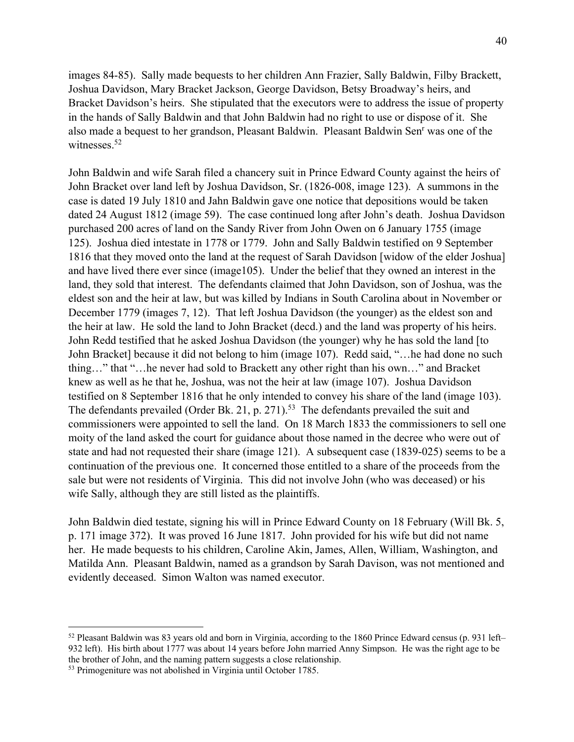images 84-85). Sally made bequests to her children Ann Frazier, Sally Baldwin, Filby Brackett, Joshua Davidson, Mary Bracket Jackson, George Davidson, Betsy Broadway's heirs, and Bracket Davidson's heirs. She stipulated that the executors were to address the issue of property in the hands of Sally Baldwin and that John Baldwin had no right to use or dispose of it. She also made a bequest to her grandson, Pleasant Baldwin. Pleasant Baldwin Sen^r^ was one of the witnesses.[52]

John Baldwin and wife Sarah filed a chancery suit in Prince Edward County against the heirs of John Bracket over land left by Joshua Davidson, Sr. (1826-008, image 123). A summons in the case is dated 19 July 1810 and Jahn Baldwin gave one notice that depositions would be taken dated 24 August 1812 (image 59). The case continued long after John's death. Joshua Davidson purchased 200 acres of land on the Sandy River from John Owen on 6 January 1755 (image 125). Joshua died intestate in 1778 or 1779. John and Sally Baldwin testified on 9 September 1816 that they moved onto the land at the request of Sarah Davidson [widow of the elder Joshua] and have lived there ever since (image105). Under the belief that they owned an interest in the land, they sold that interest. The defendants claimed that John Davidson, son of Joshua, was the eldest son and the heir at law, but was killed by Indians in South Carolina about in November or December 1779 (images 7, 12). That left Joshua Davidson (the younger) as the eldest son and the heir at law. He sold the land to John Bracket (decd.) and the land was property of his heirs. John Redd testified that he asked Joshua Davidson (the younger) why he has sold the land [to John Bracket] because it did not belong to him (image 107). Redd said, "…he had done no such thing…" that "…he never had sold to Brackett any other right than his own…" and Bracket knew as well as he that he, Joshua, was not the heir at law (image 107). Joshua Davidson testified on 8 September 1816 that he only intended to convey his share of the land (image 103). The defendants prevailed (Order Bk. 21, p. 271).[53] The defendants prevailed the suit and commissioners were appointed to sell the land. On 18 March 1833 the commissioners to sell one moity of the land asked the court for guidance about those named in the decree who were out of state and had not requested their share (image 121). A subsequent case (1839-025) seems to be a continuation of the previous one. It concerned those entitled to a share of the proceeds from the sale but were not residents of Virginia. This did not involve John (who was deceased) or his wife Sally, although they are still listed as the plaintiffs.

John Baldwin died testate, signing his will in Prince Edward County on 18 February (Will Bk. 5, p. 171 image 372). It was proved 16 June 1817. John provided for his wife but did not name her. He made bequests to his children, Caroline Akin, James, Allen, William, Washington, and Matilda Ann. Pleasant Baldwin, named as a grandson by Sarah Davison, was not mentioned and evidently deceased. Simon Walton was named executor.

---

[52] Pleasant Baldwin was 83 years old and born in Virginia, according to the 1860 Prince Edward census (p. 931 left–932 left). His birth about 1777 was about 14 years before John married Anny Simpson. He was the right age to be the brother of John, and the naming pattern suggests a close relationship.

[53] Primogeniture was not abolished in Virginia until October 1785.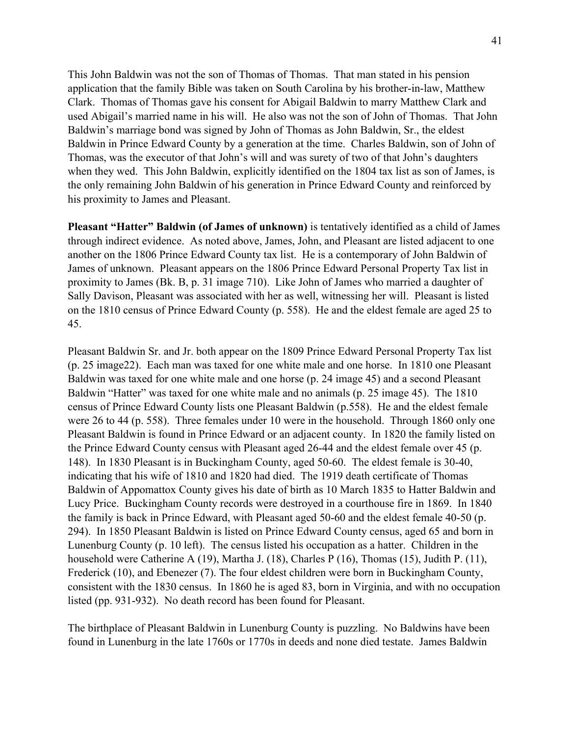This John Baldwin was not the son of Thomas of Thomas. That man stated in his pension application that the family Bible was taken on South Carolina by his brother-in-law, Matthew Clark. Thomas of Thomas gave his consent for Abigail Baldwin to marry Matthew Clark and used Abigail's married name in his will. He also was not the son of John of Thomas. That John Baldwin's marriage bond was signed by John of Thomas as John Baldwin, Sr., the eldest Baldwin in Prince Edward County by a generation at the time. Charles Baldwin, son of John of Thomas, was the executor of that John's will and was surety of two of that John's daughters when they wed. This John Baldwin, explicitly identified on the 1804 tax list as son of James, is the only remaining John Baldwin of his generation in Prince Edward County and reinforced by his proximity to James and Pleasant.

**Pleasant "Hatter" Baldwin (of James of unknown)** is tentatively identified as a child of James through indirect evidence. As noted above, James, John, and Pleasant are listed adjacent to one another on the 1806 Prince Edward County tax list. He is a contemporary of John Baldwin of James of unknown. Pleasant appears on the 1806 Prince Edward Personal Property Tax list in proximity to James (Bk. B, p. 31 image 710). Like John of James who married a daughter of Sally Davison, Pleasant was associated with her as well, witnessing her will. Pleasant is listed on the 1810 census of Prince Edward County (p. 558). He and the eldest female are aged 25 to 45.

Pleasant Baldwin Sr. and Jr. both appear on the 1809 Prince Edward Personal Property Tax list (p. 25 image22). Each man was taxed for one white male and one horse. In 1810 one Pleasant Baldwin was taxed for one white male and one horse (p. 24 image 45) and a second Pleasant Baldwin "Hatter" was taxed for one white male and no animals (p. 25 image 45). The 1810 census of Prince Edward County lists one Pleasant Baldwin (p.558). He and the eldest female were 26 to 44 (p. 558). Three females under 10 were in the household. Through 1860 only one Pleasant Baldwin is found in Prince Edward or an adjacent county. In 1820 the family listed on the Prince Edward County census with Pleasant aged 26-44 and the eldest female over 45 (p. 148). In 1830 Pleasant is in Buckingham County, aged 50-60. The eldest female is 30-40, indicating that his wife of 1810 and 1820 had died. The 1919 death certificate of Thomas Baldwin of Appomattox County gives his date of birth as 10 March 1835 to Hatter Baldwin and Lucy Price. Buckingham County records were destroyed in a courthouse fire in 1869. In 1840 the family is back in Prince Edward, with Pleasant aged 50-60 and the eldest female 40-50 (p. 294). In 1850 Pleasant Baldwin is listed on Prince Edward County census, aged 65 and born in Lunenburg County (p. 10 left). The census listed his occupation as a hatter. Children in the household were Catherine A (19), Martha J. (18), Charles P (16), Thomas (15), Judith P. (11), Frederick (10), and Ebenezer (7). The four eldest children were born in Buckingham County, consistent with the 1830 census. In 1860 he is aged 83, born in Virginia, and with no occupation listed (pp. 931-932). No death record has been found for Pleasant.

The birthplace of Pleasant Baldwin in Lunenburg County is puzzling. No Baldwins have been found in Lunenburg in the late 1760s or 1770s in deeds and none died testate. James Baldwin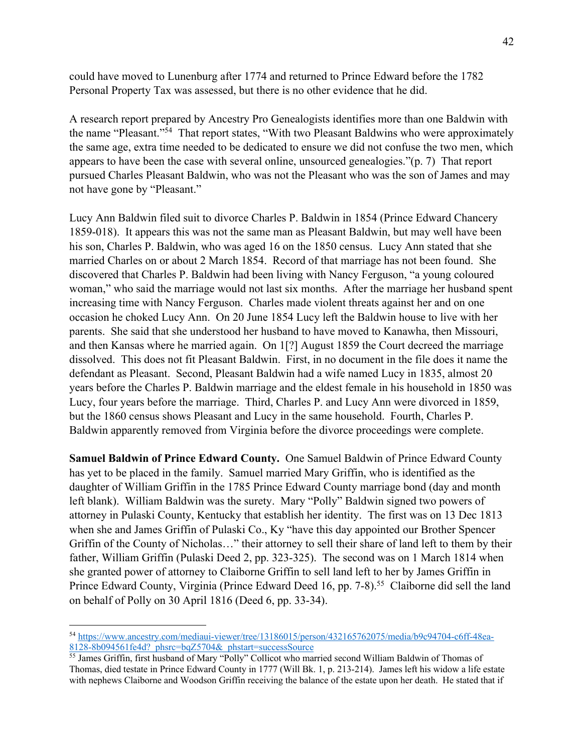could have moved to Lunenburg after 1774 and returned to Prince Edward before the 1782 Personal Property Tax was assessed, but there is no other evidence that he did.

A research report prepared by Ancestry Pro Genealogists identifies more than one Baldwin with the name "Pleasant."[54] That report states, "With two Pleasant Baldwins who were approximately the same age, extra time needed to be dedicated to ensure we did not confuse the two men, which appears to have been the case with several online, unsourced genealogies."(p. 7) That report pursued Charles Pleasant Baldwin, who was not the Pleasant who was the son of James and may not have gone by "Pleasant."

Lucy Ann Baldwin filed suit to divorce Charles P. Baldwin in 1854 (Prince Edward Chancery 1859-018). It appears this was not the same man as Pleasant Baldwin, but may well have been his son, Charles P. Baldwin, who was aged 16 on the 1850 census. Lucy Ann stated that she married Charles on or about 2 March 1854. Record of that marriage has not been found. She discovered that Charles P. Baldwin had been living with Nancy Ferguson, "a young coloured woman," who said the marriage would not last six months. After the marriage her husband spent increasing time with Nancy Ferguson. Charles made violent threats against her and on one occasion he choked Lucy Ann. On 20 June 1854 Lucy left the Baldwin house to live with her parents. She said that she understood her husband to have moved to Kanawha, then Missouri, and then Kansas where he married again. On 1[?] August 1859 the Court decreed the marriage dissolved. This does not fit Pleasant Baldwin. First, in no document in the file does it name the defendant as Pleasant. Second, Pleasant Baldwin had a wife named Lucy in 1835, almost 20 years before the Charles P. Baldwin marriage and the eldest female in his household in 1850 was Lucy, four years before the marriage. Third, Charles P. and Lucy Ann were divorced in 1859, but the 1860 census shows Pleasant and Lucy in the same household. Fourth, Charles P. Baldwin apparently removed from Virginia before the divorce proceedings were complete.

**Samuel Baldwin of Prince Edward County.** One Samuel Baldwin of Prince Edward County has yet to be placed in the family. Samuel married Mary Griffin, who is identified as the daughter of William Griffin in the 1785 Prince Edward County marriage bond (day and month left blank). William Baldwin was the surety. Mary "Polly" Baldwin signed two powers of attorney in Pulaski County, Kentucky that establish her identity. The first was on 13 Dec 1813 when she and James Griffin of Pulaski Co., Ky "have this day appointed our Brother Spencer Griffin of the County of Nicholas…" their attorney to sell their share of land left to them by their father, William Griffin (Pulaski Deed 2, pp. 323-325). The second was on 1 March 1814 when she granted power of attorney to Claiborne Griffin to sell land left to her by James Griffin in Prince Edward County, Virginia (Prince Edward Deed 16, pp. 7-8).[55] Claiborne did sell the land on behalf of Polly on 30 April 1816 (Deed 6, pp. 33-34).

---

[54] https://www.ancestry.com/mediaui-viewer/tree/13186015/person/432165762075/media/b9c94704-c6ff-48ea-8128-8b094561fe4d?_phsrc=bqZ5704&_phstart=successSource

[55] James Griffin, first husband of Mary "Polly" Collicot who married second William Baldwin of Thomas of Thomas, died testate in Prince Edward County in 1777 (Will Bk. 1, p. 213-214). James left his widow a life estate with nephews Claiborne and Woodson Griffin receiving the balance of the estate upon her death. He stated that if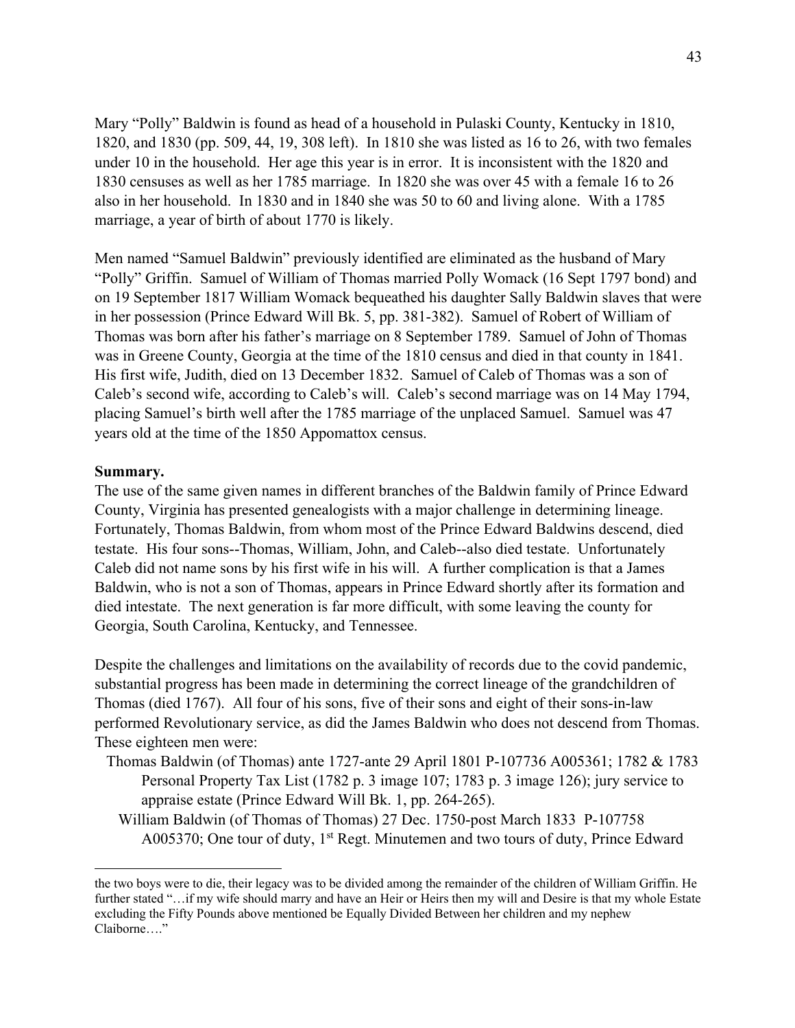Mary "Polly" Baldwin is found as head of a household in Pulaski County, Kentucky in 1810, 1820, and 1830 (pp. 509, 44, 19, 308 left). In 1810 she was listed as 16 to 26, with two females under 10 in the household. Her age this year is in error. It is inconsistent with the 1820 and 1830 censuses as well as her 1785 marriage. In 1820 she was over 45 with a female 16 to 26 also in her household. In 1830 and in 1840 she was 50 to 60 and living alone. With a 1785 marriage, a year of birth of about 1770 is likely.

Men named "Samuel Baldwin" previously identified are eliminated as the husband of Mary "Polly" Griffin. Samuel of William of Thomas married Polly Womack (16 Sept 1797 bond) and on 19 September 1817 William Womack bequeathed his daughter Sally Baldwin slaves that were in her possession (Prince Edward Will Bk. 5, pp. 381-382). Samuel of Robert of William of Thomas was born after his father's marriage on 8 September 1789. Samuel of John of Thomas was in Greene County, Georgia at the time of the 1810 census and died in that county in 1841. His first wife, Judith, died on 13 December 1832. Samuel of Caleb of Thomas was a son of Caleb's second wife, according to Caleb's will. Caleb's second marriage was on 14 May 1794, placing Samuel's birth well after the 1785 marriage of the unplaced Samuel. Samuel was 47 years old at the time of the 1850 Appomattox census.

**Summary.**

The use of the same given names in different branches of the Baldwin family of Prince Edward County, Virginia has presented genealogists with a major challenge in determining lineage. Fortunately, Thomas Baldwin, from whom most of the Prince Edward Baldwins descend, died testate. His four sons--Thomas, William, John, and Caleb--also died testate. Unfortunately Caleb did not name sons by his first wife in his will. A further complication is that a James Baldwin, who is not a son of Thomas, appears in Prince Edward shortly after its formation and died intestate. The next generation is far more difficult, with some leaving the county for Georgia, South Carolina, Kentucky, and Tennessee.

Despite the challenges and limitations on the availability of records due to the covid pandemic, substantial progress has been made in determining the correct lineage of the grandchildren of Thomas (died 1767). All four of his sons, five of their sons and eight of their sons-in-law performed Revolutionary service, as did the James Baldwin who does not descend from Thomas. These eighteen men were:

- Thomas Baldwin (of Thomas) ante 1727-ante 29 April 1801 P-107736 A005361; 1782 & 1783 Personal Property Tax List (1782 p. 3 image 107; 1783 p. 3 image 126); jury service to appraise estate (Prince Edward Will Bk. 1, pp. 264-265).
  - William Baldwin (of Thomas of Thomas) 27 Dec. 1750-post March 1833 P-107758 A005370; One tour of duty, 1st Regt. Minutemen and two tours of duty, Prince Edward

---

the two boys were to die, their legacy was to be divided among the remainder of the children of William Griffin. He further stated "…if my wife should marry and have an Heir or Heirs then my will and Desire is that my whole Estate excluding the Fifty Pounds above mentioned be Equally Divided Between her children and my nephew Claiborne…."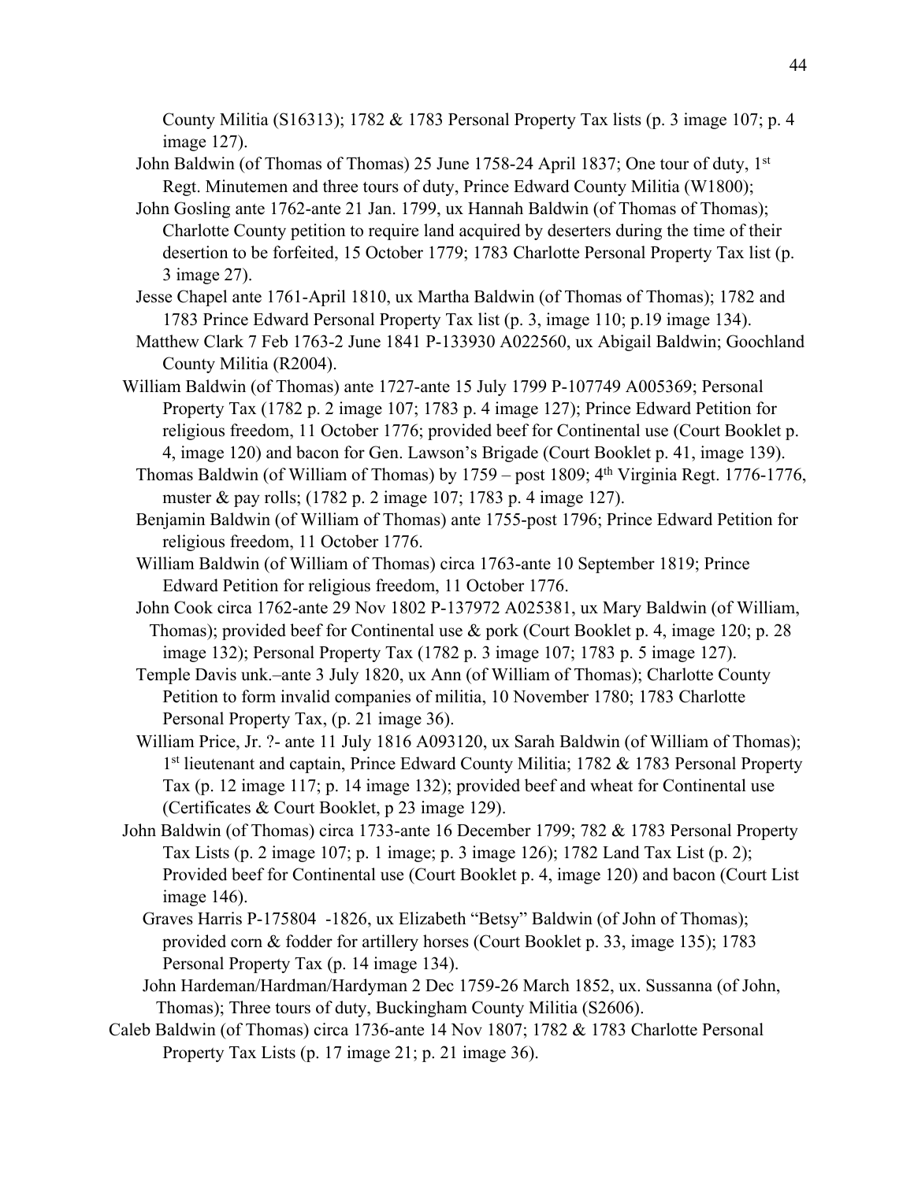County Militia (S16313); 1782 & 1783 Personal Property Tax lists (p. 3 image 107; p. 4 image 127).

John Baldwin (of Thomas of Thomas) 25 June 1758-24 April 1837; One tour of duty, 1st Regt. Minutemen and three tours of duty, Prince Edward County Militia (W1800);

John Gosling ante 1762-ante 21 Jan. 1799, ux Hannah Baldwin (of Thomas of Thomas); Charlotte County petition to require land acquired by deserters during the time of their desertion to be forfeited, 15 October 1779; 1783 Charlotte Personal Property Tax list (p. 3 image 27).

Jesse Chapel ante 1761-April 1810, ux Martha Baldwin (of Thomas of Thomas); 1782 and 1783 Prince Edward Personal Property Tax list (p. 3, image 110; p.19 image 134).

Matthew Clark 7 Feb 1763-2 June 1841 P-133930 A022560, ux Abigail Baldwin; Goochland County Militia (R2004).

William Baldwin (of Thomas) ante 1727-ante 15 July 1799 P-107749 A005369; Personal Property Tax (1782 p. 2 image 107; 1783 p. 4 image 127); Prince Edward Petition for religious freedom, 11 October 1776; provided beef for Continental use (Court Booklet p. 4, image 120) and bacon for Gen. Lawson's Brigade (Court Booklet p. 41, image 139).

Thomas Baldwin (of William of Thomas) by 1759 – post 1809; 4th Virginia Regt. 1776-1776, muster & pay rolls; (1782 p. 2 image 107; 1783 p. 4 image 127).

Benjamin Baldwin (of William of Thomas) ante 1755-post 1796; Prince Edward Petition for religious freedom, 11 October 1776.

William Baldwin (of William of Thomas) circa 1763-ante 10 September 1819; Prince Edward Petition for religious freedom, 11 October 1776.

John Cook circa 1762-ante 29 Nov 1802 P-137972 A025381, ux Mary Baldwin (of William, Thomas); provided beef for Continental use & pork (Court Booklet p. 4, image 120; p. 28 image 132); Personal Property Tax (1782 p. 3 image 107; 1783 p. 5 image 127).

Temple Davis unk.–ante 3 July 1820, ux Ann (of William of Thomas); Charlotte County Petition to form invalid companies of militia, 10 November 1780; 1783 Charlotte Personal Property Tax, (p. 21 image 36).

William Price, Jr. ?- ante 11 July 1816 A093120, ux Sarah Baldwin (of William of Thomas); 1st lieutenant and captain, Prince Edward County Militia; 1782 & 1783 Personal Property Tax (p. 12 image 117; p. 14 image 132); provided beef and wheat for Continental use (Certificates & Court Booklet, p 23 image 129).

John Baldwin (of Thomas) circa 1733-ante 16 December 1799; 782 & 1783 Personal Property Tax Lists (p. 2 image 107; p. 1 image; p. 3 image 126); 1782 Land Tax List (p. 2); Provided beef for Continental use (Court Booklet p. 4, image 120) and bacon (Court List image 146).

Graves Harris P-175804 -1826, ux Elizabeth "Betsy" Baldwin (of John of Thomas); provided corn & fodder for artillery horses (Court Booklet p. 33, image 135); 1783 Personal Property Tax (p. 14 image 134).

John Hardeman/Hardman/Hardyman 2 Dec 1759-26 March 1852, ux. Sussanna (of John, Thomas); Three tours of duty, Buckingham County Militia (S2606).

Caleb Baldwin (of Thomas) circa 1736-ante 14 Nov 1807; 1782 & 1783 Charlotte Personal Property Tax Lists (p. 17 image 21; p. 21 image 36).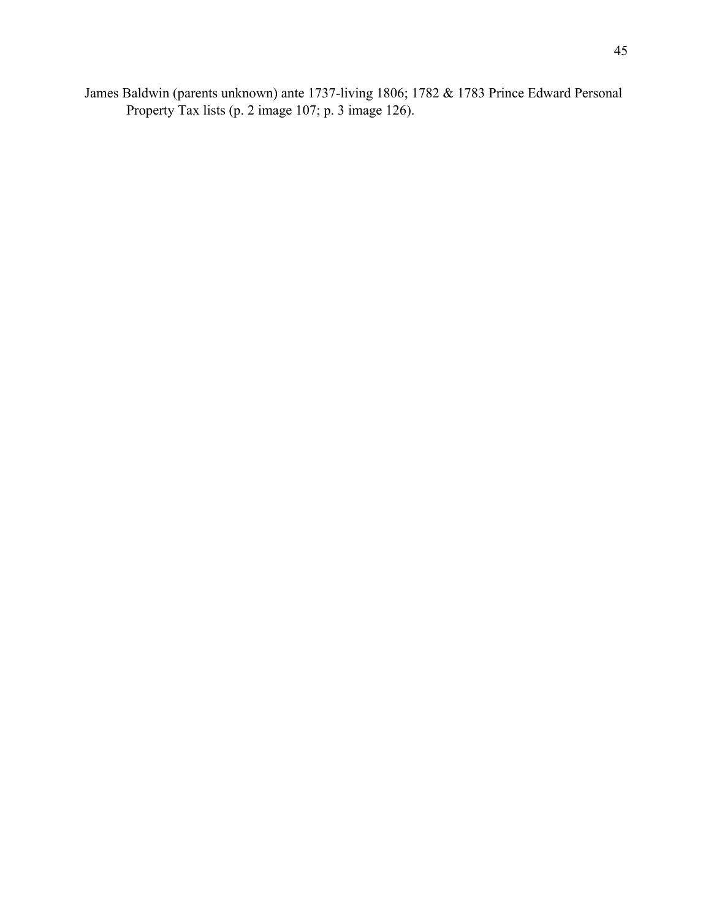James Baldwin (parents unknown) ante 1737-living 1806; 1782 & 1783 Prince Edward Personal Property Tax lists (p. 2 image 107; p. 3 image 126).